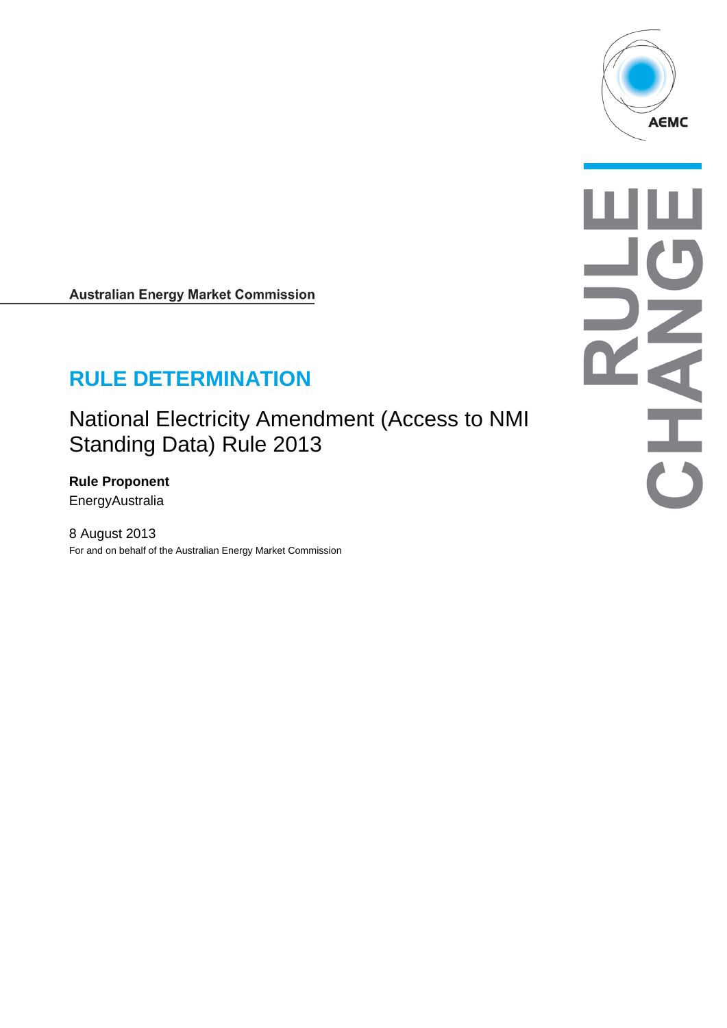Australian Energy Market Commission

# RULE DETERMINATION

## National Electricity Amendment (Access to NMI Standing Data) Rule 2013

**Rule Proponent**

EnergyAustralia

8 August 2013

For and on behalf of the Australian Energy Market Commission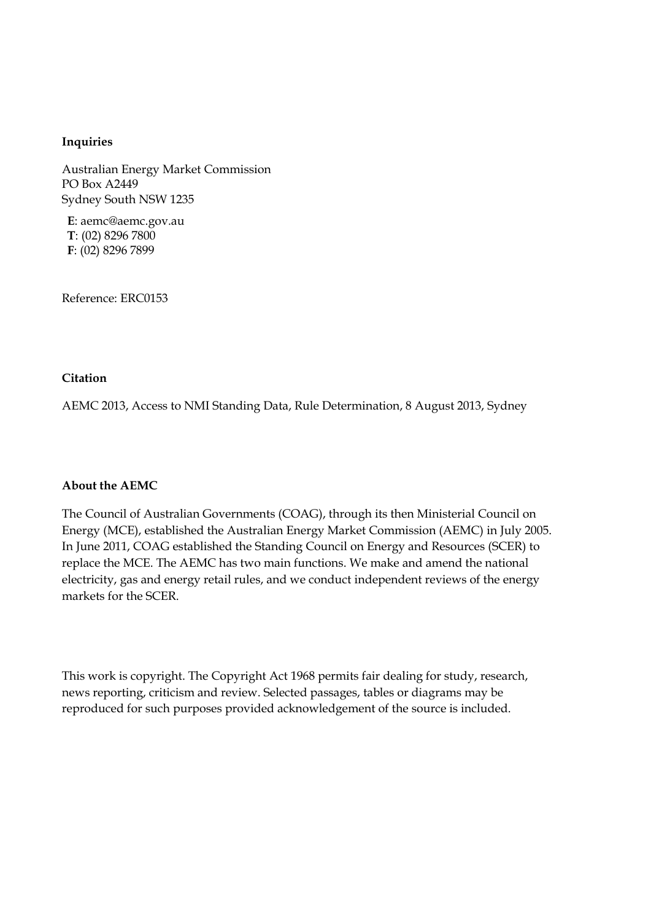**Inquiries**

Australian Energy Market Commission
PO Box A2449
Sydney South NSW 1235

**E**: aemc@aemc.gov.au
**T**: (02) 8296 7800
**F**: (02) 8296 7899

Reference: ERC0153

**Citation**

AEMC 2013, Access to NMI Standing Data, Rule Determination, 8 August 2013, Sydney

**About the AEMC**

The Council of Australian Governments (COAG), through its then Ministerial Council on Energy (MCE), established the Australian Energy Market Commission (AEMC) in July 2005. In June 2011, COAG established the Standing Council on Energy and Resources (SCER) to replace the MCE. The AEMC has two main functions. We make and amend the national electricity, gas and energy retail rules, and we conduct independent reviews of the energy markets for the SCER.

This work is copyright. The Copyright Act 1968 permits fair dealing for study, research, news reporting, criticism and review. Selected passages, tables or diagrams may be reproduced for such purposes provided acknowledgement of the source is included.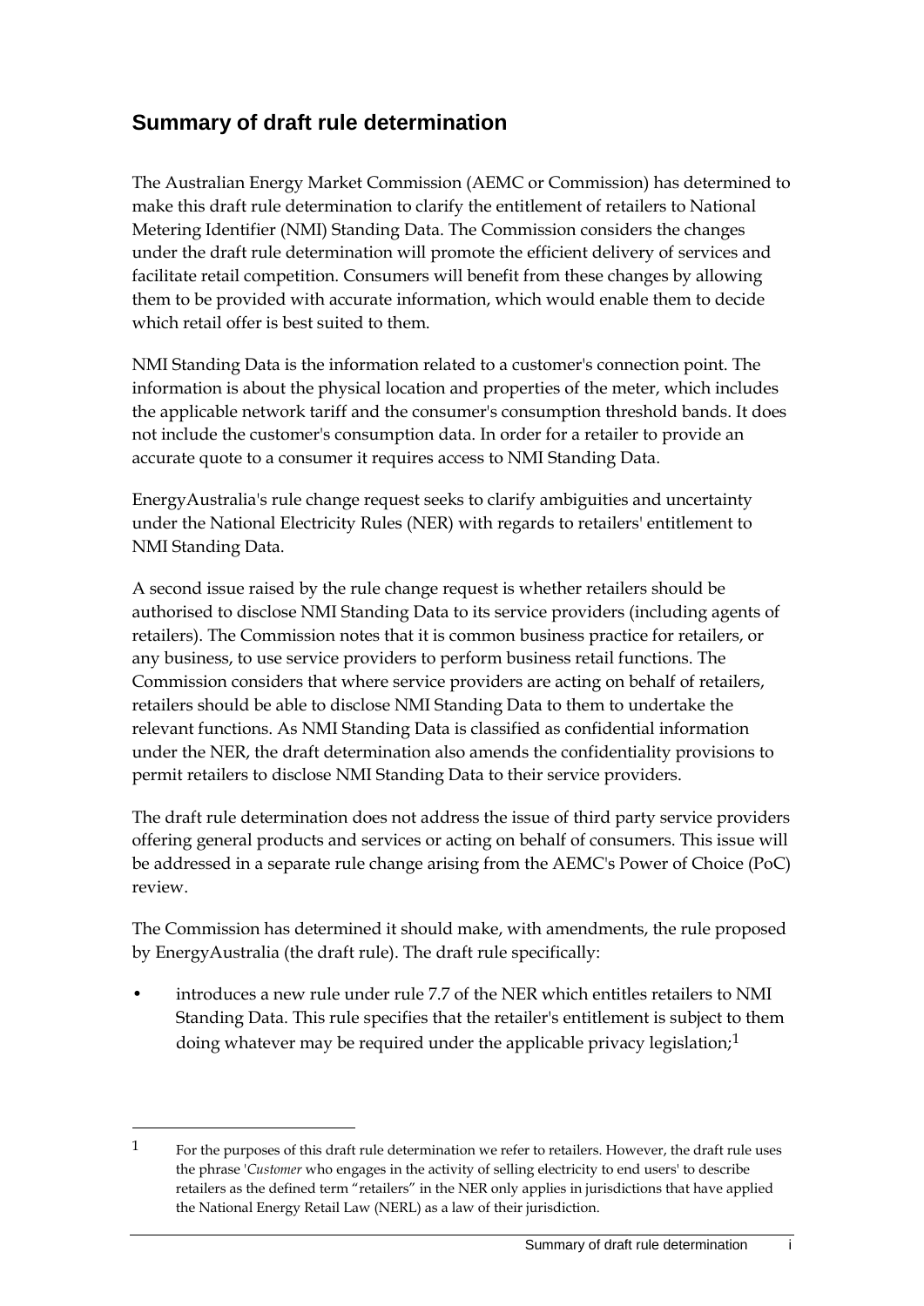## Summary of draft rule determination

The Australian Energy Market Commission (AEMC or Commission) has determined to make this draft rule determination to clarify the entitlement of retailers to National Metering Identifier (NMI) Standing Data. The Commission considers the changes under the draft rule determination will promote the efficient delivery of services and facilitate retail competition. Consumers will benefit from these changes by allowing them to be provided with accurate information, which would enable them to decide which retail offer is best suited to them.

NMI Standing Data is the information related to a customer's connection point. The information is about the physical location and properties of the meter, which includes the applicable network tariff and the consumer's consumption threshold bands. It does not include the customer's consumption data. In order for a retailer to provide an accurate quote to a consumer it requires access to NMI Standing Data.

EnergyAustralia's rule change request seeks to clarify ambiguities and uncertainty under the National Electricity Rules (NER) with regards to retailers' entitlement to NMI Standing Data.

A second issue raised by the rule change request is whether retailers should be authorised to disclose NMI Standing Data to its service providers (including agents of retailers). The Commission notes that it is common business practice for retailers, or any business, to use service providers to perform business retail functions. The Commission considers that where service providers are acting on behalf of retailers, retailers should be able to disclose NMI Standing Data to them to undertake the relevant functions. As NMI Standing Data is classified as confidential information under the NER, the draft determination also amends the confidentiality provisions to permit retailers to disclose NMI Standing Data to their service providers.

The draft rule determination does not address the issue of third party service providers offering general products and services or acting on behalf of consumers. This issue will be addressed in a separate rule change arising from the AEMC's Power of Choice (PoC) review.

The Commission has determined it should make, with amendments, the rule proposed by EnergyAustralia (the draft rule). The draft rule specifically:

- introduces a new rule under rule 7.7 of the NER which entitles retailers to NMI Standing Data. This rule specifies that the retailer's entitlement is subject to them doing whatever may be required under the applicable privacy legislation;[1]

---

[1] For the purposes of this draft rule determination we refer to retailers. However, the draft rule uses the phrase '*Customer* who engages in the activity of selling electricity to end users' to describe retailers as the defined term "retailers" in the NER only applies in jurisdictions that have applied the National Energy Retail Law (NERL) as a law of their jurisdiction.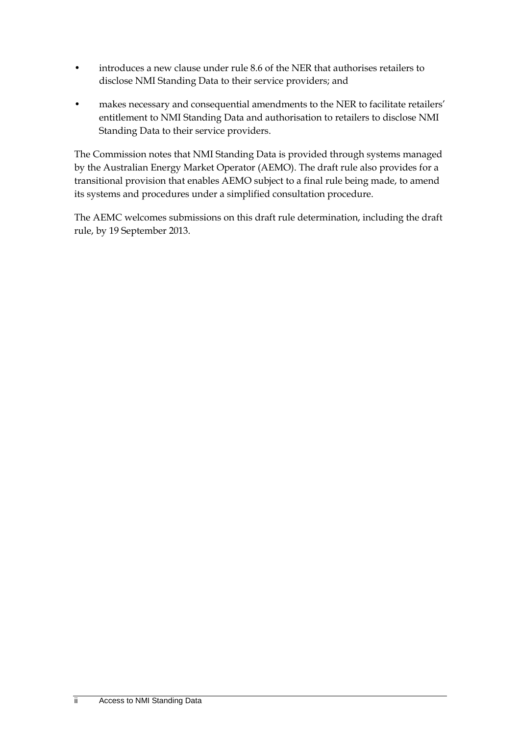- introduces a new clause under rule 8.6 of the NER that authorises retailers to disclose NMI Standing Data to their service providers; and
- makes necessary and consequential amendments to the NER to facilitate retailers' entitlement to NMI Standing Data and authorisation to retailers to disclose NMI Standing Data to their service providers.

The Commission notes that NMI Standing Data is provided through systems managed by the Australian Energy Market Operator (AEMO). The draft rule also provides for a transitional provision that enables AEMO subject to a final rule being made, to amend its systems and procedures under a simplified consultation procedure.

The AEMC welcomes submissions on this draft rule determination, including the draft rule, by 19 September 2013.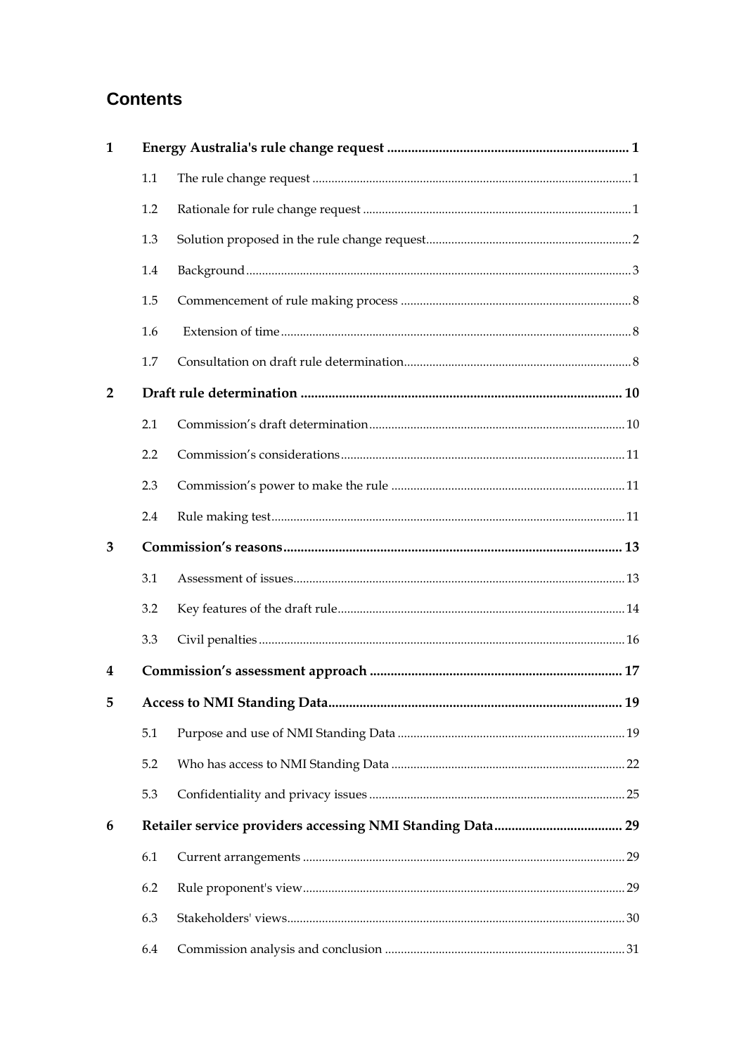## Contents

| | | | |
|---|---|---|---|
| **1** | **Energy Australia's rule change request** | | **1** |
| | 1.1 | The rule change request | 1 |
| | 1.2 | Rationale for rule change request | 1 |
| | 1.3 | Solution proposed in the rule change request | 2 |
| | 1.4 | Background | 3 |
| | 1.5 | Commencement of rule making process | 8 |
| | 1.6 | Extension of time | 8 |
| | 1.7 | Consultation on draft rule determination | 8 |
| **2** | **Draft rule determination** | | **10** |
| | 2.1 | Commission's draft determination | 10 |
| | 2.2 | Commission's considerations | 11 |
| | 2.3 | Commission's power to make the rule | 11 |
| | 2.4 | Rule making test | 11 |
| **3** | **Commission's reasons** | | **13** |
| | 3.1 | Assessment of issues | 13 |
| | 3.2 | Key features of the draft rule | 14 |
| | 3.3 | Civil penalties | 16 |
| **4** | **Commission's assessment approach** | | **17** |
| **5** | **Access to NMI Standing Data** | | **19** |
| | 5.1 | Purpose and use of NMI Standing Data | 19 |
| | 5.2 | Who has access to NMI Standing Data | 22 |
| | 5.3 | Confidentiality and privacy issues | 25 |
| **6** | **Retailer service providers accessing NMI Standing Data** | | **29** |
| | 6.1 | Current arrangements | 29 |
| | 6.2 | Rule proponent's view | 29 |
| | 6.3 | Stakeholders' views | 30 |
| | 6.4 | Commission analysis and conclusion | 31 |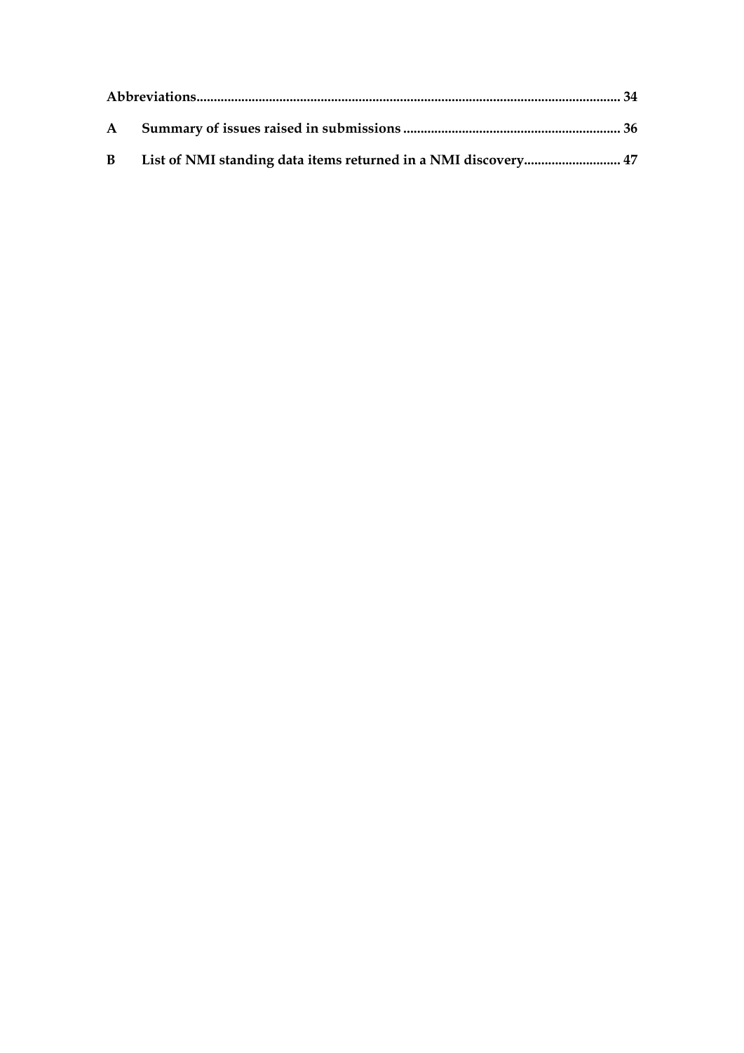**Abbreviations** ........................................................................................................................ 34

**A Summary of issues raised in submissions** ........................................................ 36

**B List of NMI standing data items returned in a NMI discovery** ........................... 47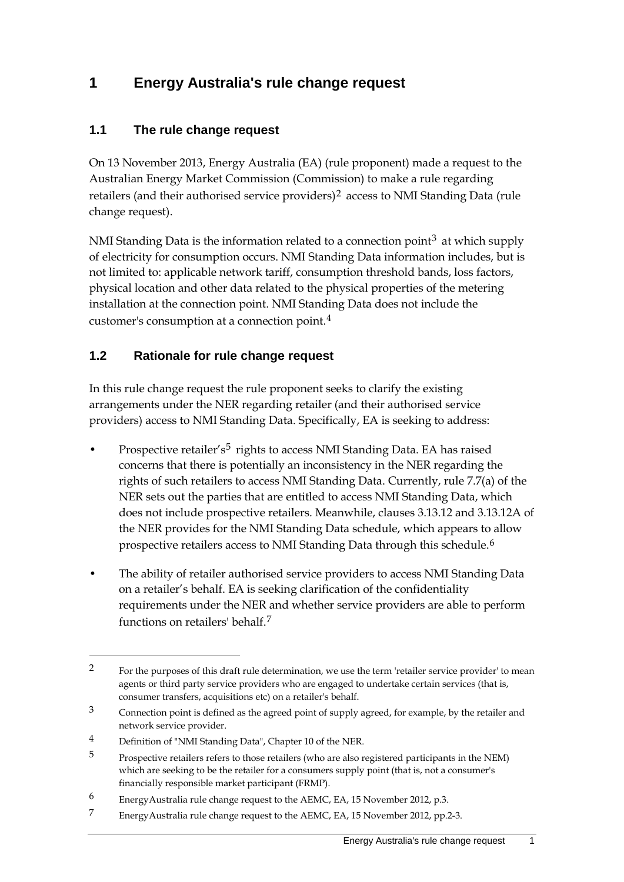# 1 Energy Australia's rule change request

## 1.1 The rule change request

On 13 November 2013, Energy Australia (EA) (rule proponent) made a request to the Australian Energy Market Commission (Commission) to make a rule regarding retailers (and their authorised service providers)[2] access to NMI Standing Data (rule change request).

NMI Standing Data is the information related to a connection point[3] at which supply of electricity for consumption occurs. NMI Standing Data information includes, but is not limited to: applicable network tariff, consumption threshold bands, loss factors, physical location and other data related to the physical properties of the metering installation at the connection point. NMI Standing Data does not include the customer's consumption at a connection point.[4]

## 1.2 Rationale for rule change request

In this rule change request the rule proponent seeks to clarify the existing arrangements under the NER regarding retailer (and their authorised service providers) access to NMI Standing Data. Specifically, EA is seeking to address:

- Prospective retailer's[5] rights to access NMI Standing Data. EA has raised concerns that there is potentially an inconsistency in the NER regarding the rights of such retailers to access NMI Standing Data. Currently, rule 7.7(a) of the NER sets out the parties that are entitled to access NMI Standing Data, which does not include prospective retailers. Meanwhile, clauses 3.13.12 and 3.13.12A of the NER provides for the NMI Standing Data schedule, which appears to allow prospective retailers access to NMI Standing Data through this schedule.[6]
- The ability of retailer authorised service providers to access NMI Standing Data on a retailer's behalf. EA is seeking clarification of the confidentiality requirements under the NER and whether service providers are able to perform functions on retailers' behalf.[7]

---

[2] For the purposes of this draft rule determination, we use the term 'retailer service provider' to mean agents or third party service providers who are engaged to undertake certain services (that is, consumer transfers, acquisitions etc) on a retailer's behalf.

[3] Connection point is defined as the agreed point of supply agreed, for example, by the retailer and network service provider.

[4] Definition of "NMI Standing Data", Chapter 10 of the NER.

[5] Prospective retailers refers to those retailers (who are also registered participants in the NEM) which are seeking to be the retailer for a consumers supply point (that is, not a consumer's financially responsible market participant (FRMP).

[6] EnergyAustralia rule change request to the AEMC, EA, 15 November 2012, p.3.

[7] EnergyAustralia rule change request to the AEMC, EA, 15 November 2012, pp.2-3.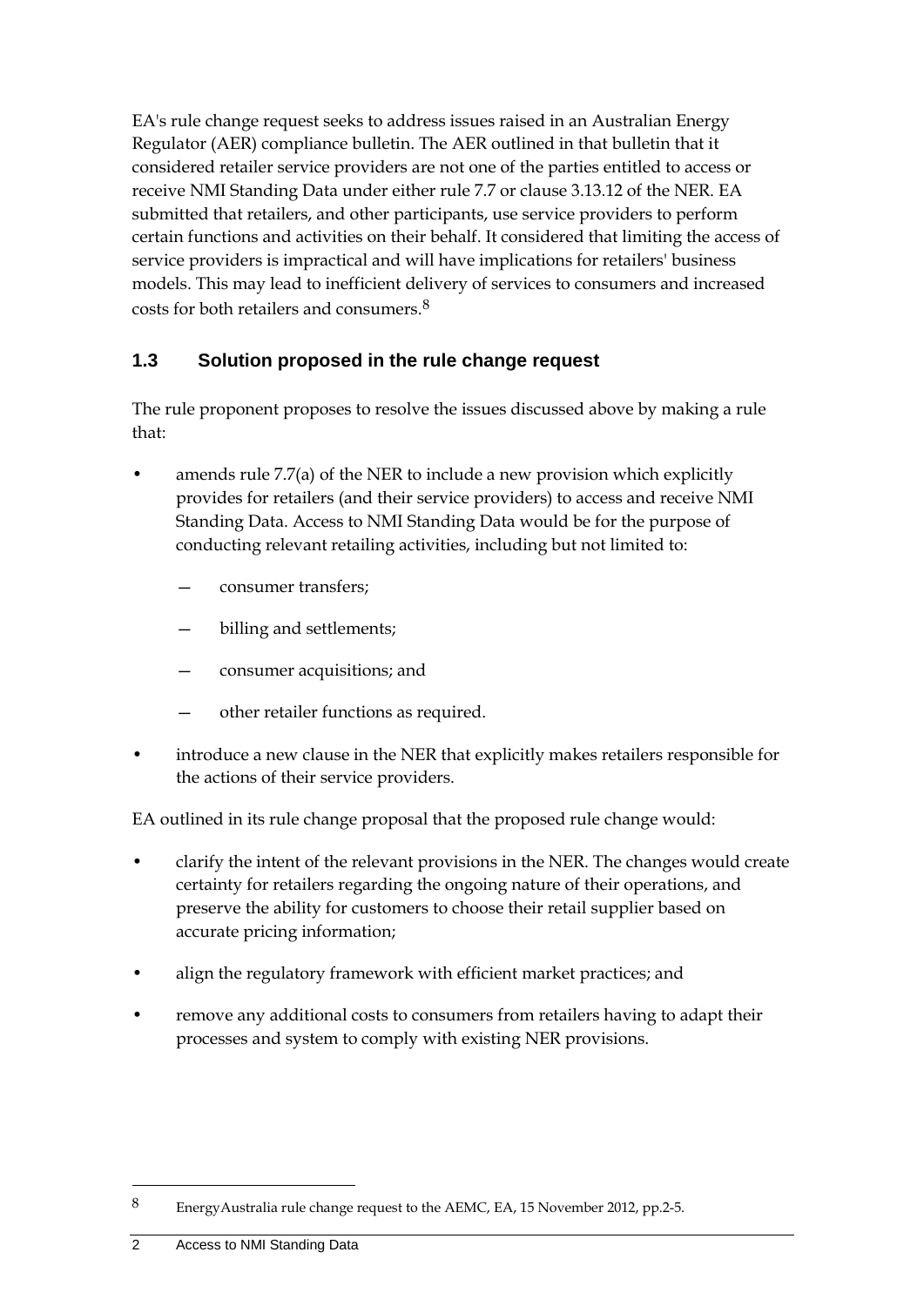EA's rule change request seeks to address issues raised in an Australian Energy Regulator (AER) compliance bulletin. The AER outlined in that bulletin that it considered retailer service providers are not one of the parties entitled to access or receive NMI Standing Data under either rule 7.7 or clause 3.13.12 of the NER. EA submitted that retailers, and other participants, use service providers to perform certain functions and activities on their behalf. It considered that limiting the access of service providers is impractical and will have implications for retailers' business models. This may lead to inefficient delivery of services to consumers and increased costs for both retailers and consumers.[8]

## 1.3 Solution proposed in the rule change request

The rule proponent proposes to resolve the issues discussed above by making a rule that:

- amends rule 7.7(a) of the NER to include a new provision which explicitly provides for retailers (and their service providers) to access and receive NMI Standing Data. Access to NMI Standing Data would be for the purpose of conducting relevant retailing activities, including but not limited to:
  - consumer transfers;
  - billing and settlements;
  - consumer acquisitions; and
  - other retailer functions as required.
- introduce a new clause in the NER that explicitly makes retailers responsible for the actions of their service providers.

EA outlined in its rule change proposal that the proposed rule change would:

- clarify the intent of the relevant provisions in the NER. The changes would create certainty for retailers regarding the ongoing nature of their operations, and preserve the ability for customers to choose their retail supplier based on accurate pricing information;
- align the regulatory framework with efficient market practices; and
- remove any additional costs to consumers from retailers having to adapt their processes and system to comply with existing NER provisions.

---

[8] EnergyAustralia rule change request to the AEMC, EA, 15 November 2012, pp.2-5.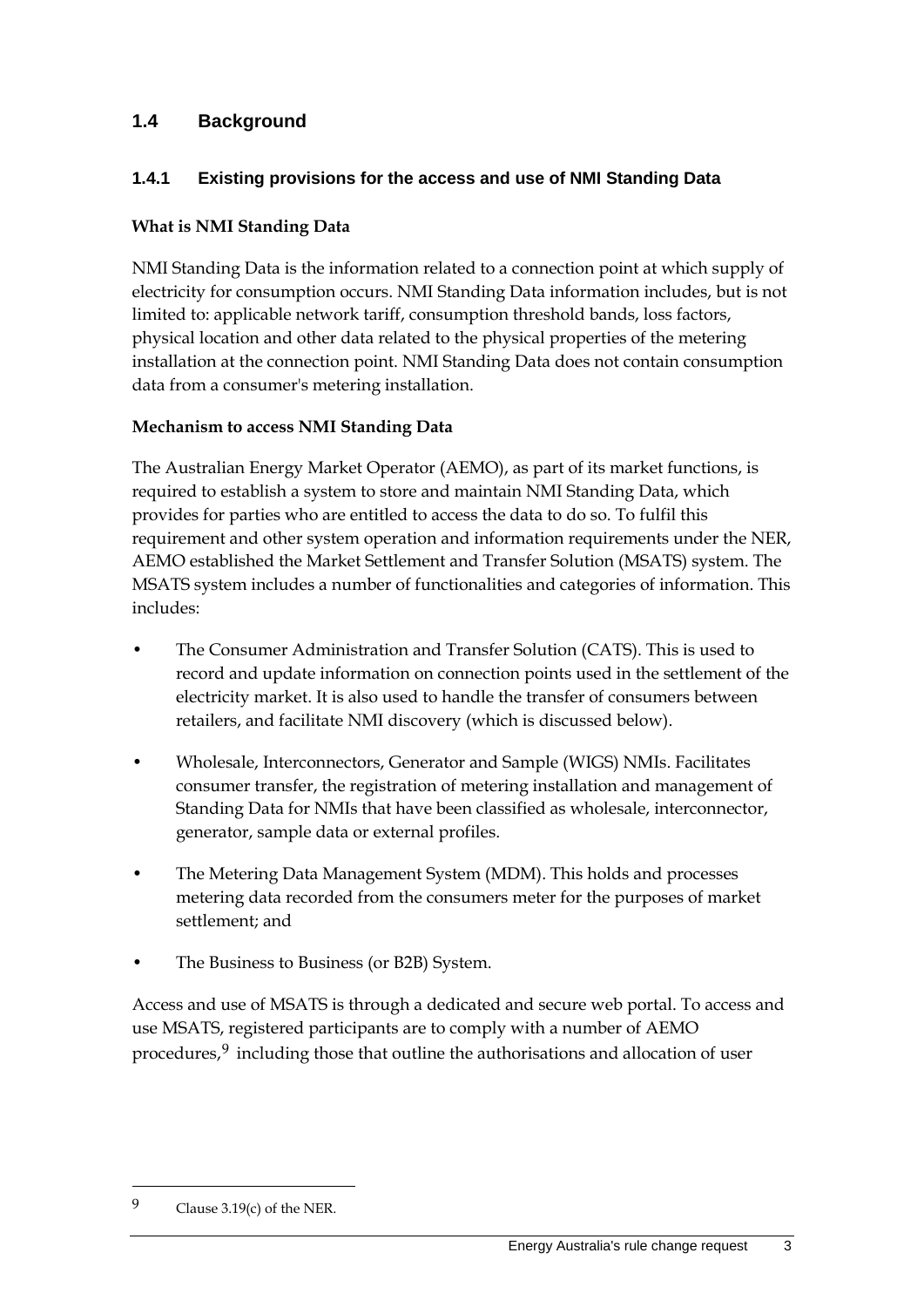## 1.4 Background

### 1.4.1 Existing provisions for the access and use of NMI Standing Data

**What is NMI Standing Data**

NMI Standing Data is the information related to a connection point at which supply of electricity for consumption occurs. NMI Standing Data information includes, but is not limited to: applicable network tariff, consumption threshold bands, loss factors, physical location and other data related to the physical properties of the metering installation at the connection point. NMI Standing Data does not contain consumption data from a consumer's metering installation.

**Mechanism to access NMI Standing Data**

The Australian Energy Market Operator (AEMO), as part of its market functions, is required to establish a system to store and maintain NMI Standing Data, which provides for parties who are entitled to access the data to do so. To fulfil this requirement and other system operation and information requirements under the NER, AEMO established the Market Settlement and Transfer Solution (MSATS) system. The MSATS system includes a number of functionalities and categories of information. This includes:

- The Consumer Administration and Transfer Solution (CATS). This is used to record and update information on connection points used in the settlement of the electricity market. It is also used to handle the transfer of consumers between retailers, and facilitate NMI discovery (which is discussed below).
- Wholesale, Interconnectors, Generator and Sample (WIGS) NMIs. Facilitates consumer transfer, the registration of metering installation and management of Standing Data for NMIs that have been classified as wholesale, interconnector, generator, sample data or external profiles.
- The Metering Data Management System (MDM). This holds and processes metering data recorded from the consumers meter for the purposes of market settlement; and
- The Business to Business (or B2B) System.

Access and use of MSATS is through a dedicated and secure web portal. To access and use MSATS, registered participants are to comply with a number of AEMO procedures,[9] including those that outline the authorisations and allocation of user

[9] Clause 3.19(c) of the NER.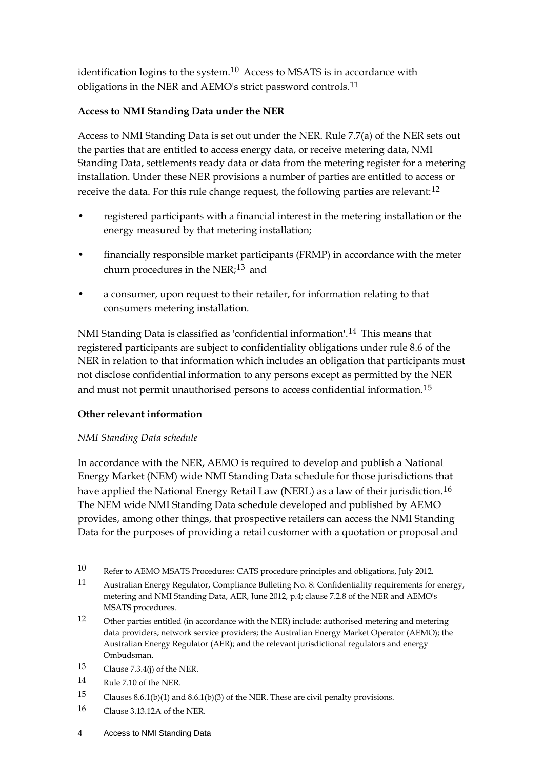identification logins to the system.[10] Access to MSATS is in accordance with obligations in the NER and AEMO's strict password controls.[11]

**Access to NMI Standing Data under the NER**

Access to NMI Standing Data is set out under the NER. Rule 7.7(a) of the NER sets out the parties that are entitled to access energy data, or receive metering data, NMI Standing Data, settlements ready data or data from the metering register for a metering installation. Under these NER provisions a number of parties are entitled to access or receive the data. For this rule change request, the following parties are relevant:[12]

- registered participants with a financial interest in the metering installation or the energy measured by that metering installation;
- financially responsible market participants (FRMP) in accordance with the meter churn procedures in the NER;[13] and
- a consumer, upon request to their retailer, for information relating to that consumers metering installation.

NMI Standing Data is classified as 'confidential information'.[14] This means that registered participants are subject to confidentiality obligations under rule 8.6 of the NER in relation to that information which includes an obligation that participants must not disclose confidential information to any persons except as permitted by the NER and must not permit unauthorised persons to access confidential information.[15]

**Other relevant information**

*NMI Standing Data schedule*

In accordance with the NER, AEMO is required to develop and publish a National Energy Market (NEM) wide NMI Standing Data schedule for those jurisdictions that have applied the National Energy Retail Law (NERL) as a law of their jurisdiction.[16] The NEM wide NMI Standing Data schedule developed and published by AEMO provides, among other things, that prospective retailers can access the NMI Standing Data for the purposes of providing a retail customer with a quotation or proposal and

---

10 Refer to AEMO MSATS Procedures: CATS procedure principles and obligations, July 2012.

11 Australian Energy Regulator, Compliance Bulleting No. 8: Confidentiality requirements for energy, metering and NMI Standing Data, AER, June 2012, p.4; clause 7.2.8 of the NER and AEMO's MSATS procedures.

12 Other parties entitled (in accordance with the NER) include: authorised metering and metering data providers; network service providers; the Australian Energy Market Operator (AEMO); the Australian Energy Regulator (AER); and the relevant jurisdictional regulators and energy Ombudsman.

13 Clause 7.3.4(j) of the NER.

14 Rule 7.10 of the NER.

15 Clauses 8.6.1(b)(1) and 8.6.1(b)(3) of the NER. These are civil penalty provisions.

16 Clause 3.13.12A of the NER.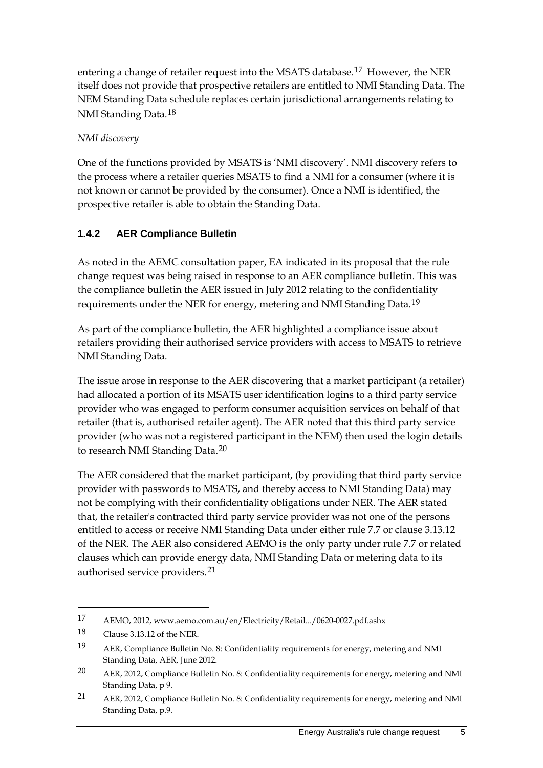entering a change of retailer request into the MSATS database.[17] However, the NER itself does not provide that prospective retailers are entitled to NMI Standing Data. The NEM Standing Data schedule replaces certain jurisdictional arrangements relating to NMI Standing Data.[18]

*NMI discovery*

One of the functions provided by MSATS is 'NMI discovery'. NMI discovery refers to the process where a retailer queries MSATS to find a NMI for a consumer (where it is not known or cannot be provided by the consumer). Once a NMI is identified, the prospective retailer is able to obtain the Standing Data.

### 1.4.2 AER Compliance Bulletin

As noted in the AEMC consultation paper, EA indicated in its proposal that the rule change request was being raised in response to an AER compliance bulletin. This was the compliance bulletin the AER issued in July 2012 relating to the confidentiality requirements under the NER for energy, metering and NMI Standing Data.[19]

As part of the compliance bulletin, the AER highlighted a compliance issue about retailers providing their authorised service providers with access to MSATS to retrieve NMI Standing Data.

The issue arose in response to the AER discovering that a market participant (a retailer) had allocated a portion of its MSATS user identification logins to a third party service provider who was engaged to perform consumer acquisition services on behalf of that retailer (that is, authorised retailer agent). The AER noted that this third party service provider (who was not a registered participant in the NEM) then used the login details to research NMI Standing Data.[20]

The AER considered that the market participant, (by providing that third party service provider with passwords to MSATS, and thereby access to NMI Standing Data) may not be complying with their confidentiality obligations under NER. The AER stated that, the retailer's contracted third party service provider was not one of the persons entitled to access or receive NMI Standing Data under either rule 7.7 or clause 3.13.12 of the NER. The AER also considered AEMO is the only party under rule 7.7 or related clauses which can provide energy data, NMI Standing Data or metering data to its authorised service providers.[21]

---

17 AEMO, 2012, www.aemo.com.au/en/Electricity/Retail.../0620-0027.pdf.ashx

18 Clause 3.13.12 of the NER.

19 AER, Compliance Bulletin No. 8: Confidentiality requirements for energy, metering and NMI Standing Data, AER, June 2012.

20 AER, 2012, Compliance Bulletin No. 8: Confidentiality requirements for energy, metering and NMI Standing Data, p 9.

21 AER, 2012, Compliance Bulletin No. 8: Confidentiality requirements for energy, metering and NMI Standing Data, p.9.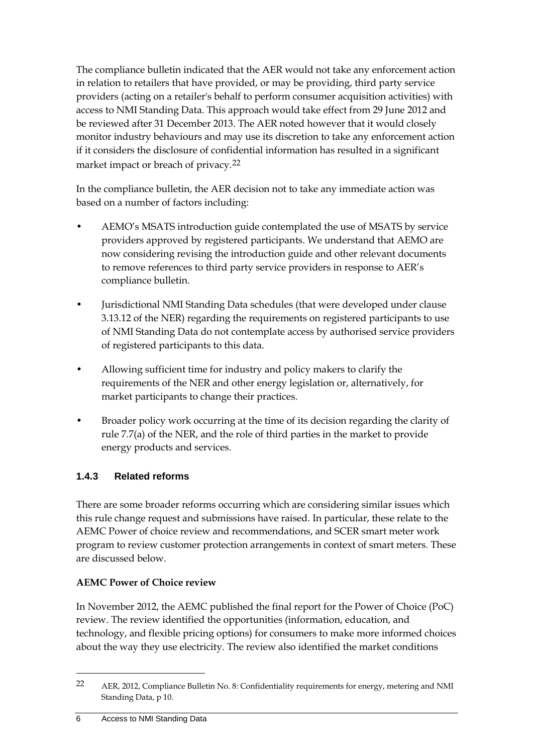The compliance bulletin indicated that the AER would not take any enforcement action in relation to retailers that have provided, or may be providing, third party service providers (acting on a retailer's behalf to perform consumer acquisition activities) with access to NMI Standing Data. This approach would take effect from 29 June 2012 and be reviewed after 31 December 2013. The AER noted however that it would closely monitor industry behaviours and may use its discretion to take any enforcement action if it considers the disclosure of confidential information has resulted in a significant market impact or breach of privacy.[22]

In the compliance bulletin, the AER decision not to take any immediate action was based on a number of factors including:

- AEMO's MSATS introduction guide contemplated the use of MSATS by service providers approved by registered participants. We understand that AEMO are now considering revising the introduction guide and other relevant documents to remove references to third party service providers in response to AER's compliance bulletin.
- Jurisdictional NMI Standing Data schedules (that were developed under clause 3.13.12 of the NER) regarding the requirements on registered participants to use of NMI Standing Data do not contemplate access by authorised service providers of registered participants to this data.
- Allowing sufficient time for industry and policy makers to clarify the requirements of the NER and other energy legislation or, alternatively, for market participants to change their practices.
- Broader policy work occurring at the time of its decision regarding the clarity of rule 7.7(a) of the NER, and the role of third parties in the market to provide energy products and services.

### 1.4.3 Related reforms

There are some broader reforms occurring which are considering similar issues which this rule change request and submissions have raised. In particular, these relate to the AEMC Power of choice review and recommendations, and SCER smart meter work program to review customer protection arrangements in context of smart meters. These are discussed below.

**AEMC Power of Choice review**

In November 2012, the AEMC published the final report for the Power of Choice (PoC) review. The review identified the opportunities (information, education, and technology, and flexible pricing options) for consumers to make more informed choices about the way they use electricity. The review also identified the market conditions

[22] AER, 2012, Compliance Bulletin No. 8: Confidentiality requirements for energy, metering and NMI Standing Data, p 10.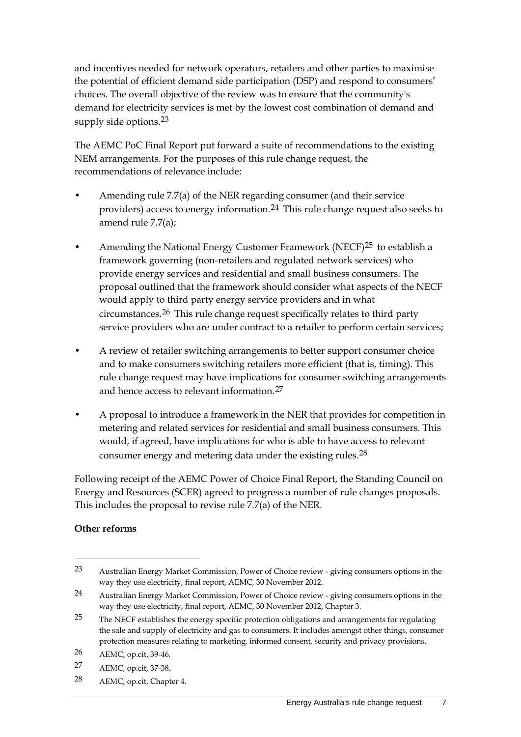and incentives needed for network operators, retailers and other parties to maximise the potential of efficient demand side participation (DSP) and respond to consumers' choices. The overall objective of the review was to ensure that the community's demand for electricity services is met by the lowest cost combination of demand and supply side options.[23]

The AEMC PoC Final Report put forward a suite of recommendations to the existing NEM arrangements. For the purposes of this rule change request, the recommendations of relevance include:

- Amending rule 7.7(a) of the NER regarding consumer (and their service providers) access to energy information.[24] This rule change request also seeks to amend rule 7.7(a);
- Amending the National Energy Customer Framework (NECF)[25] to establish a framework governing (non-retailers and regulated network services) who provide energy services and residential and small business consumers. The proposal outlined that the framework should consider what aspects of the NECF would apply to third party energy service providers and in what circumstances.[26] This rule change request specifically relates to third party service providers who are under contract to a retailer to perform certain services;
- A review of retailer switching arrangements to better support consumer choice and to make consumers switching retailers more efficient (that is, timing). This rule change request may have implications for consumer switching arrangements and hence access to relevant information.[27]
- A proposal to introduce a framework in the NER that provides for competition in metering and related services for residential and small business consumers. This would, if agreed, have implications for who is able to have access to relevant consumer energy and metering data under the existing rules.[28]

Following receipt of the AEMC Power of Choice Final Report, the Standing Council on Energy and Resources (SCER) agreed to progress a number of rule changes proposals. This includes the proposal to revise rule 7.7(a) of the NER.

**Other reforms**

---

23 Australian Energy Market Commission, Power of Choice review - giving consumers options in the way they use electricity, final report, AEMC, 30 November 2012.

24 Australian Energy Market Commission, Power of Choice review - giving consumers options in the way they use electricity, final report, AEMC, 30 November 2012, Chapter 3.

25 The NECF establishes the energy specific protection obligations and arrangements for regulating the sale and supply of electricity and gas to consumers. It includes amongst other things, consumer protection measures relating to marketing, informed consent, security and privacy provisions.

26 AEMC, op.cit, 39-46.

27 AEMC, op.cit, 37-38.

28 AEMC, op.cit, Chapter 4.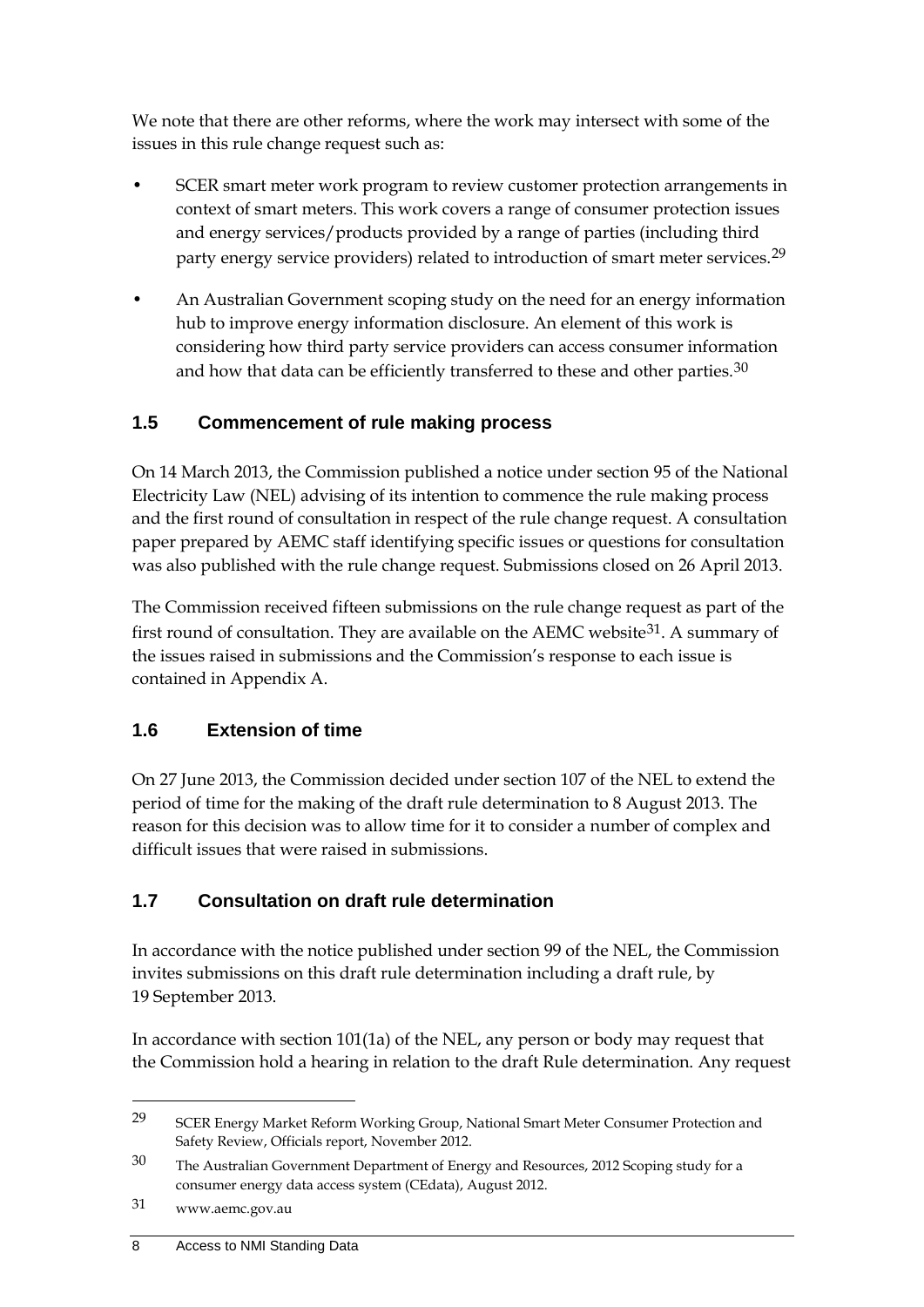We note that there are other reforms, where the work may intersect with some of the issues in this rule change request such as:

- SCER smart meter work program to review customer protection arrangements in context of smart meters. This work covers a range of consumer protection issues and energy services/products provided by a range of parties (including third party energy service providers) related to introduction of smart meter services.[29]
- An Australian Government scoping study on the need for an energy information hub to improve energy information disclosure. An element of this work is considering how third party service providers can access consumer information and how that data can be efficiently transferred to these and other parties.[30]

## 1.5 Commencement of rule making process

On 14 March 2013, the Commission published a notice under section 95 of the National Electricity Law (NEL) advising of its intention to commence the rule making process and the first round of consultation in respect of the rule change request. A consultation paper prepared by AEMC staff identifying specific issues or questions for consultation was also published with the rule change request. Submissions closed on 26 April 2013.

The Commission received fifteen submissions on the rule change request as part of the first round of consultation. They are available on the AEMC website[31]. A summary of the issues raised in submissions and the Commission's response to each issue is contained in Appendix A.

## 1.6 Extension of time

On 27 June 2013, the Commission decided under section 107 of the NEL to extend the period of time for the making of the draft rule determination to 8 August 2013. The reason for this decision was to allow time for it to consider a number of complex and difficult issues that were raised in submissions.

## 1.7 Consultation on draft rule determination

In accordance with the notice published under section 99 of the NEL, the Commission invites submissions on this draft rule determination including a draft rule, by 19 September 2013.

In accordance with section 101(1a) of the NEL, any person or body may request that the Commission hold a hearing in relation to the draft Rule determination. Any request

---

29 SCER Energy Market Reform Working Group, National Smart Meter Consumer Protection and Safety Review, Officials report, November 2012.

30 The Australian Government Department of Energy and Resources, 2012 Scoping study for a consumer energy data access system (CEdata), August 2012.

31 www.aemc.gov.au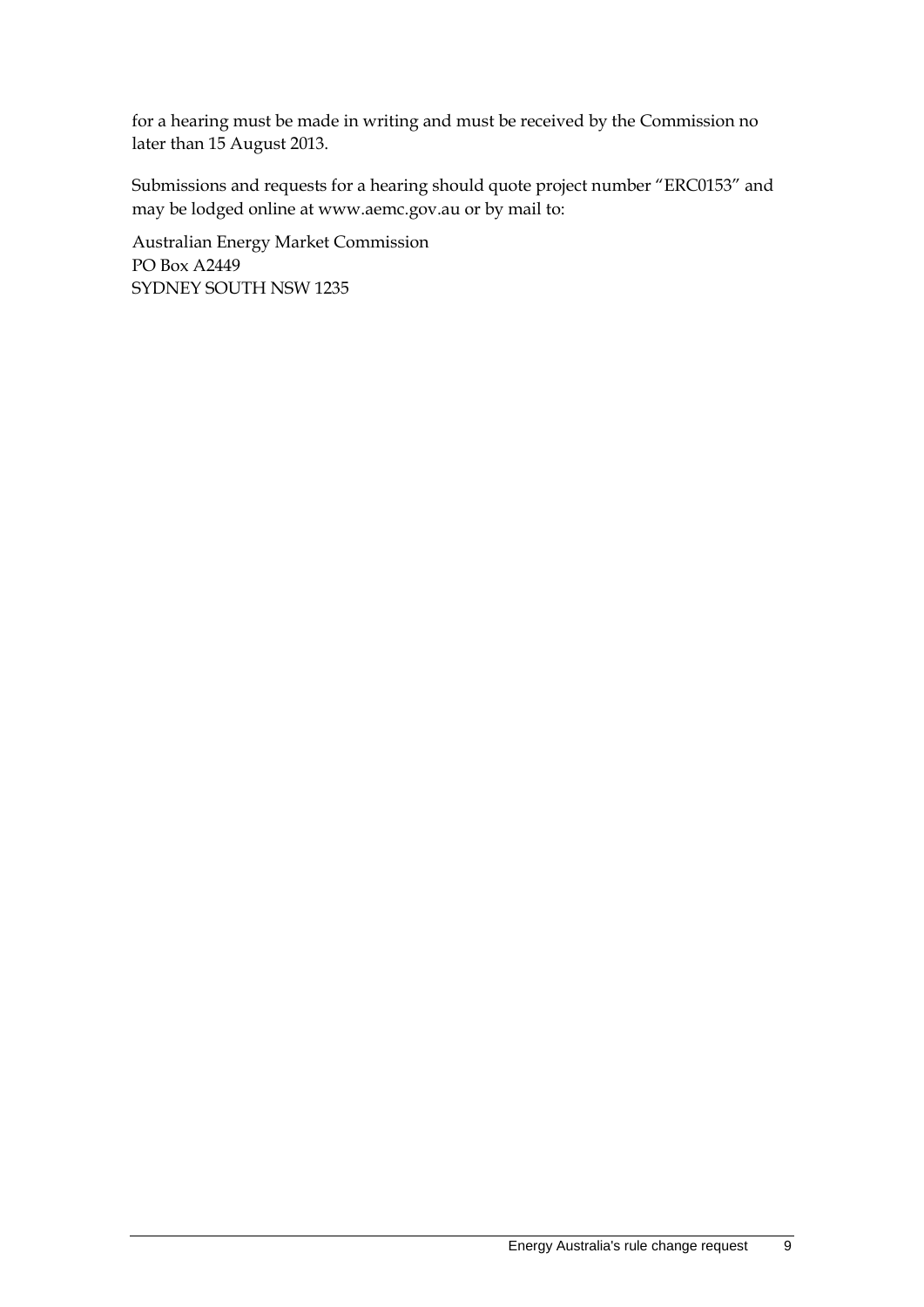for a hearing must be made in writing and must be received by the Commission no later than 15 August 2013.

Submissions and requests for a hearing should quote project number "ERC0153" and may be lodged online at www.aemc.gov.au or by mail to:

Australian Energy Market Commission
PO Box A2449
SYDNEY SOUTH NSW 1235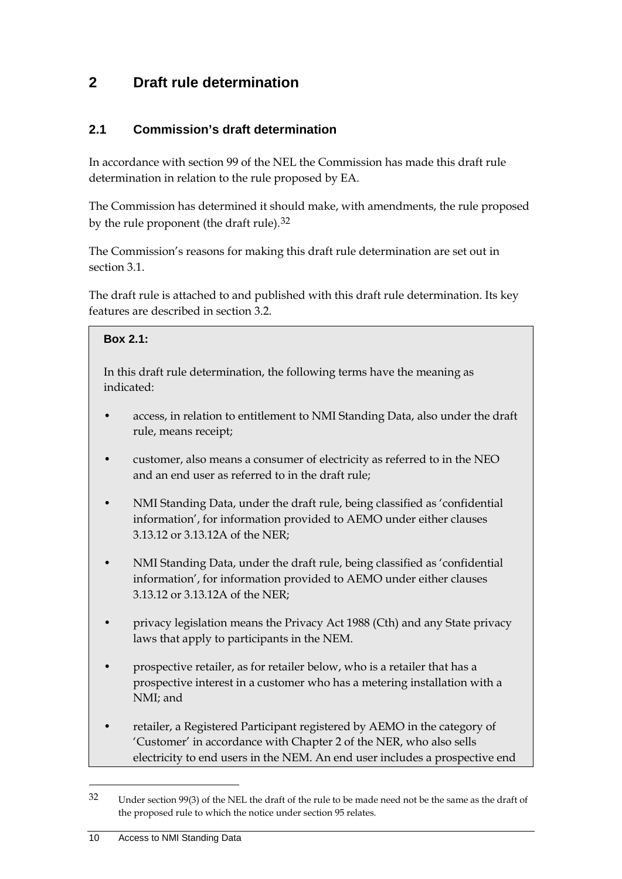# 2 Draft rule determination

## 2.1 Commission's draft determination

In accordance with section 99 of the NEL the Commission has made this draft rule determination in relation to the rule proposed by EA.

The Commission has determined it should make, with amendments, the rule proposed by the rule proponent (the draft rule).[32]

The Commission's reasons for making this draft rule determination are set out in section 3.1.

The draft rule is attached to and published with this draft rule determination. Its key features are described in section 3.2.

> **Box 2.1:**
>
> In this draft rule determination, the following terms have the meaning as indicated:
>
> - access, in relation to entitlement to NMI Standing Data, also under the draft rule, means receipt;
> - customer, also means a consumer of electricity as referred to in the NEO and an end user as referred to in the draft rule;
> - NMI Standing Data, under the draft rule, being classified as 'confidential information', for information provided to AEMO under either clauses 3.13.12 or 3.13.12A of the NER;
> - NMI Standing Data, under the draft rule, being classified as 'confidential information', for information provided to AEMO under either clauses 3.13.12 or 3.13.12A of the NER;
> - privacy legislation means the Privacy Act 1988 (Cth) and any State privacy laws that apply to participants in the NEM.
> - prospective retailer, as for retailer below, who is a retailer that has a prospective interest in a customer who has a metering installation with a NMI; and
> - retailer, a Registered Participant registered by AEMO in the category of 'Customer' in accordance with Chapter 2 of the NER, who also sells electricity to end users in the NEM. An end user includes a prospective end

[32] Under section 99(3) of the NEL the draft of the rule to be made need not be the same as the draft of the proposed rule to which the notice under section 95 relates.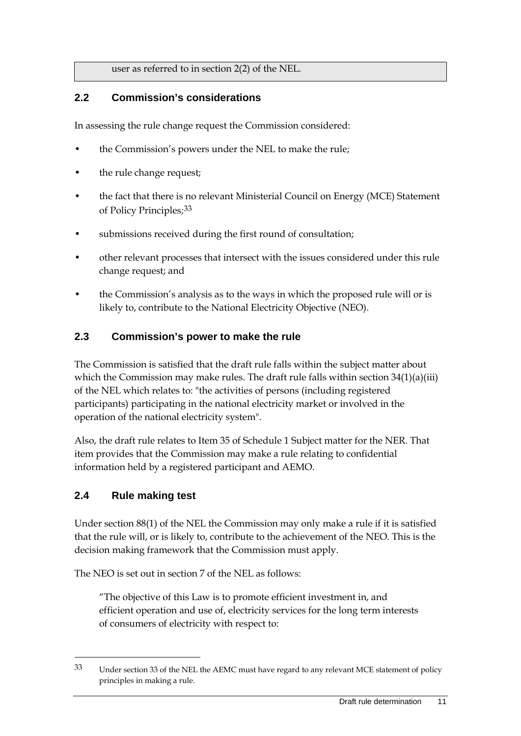user as referred to in section 2(2) of the NEL.

## 2.2 Commission's considerations

In assessing the rule change request the Commission considered:

- the Commission's powers under the NEL to make the rule;
- the rule change request;
- the fact that there is no relevant Ministerial Council on Energy (MCE) Statement of Policy Principles;[33]
- submissions received during the first round of consultation;
- other relevant processes that intersect with the issues considered under this rule change request; and
- the Commission's analysis as to the ways in which the proposed rule will or is likely to, contribute to the National Electricity Objective (NEO).

## 2.3 Commission's power to make the rule

The Commission is satisfied that the draft rule falls within the subject matter about which the Commission may make rules. The draft rule falls within section 34(1)(a)(iii) of the NEL which relates to: "the activities of persons (including registered participants) participating in the national electricity market or involved in the operation of the national electricity system".

Also, the draft rule relates to Item 35 of Schedule 1 Subject matter for the NER. That item provides that the Commission may make a rule relating to confidential information held by a registered participant and AEMO.

## 2.4 Rule making test

Under section 88(1) of the NEL the Commission may only make a rule if it is satisfied that the rule will, or is likely to, contribute to the achievement of the NEO. This is the decision making framework that the Commission must apply.

The NEO is set out in section 7 of the NEL as follows:

> "The objective of this Law is to promote efficient investment in, and efficient operation and use of, electricity services for the long term interests of consumers of electricity with respect to:

---

[33] Under section 33 of the NEL the AEMC must have regard to any relevant MCE statement of policy principles in making a rule.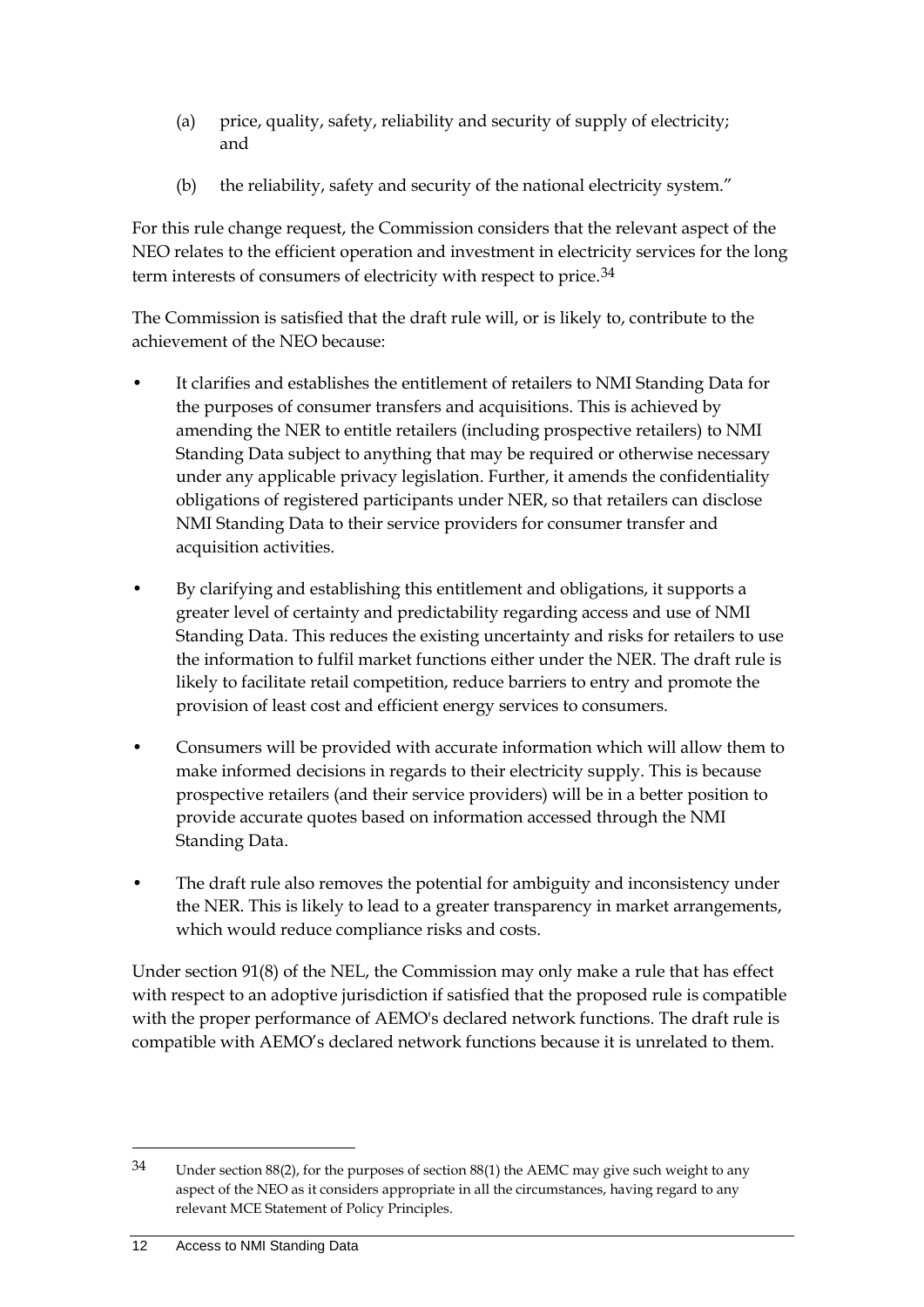(a) price, quality, safety, reliability and security of supply of electricity; and

(b) the reliability, safety and security of the national electricity system."

For this rule change request, the Commission considers that the relevant aspect of the NEO relates to the efficient operation and investment in electricity services for the long term interests of consumers of electricity with respect to price.[34]

The Commission is satisfied that the draft rule will, or is likely to, contribute to the achievement of the NEO because:

- It clarifies and establishes the entitlement of retailers to NMI Standing Data for the purposes of consumer transfers and acquisitions. This is achieved by amending the NER to entitle retailers (including prospective retailers) to NMI Standing Data subject to anything that may be required or otherwise necessary under any applicable privacy legislation. Further, it amends the confidentiality obligations of registered participants under NER, so that retailers can disclose NMI Standing Data to their service providers for consumer transfer and acquisition activities.
- By clarifying and establishing this entitlement and obligations, it supports a greater level of certainty and predictability regarding access and use of NMI Standing Data. This reduces the existing uncertainty and risks for retailers to use the information to fulfil market functions either under the NER. The draft rule is likely to facilitate retail competition, reduce barriers to entry and promote the provision of least cost and efficient energy services to consumers.
- Consumers will be provided with accurate information which will allow them to make informed decisions in regards to their electricity supply. This is because prospective retailers (and their service providers) will be in a better position to provide accurate quotes based on information accessed through the NMI Standing Data.
- The draft rule also removes the potential for ambiguity and inconsistency under the NER. This is likely to lead to a greater transparency in market arrangements, which would reduce compliance risks and costs.

Under section 91(8) of the NEL, the Commission may only make a rule that has effect with respect to an adoptive jurisdiction if satisfied that the proposed rule is compatible with the proper performance of AEMO's declared network functions. The draft rule is compatible with AEMO's declared network functions because it is unrelated to them.

---

[34] Under section 88(2), for the purposes of section 88(1) the AEMC may give such weight to any aspect of the NEO as it considers appropriate in all the circumstances, having regard to any relevant MCE Statement of Policy Principles.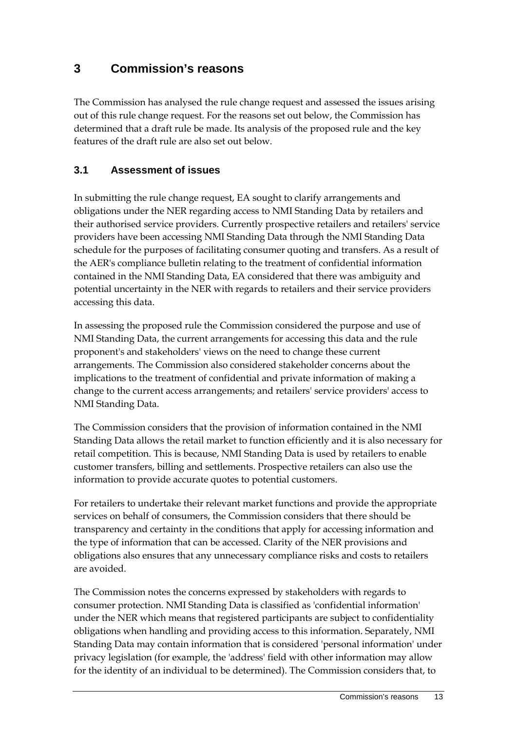# 3 Commission's reasons

The Commission has analysed the rule change request and assessed the issues arising out of this rule change request. For the reasons set out below, the Commission has determined that a draft rule be made. Its analysis of the proposed rule and the key features of the draft rule are also set out below.

## 3.1 Assessment of issues

In submitting the rule change request, EA sought to clarify arrangements and obligations under the NER regarding access to NMI Standing Data by retailers and their authorised service providers. Currently prospective retailers and retailers' service providers have been accessing NMI Standing Data through the NMI Standing Data schedule for the purposes of facilitating consumer quoting and transfers. As a result of the AER's compliance bulletin relating to the treatment of confidential information contained in the NMI Standing Data, EA considered that there was ambiguity and potential uncertainty in the NER with regards to retailers and their service providers accessing this data.

In assessing the proposed rule the Commission considered the purpose and use of NMI Standing Data, the current arrangements for accessing this data and the rule proponent's and stakeholders' views on the need to change these current arrangements. The Commission also considered stakeholder concerns about the implications to the treatment of confidential and private information of making a change to the current access arrangements; and retailers' service providers' access to NMI Standing Data.

The Commission considers that the provision of information contained in the NMI Standing Data allows the retail market to function efficiently and it is also necessary for retail competition. This is because, NMI Standing Data is used by retailers to enable customer transfers, billing and settlements. Prospective retailers can also use the information to provide accurate quotes to potential customers.

For retailers to undertake their relevant market functions and provide the appropriate services on behalf of consumers, the Commission considers that there should be transparency and certainty in the conditions that apply for accessing information and the type of information that can be accessed. Clarity of the NER provisions and obligations also ensures that any unnecessary compliance risks and costs to retailers are avoided.

The Commission notes the concerns expressed by stakeholders with regards to consumer protection. NMI Standing Data is classified as 'confidential information' under the NER which means that registered participants are subject to confidentiality obligations when handling and providing access to this information. Separately, NMI Standing Data may contain information that is considered 'personal information' under privacy legislation (for example, the 'address' field with other information may allow for the identity of an individual to be determined). The Commission considers that, to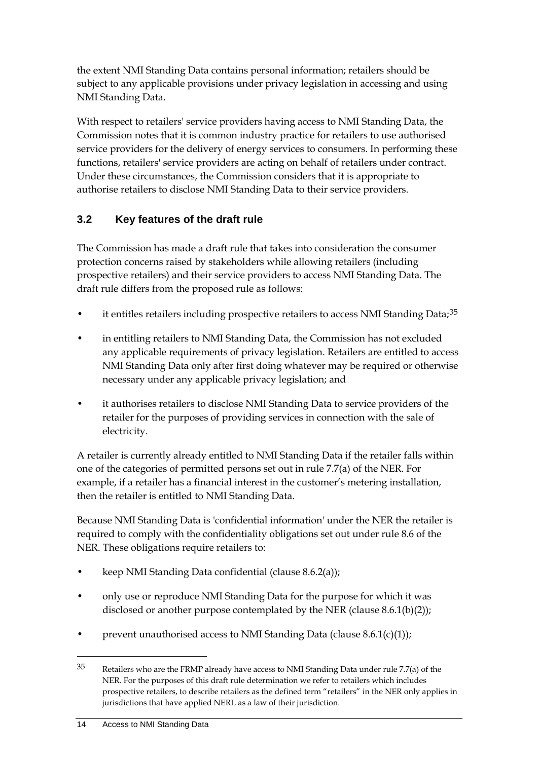the extent NMI Standing Data contains personal information; retailers should be subject to any applicable provisions under privacy legislation in accessing and using NMI Standing Data.

With respect to retailers' service providers having access to NMI Standing Data, the Commission notes that it is common industry practice for retailers to use authorised service providers for the delivery of energy services to consumers. In performing these functions, retailers' service providers are acting on behalf of retailers under contract. Under these circumstances, the Commission considers that it is appropriate to authorise retailers to disclose NMI Standing Data to their service providers.

## 3.2 Key features of the draft rule

The Commission has made a draft rule that takes into consideration the consumer protection concerns raised by stakeholders while allowing retailers (including prospective retailers) and their service providers to access NMI Standing Data. The draft rule differs from the proposed rule as follows:

- it entitles retailers including prospective retailers to access NMI Standing Data;[35]
- in entitling retailers to NMI Standing Data, the Commission has not excluded any applicable requirements of privacy legislation. Retailers are entitled to access NMI Standing Data only after first doing whatever may be required or otherwise necessary under any applicable privacy legislation; and
- it authorises retailers to disclose NMI Standing Data to service providers of the retailer for the purposes of providing services in connection with the sale of electricity.

A retailer is currently already entitled to NMI Standing Data if the retailer falls within one of the categories of permitted persons set out in rule 7.7(a) of the NER. For example, if a retailer has a financial interest in the customer's metering installation, then the retailer is entitled to NMI Standing Data.

Because NMI Standing Data is 'confidential information' under the NER the retailer is required to comply with the confidentiality obligations set out under rule 8.6 of the NER. These obligations require retailers to:

- keep NMI Standing Data confidential (clause 8.6.2(a));
- only use or reproduce NMI Standing Data for the purpose for which it was disclosed or another purpose contemplated by the NER (clause 8.6.1(b)(2));
- prevent unauthorised access to NMI Standing Data (clause 8.6.1(c)(1));

[35] Retailers who are the FRMP already have access to NMI Standing Data under rule 7.7(a) of the NER. For the purposes of this draft rule determination we refer to retailers which includes prospective retailers, to describe retailers as the defined term "retailers" in the NER only applies in jurisdictions that have applied NERL as a law of their jurisdiction.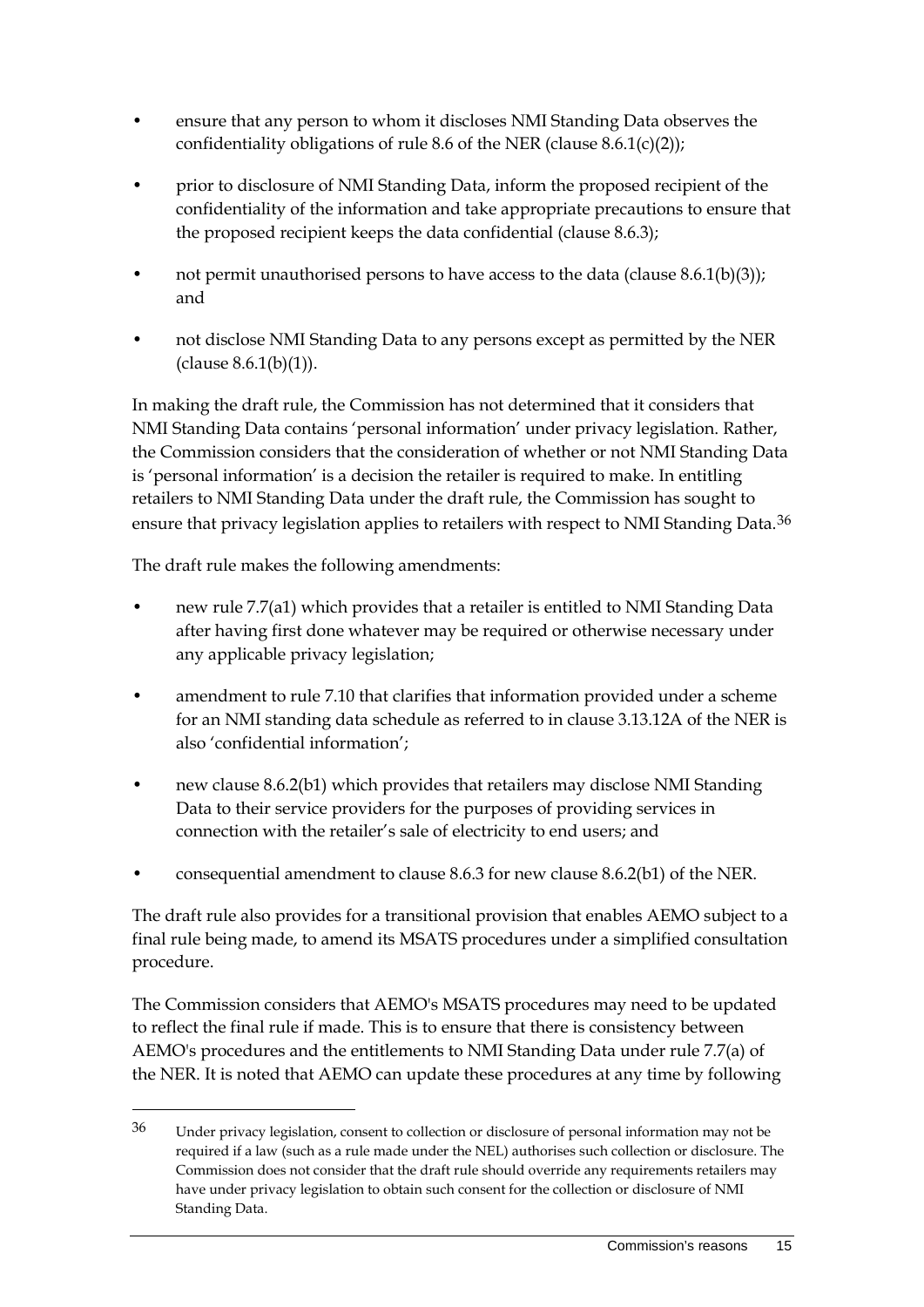- ensure that any person to whom it discloses NMI Standing Data observes the confidentiality obligations of rule 8.6 of the NER (clause 8.6.1(c)(2));
- prior to disclosure of NMI Standing Data, inform the proposed recipient of the confidentiality of the information and take appropriate precautions to ensure that the proposed recipient keeps the data confidential (clause 8.6.3);
- not permit unauthorised persons to have access to the data (clause 8.6.1(b)(3)); and
- not disclose NMI Standing Data to any persons except as permitted by the NER (clause 8.6.1(b)(1)).

In making the draft rule, the Commission has not determined that it considers that NMI Standing Data contains 'personal information' under privacy legislation. Rather, the Commission considers that the consideration of whether or not NMI Standing Data is 'personal information' is a decision the retailer is required to make. In entitling retailers to NMI Standing Data under the draft rule, the Commission has sought to ensure that privacy legislation applies to retailers with respect to NMI Standing Data.[36]

The draft rule makes the following amendments:

- new rule 7.7(a1) which provides that a retailer is entitled to NMI Standing Data after having first done whatever may be required or otherwise necessary under any applicable privacy legislation;
- amendment to rule 7.10 that clarifies that information provided under a scheme for an NMI standing data schedule as referred to in clause 3.13.12A of the NER is also 'confidential information';
- new clause 8.6.2(b1) which provides that retailers may disclose NMI Standing Data to their service providers for the purposes of providing services in connection with the retailer's sale of electricity to end users; and
- consequential amendment to clause 8.6.3 for new clause 8.6.2(b1) of the NER.

The draft rule also provides for a transitional provision that enables AEMO subject to a final rule being made, to amend its MSATS procedures under a simplified consultation procedure.

The Commission considers that AEMO's MSATS procedures may need to be updated to reflect the final rule if made. This is to ensure that there is consistency between AEMO's procedures and the entitlements to NMI Standing Data under rule 7.7(a) of the NER. It is noted that AEMO can update these procedures at any time by following

---

[36] Under privacy legislation, consent to collection or disclosure of personal information may not be required if a law (such as a rule made under the NEL) authorises such collection or disclosure. The Commission does not consider that the draft rule should override any requirements retailers may have under privacy legislation to obtain such consent for the collection or disclosure of NMI Standing Data.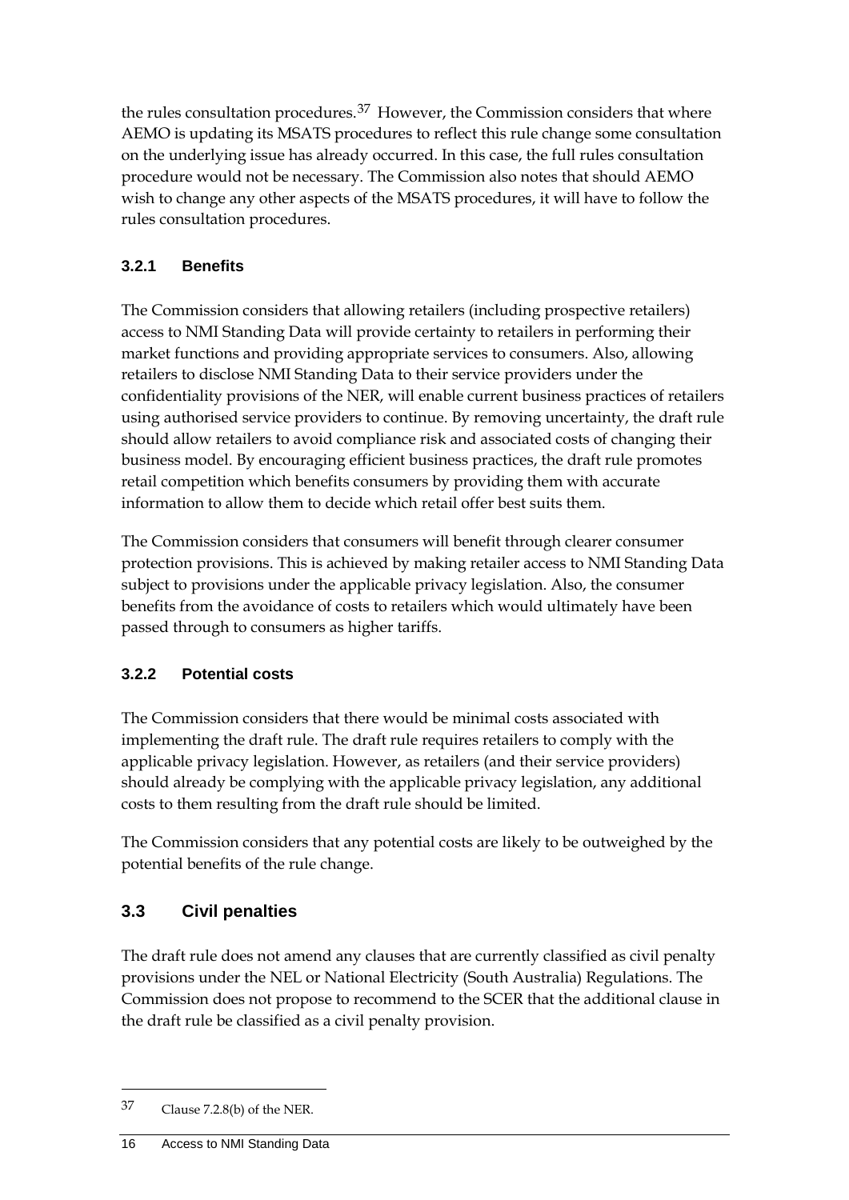the rules consultation procedures.[37] However, the Commission considers that where AEMO is updating its MSATS procedures to reflect this rule change some consultation on the underlying issue has already occurred. In this case, the full rules consultation procedure would not be necessary. The Commission also notes that should AEMO wish to change any other aspects of the MSATS procedures, it will have to follow the rules consultation procedures.

### 3.2.1 Benefits

The Commission considers that allowing retailers (including prospective retailers) access to NMI Standing Data will provide certainty to retailers in performing their market functions and providing appropriate services to consumers. Also, allowing retailers to disclose NMI Standing Data to their service providers under the confidentiality provisions of the NER, will enable current business practices of retailers using authorised service providers to continue. By removing uncertainty, the draft rule should allow retailers to avoid compliance risk and associated costs of changing their business model. By encouraging efficient business practices, the draft rule promotes retail competition which benefits consumers by providing them with accurate information to allow them to decide which retail offer best suits them.

The Commission considers that consumers will benefit through clearer consumer protection provisions. This is achieved by making retailer access to NMI Standing Data subject to provisions under the applicable privacy legislation. Also, the consumer benefits from the avoidance of costs to retailers which would ultimately have been passed through to consumers as higher tariffs.

### 3.2.2 Potential costs

The Commission considers that there would be minimal costs associated with implementing the draft rule. The draft rule requires retailers to comply with the applicable privacy legislation. However, as retailers (and their service providers) should already be complying with the applicable privacy legislation, any additional costs to them resulting from the draft rule should be limited.

The Commission considers that any potential costs are likely to be outweighed by the potential benefits of the rule change.

## 3.3 Civil penalties

The draft rule does not amend any clauses that are currently classified as civil penalty provisions under the NEL or National Electricity (South Australia) Regulations. The Commission does not propose to recommend to the SCER that the additional clause in the draft rule be classified as a civil penalty provision.

---

[37] Clause 7.2.8(b) of the NER.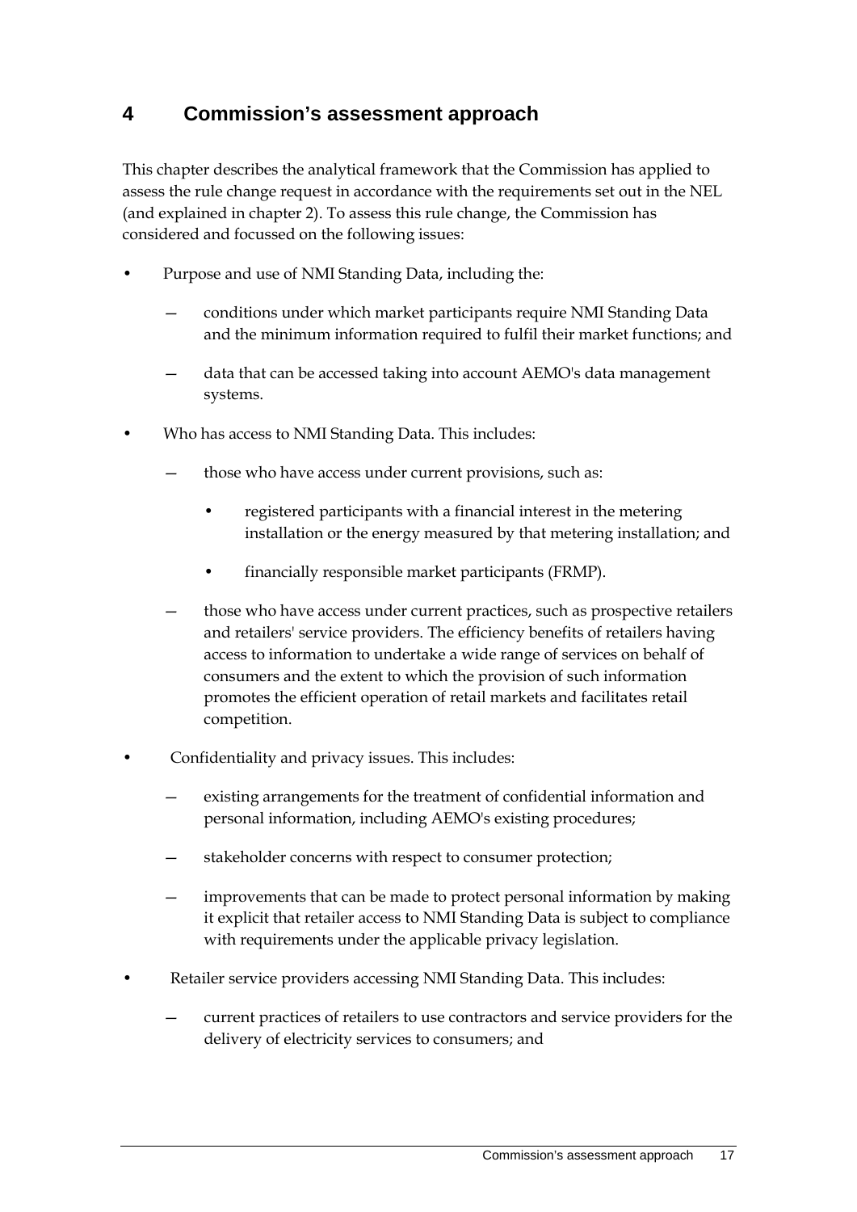# 4 Commission's assessment approach

This chapter describes the analytical framework that the Commission has applied to assess the rule change request in accordance with the requirements set out in the NEL (and explained in chapter 2). To assess this rule change, the Commission has considered and focussed on the following issues:

- Purpose and use of NMI Standing Data, including the:
  - conditions under which market participants require NMI Standing Data and the minimum information required to fulfil their market functions; and
  - data that can be accessed taking into account AEMO's data management systems.
- Who has access to NMI Standing Data. This includes:
  - those who have access under current provisions, such as:
    - registered participants with a financial interest in the metering installation or the energy measured by that metering installation; and
    - financially responsible market participants (FRMP).
  - those who have access under current practices, such as prospective retailers and retailers' service providers. The efficiency benefits of retailers having access to information to undertake a wide range of services on behalf of consumers and the extent to which the provision of such information promotes the efficient operation of retail markets and facilitates retail competition.
- Confidentiality and privacy issues. This includes:
  - existing arrangements for the treatment of confidential information and personal information, including AEMO's existing procedures;
  - stakeholder concerns with respect to consumer protection;
  - improvements that can be made to protect personal information by making it explicit that retailer access to NMI Standing Data is subject to compliance with requirements under the applicable privacy legislation.
- Retailer service providers accessing NMI Standing Data. This includes:
  - current practices of retailers to use contractors and service providers for the delivery of electricity services to consumers; and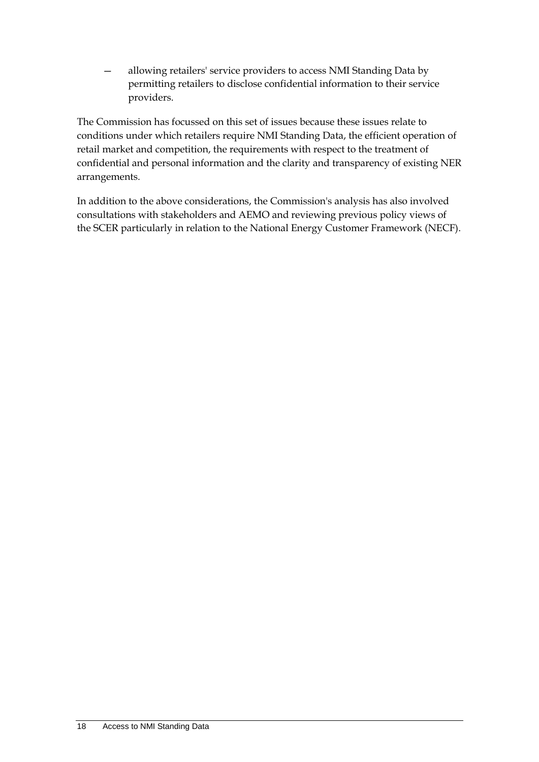- allowing retailers' service providers to access NMI Standing Data by permitting retailers to disclose confidential information to their service providers.

The Commission has focussed on this set of issues because these issues relate to conditions under which retailers require NMI Standing Data, the efficient operation of retail market and competition, the requirements with respect to the treatment of confidential and personal information and the clarity and transparency of existing NER arrangements.

In addition to the above considerations, the Commission's analysis has also involved consultations with stakeholders and AEMO and reviewing previous policy views of the SCER particularly in relation to the National Energy Customer Framework (NECF).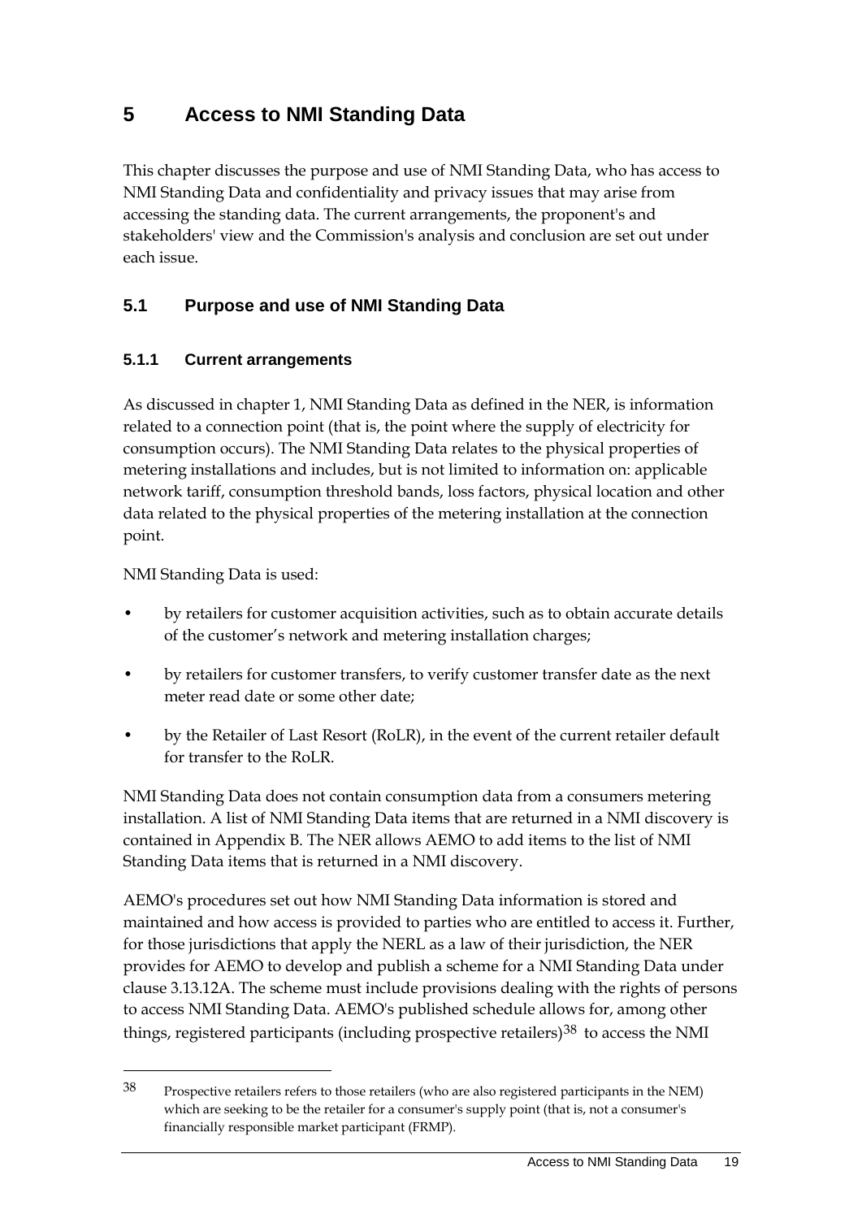# 5 Access to NMI Standing Data

This chapter discusses the purpose and use of NMI Standing Data, who has access to NMI Standing Data and confidentiality and privacy issues that may arise from accessing the standing data. The current arrangements, the proponent's and stakeholders' view and the Commission's analysis and conclusion are set out under each issue.

## 5.1 Purpose and use of NMI Standing Data

### 5.1.1 Current arrangements

As discussed in chapter 1, NMI Standing Data as defined in the NER, is information related to a connection point (that is, the point where the supply of electricity for consumption occurs). The NMI Standing Data relates to the physical properties of metering installations and includes, but is not limited to information on: applicable network tariff, consumption threshold bands, loss factors, physical location and other data related to the physical properties of the metering installation at the connection point.

NMI Standing Data is used:

- by retailers for customer acquisition activities, such as to obtain accurate details of the customer's network and metering installation charges;
- by retailers for customer transfers, to verify customer transfer date as the next meter read date or some other date;
- by the Retailer of Last Resort (RoLR), in the event of the current retailer default for transfer to the RoLR.

NMI Standing Data does not contain consumption data from a consumers metering installation. A list of NMI Standing Data items that are returned in a NMI discovery is contained in Appendix B. The NER allows AEMO to add items to the list of NMI Standing Data items that is returned in a NMI discovery.

AEMO's procedures set out how NMI Standing Data information is stored and maintained and how access is provided to parties who are entitled to access it. Further, for those jurisdictions that apply the NERL as a law of their jurisdiction, the NER provides for AEMO to develop and publish a scheme for a NMI Standing Data under clause 3.13.12A. The scheme must include provisions dealing with the rights of persons to access NMI Standing Data. AEMO's published schedule allows for, among other things, registered participants (including prospective retailers)[38] to access the NMI

[38] Prospective retailers refers to those retailers (who are also registered participants in the NEM) which are seeking to be the retailer for a consumer's supply point (that is, not a consumer's financially responsible market participant (FRMP).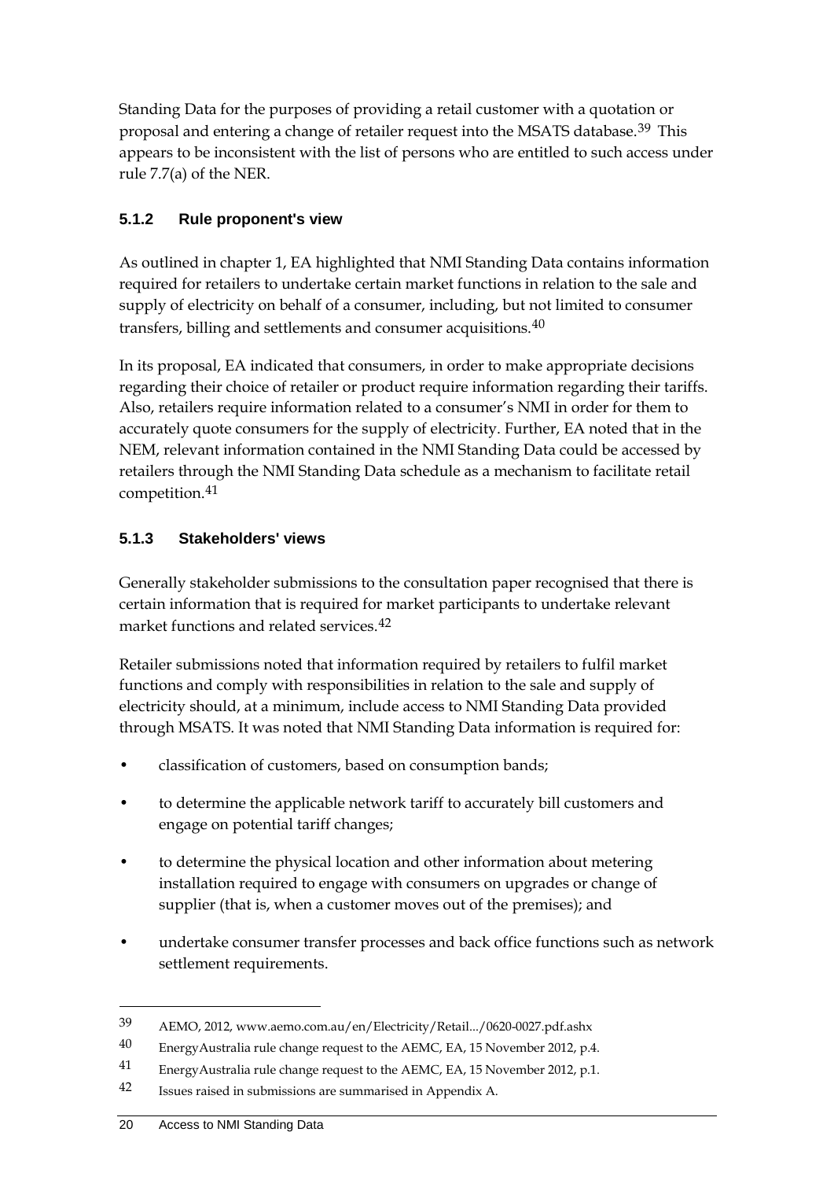Standing Data for the purposes of providing a retail customer with a quotation or proposal and entering a change of retailer request into the MSATS database.[39] This appears to be inconsistent with the list of persons who are entitled to such access under rule 7.7(a) of the NER.

### 5.1.2 Rule proponent's view

As outlined in chapter 1, EA highlighted that NMI Standing Data contains information required for retailers to undertake certain market functions in relation to the sale and supply of electricity on behalf of a consumer, including, but not limited to consumer transfers, billing and settlements and consumer acquisitions.[40]

In its proposal, EA indicated that consumers, in order to make appropriate decisions regarding their choice of retailer or product require information regarding their tariffs. Also, retailers require information related to a consumer's NMI in order for them to accurately quote consumers for the supply of electricity. Further, EA noted that in the NEM, relevant information contained in the NMI Standing Data could be accessed by retailers through the NMI Standing Data schedule as a mechanism to facilitate retail competition.[41]

### 5.1.3 Stakeholders' views

Generally stakeholder submissions to the consultation paper recognised that there is certain information that is required for market participants to undertake relevant market functions and related services.[42]

Retailer submissions noted that information required by retailers to fulfil market functions and comply with responsibilities in relation to the sale and supply of electricity should, at a minimum, include access to NMI Standing Data provided through MSATS. It was noted that NMI Standing Data information is required for:

- classification of customers, based on consumption bands;
- to determine the applicable network tariff to accurately bill customers and engage on potential tariff changes;
- to determine the physical location and other information about metering installation required to engage with consumers on upgrades or change of supplier (that is, when a customer moves out of the premises); and
- undertake consumer transfer processes and back office functions such as network settlement requirements.

---

39 AEMO, 2012, www.aemo.com.au/en/Electricity/Retail.../0620-0027.pdf.ashx

40 EnergyAustralia rule change request to the AEMC, EA, 15 November 2012, p.4.

41 EnergyAustralia rule change request to the AEMC, EA, 15 November 2012, p.1.

42 Issues raised in submissions are summarised in Appendix A.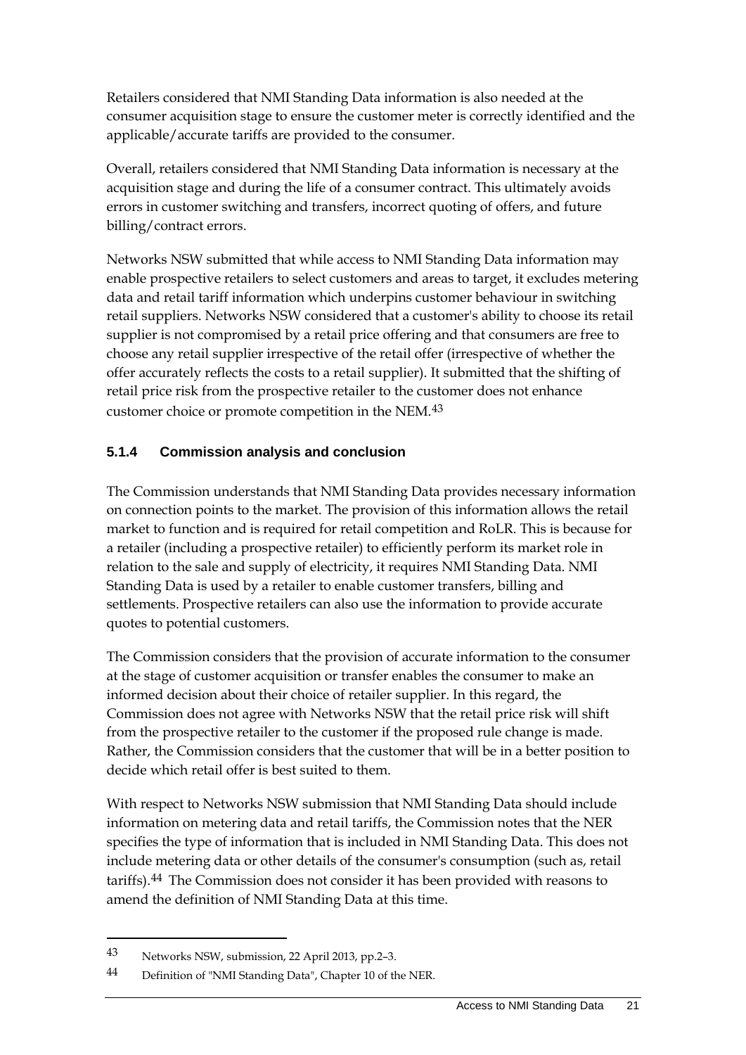Retailers considered that NMI Standing Data information is also needed at the consumer acquisition stage to ensure the customer meter is correctly identified and the applicable/accurate tariffs are provided to the consumer.

Overall, retailers considered that NMI Standing Data information is necessary at the acquisition stage and during the life of a consumer contract. This ultimately avoids errors in customer switching and transfers, incorrect quoting of offers, and future billing/contract errors.

Networks NSW submitted that while access to NMI Standing Data information may enable prospective retailers to select customers and areas to target, it excludes metering data and retail tariff information which underpins customer behaviour in switching retail suppliers. Networks NSW considered that a customer's ability to choose its retail supplier is not compromised by a retail price offering and that consumers are free to choose any retail supplier irrespective of the retail offer (irrespective of whether the offer accurately reflects the costs to a retail supplier). It submitted that the shifting of retail price risk from the prospective retailer to the customer does not enhance customer choice or promote competition in the NEM.[43]

### 5.1.4 Commission analysis and conclusion

The Commission understands that NMI Standing Data provides necessary information on connection points to the market. The provision of this information allows the retail market to function and is required for retail competition and RoLR. This is because for a retailer (including a prospective retailer) to efficiently perform its market role in relation to the sale and supply of electricity, it requires NMI Standing Data. NMI Standing Data is used by a retailer to enable customer transfers, billing and settlements. Prospective retailers can also use the information to provide accurate quotes to potential customers.

The Commission considers that the provision of accurate information to the consumer at the stage of customer acquisition or transfer enables the consumer to make an informed decision about their choice of retailer supplier. In this regard, the Commission does not agree with Networks NSW that the retail price risk will shift from the prospective retailer to the customer if the proposed rule change is made. Rather, the Commission considers that the customer that will be in a better position to decide which retail offer is best suited to them.

With respect to Networks NSW submission that NMI Standing Data should include information on metering data and retail tariffs, the Commission notes that the NER specifies the type of information that is included in NMI Standing Data. This does not include metering data or other details of the consumer's consumption (such as, retail tariffs).[44] The Commission does not consider it has been provided with reasons to amend the definition of NMI Standing Data at this time.

---

[43] Networks NSW, submission, 22 April 2013, pp.2–3.

[44] Definition of "NMI Standing Data", Chapter 10 of the NER.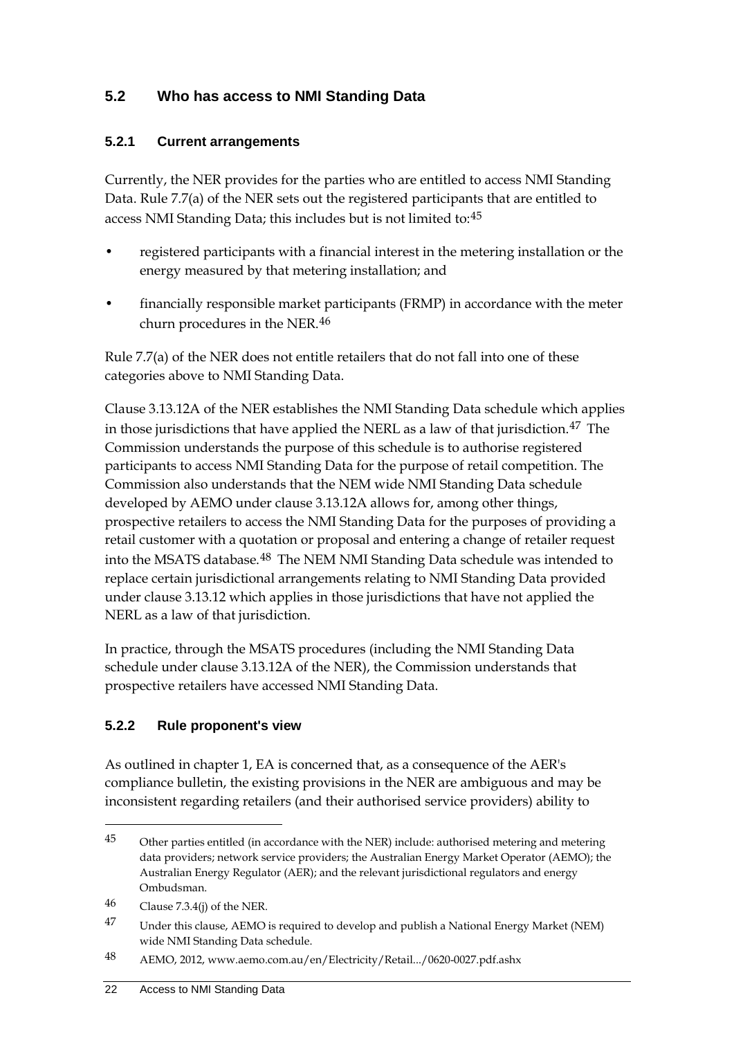## 5.2 Who has access to NMI Standing Data

### 5.2.1 Current arrangements

Currently, the NER provides for the parties who are entitled to access NMI Standing Data. Rule 7.7(a) of the NER sets out the registered participants that are entitled to access NMI Standing Data; this includes but is not limited to:[45]

- registered participants with a financial interest in the metering installation or the energy measured by that metering installation; and
- financially responsible market participants (FRMP) in accordance with the meter churn procedures in the NER.[46]

Rule 7.7(a) of the NER does not entitle retailers that do not fall into one of these categories above to NMI Standing Data.

Clause 3.13.12A of the NER establishes the NMI Standing Data schedule which applies in those jurisdictions that have applied the NERL as a law of that jurisdiction.[47] The Commission understands the purpose of this schedule is to authorise registered participants to access NMI Standing Data for the purpose of retail competition. The Commission also understands that the NEM wide NMI Standing Data schedule developed by AEMO under clause 3.13.12A allows for, among other things, prospective retailers to access the NMI Standing Data for the purposes of providing a retail customer with a quotation or proposal and entering a change of retailer request into the MSATS database.[48] The NEM NMI Standing Data schedule was intended to replace certain jurisdictional arrangements relating to NMI Standing Data provided under clause 3.13.12 which applies in those jurisdictions that have not applied the NERL as a law of that jurisdiction.

In practice, through the MSATS procedures (including the NMI Standing Data schedule under clause 3.13.12A of the NER), the Commission understands that prospective retailers have accessed NMI Standing Data.

### 5.2.2 Rule proponent's view

As outlined in chapter 1, EA is concerned that, as a consequence of the AER's compliance bulletin, the existing provisions in the NER are ambiguous and may be inconsistent regarding retailers (and their authorised service providers) ability to

---

[45] Other parties entitled (in accordance with the NER) include: authorised metering and metering data providers; network service providers; the Australian Energy Market Operator (AEMO); the Australian Energy Regulator (AER); and the relevant jurisdictional regulators and energy Ombudsman.

[46] Clause 7.3.4(j) of the NER.

[47] Under this clause, AEMO is required to develop and publish a National Energy Market (NEM) wide NMI Standing Data schedule.

[48] AEMO, 2012, www.aemo.com.au/en/Electricity/Retail.../0620-0027.pdf.ashx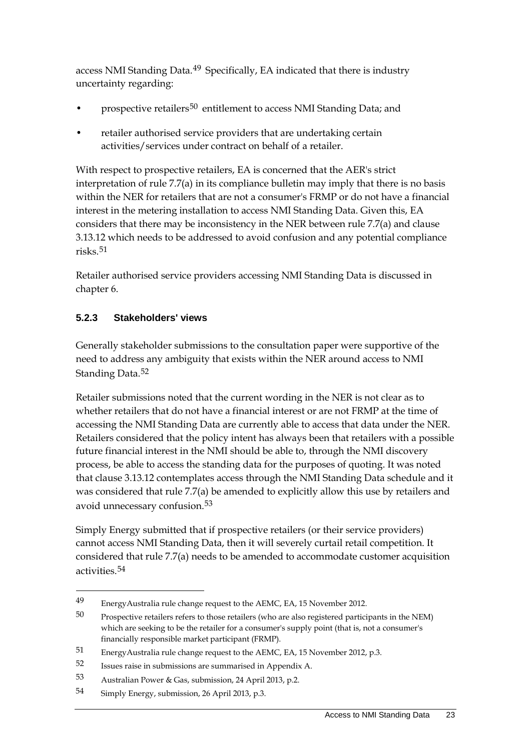access NMI Standing Data.[49] Specifically, EA indicated that there is industry uncertainty regarding:

- prospective retailers[50] entitlement to access NMI Standing Data; and
- retailer authorised service providers that are undertaking certain activities/services under contract on behalf of a retailer.

With respect to prospective retailers, EA is concerned that the AER's strict interpretation of rule 7.7(a) in its compliance bulletin may imply that there is no basis within the NER for retailers that are not a consumer's FRMP or do not have a financial interest in the metering installation to access NMI Standing Data. Given this, EA considers that there may be inconsistency in the NER between rule 7.7(a) and clause 3.13.12 which needs to be addressed to avoid confusion and any potential compliance risks.[51]

Retailer authorised service providers accessing NMI Standing Data is discussed in chapter 6.

### 5.2.3 Stakeholders' views

Generally stakeholder submissions to the consultation paper were supportive of the need to address any ambiguity that exists within the NER around access to NMI Standing Data.[52]

Retailer submissions noted that the current wording in the NER is not clear as to whether retailers that do not have a financial interest or are not FRMP at the time of accessing the NMI Standing Data are currently able to access that data under the NER. Retailers considered that the policy intent has always been that retailers with a possible future financial interest in the NMI should be able to, through the NMI discovery process, be able to access the standing data for the purposes of quoting. It was noted that clause 3.13.12 contemplates access through the NMI Standing Data schedule and it was considered that rule 7.7(a) be amended to explicitly allow this use by retailers and avoid unnecessary confusion.[53]

Simply Energy submitted that if prospective retailers (or their service providers) cannot access NMI Standing Data, then it will severely curtail retail competition. It considered that rule 7.7(a) needs to be amended to accommodate customer acquisition activities.[54]

---

49 EnergyAustralia rule change request to the AEMC, EA, 15 November 2012.

50 Prospective retailers refers to those retailers (who are also registered participants in the NEM) which are seeking to be the retailer for a consumer's supply point (that is, not a consumer's financially responsible market participant (FRMP).

51 EnergyAustralia rule change request to the AEMC, EA, 15 November 2012, p.3.

52 Issues raise in submissions are summarised in Appendix A.

53 Australian Power & Gas, submission, 24 April 2013, p.2.

54 Simply Energy, submission, 26 April 2013, p.3.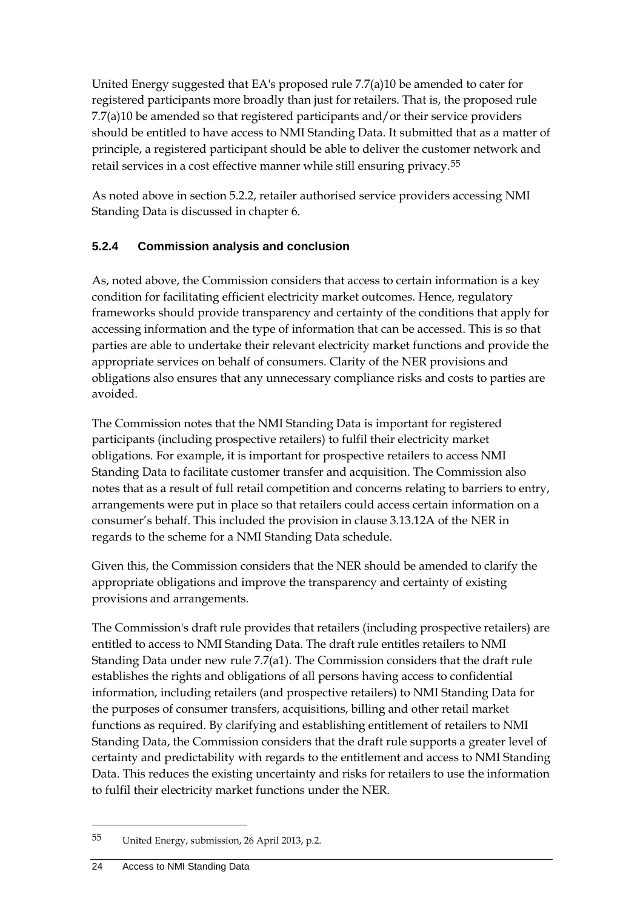United Energy suggested that EA's proposed rule 7.7(a)10 be amended to cater for registered participants more broadly than just for retailers. That is, the proposed rule 7.7(a)10 be amended so that registered participants and/or their service providers should be entitled to have access to NMI Standing Data. It submitted that as a matter of principle, a registered participant should be able to deliver the customer network and retail services in a cost effective manner while still ensuring privacy.[55]

As noted above in section 5.2.2, retailer authorised service providers accessing NMI Standing Data is discussed in chapter 6.

### 5.2.4 Commission analysis and conclusion

As, noted above, the Commission considers that access to certain information is a key condition for facilitating efficient electricity market outcomes. Hence, regulatory frameworks should provide transparency and certainty of the conditions that apply for accessing information and the type of information that can be accessed. This is so that parties are able to undertake their relevant electricity market functions and provide the appropriate services on behalf of consumers. Clarity of the NER provisions and obligations also ensures that any unnecessary compliance risks and costs to parties are avoided.

The Commission notes that the NMI Standing Data is important for registered participants (including prospective retailers) to fulfil their electricity market obligations. For example, it is important for prospective retailers to access NMI Standing Data to facilitate customer transfer and acquisition. The Commission also notes that as a result of full retail competition and concerns relating to barriers to entry, arrangements were put in place so that retailers could access certain information on a consumer's behalf. This included the provision in clause 3.13.12A of the NER in regards to the scheme for a NMI Standing Data schedule.

Given this, the Commission considers that the NER should be amended to clarify the appropriate obligations and improve the transparency and certainty of existing provisions and arrangements.

The Commission's draft rule provides that retailers (including prospective retailers) are entitled to access to NMI Standing Data. The draft rule entitles retailers to NMI Standing Data under new rule 7.7(a1). The Commission considers that the draft rule establishes the rights and obligations of all persons having access to confidential information, including retailers (and prospective retailers) to NMI Standing Data for the purposes of consumer transfers, acquisitions, billing and other retail market functions as required. By clarifying and establishing entitlement of retailers to NMI Standing Data, the Commission considers that the draft rule supports a greater level of certainty and predictability with regards to the entitlement and access to NMI Standing Data. This reduces the existing uncertainty and risks for retailers to use the information to fulfil their electricity market functions under the NER.

---

[55] United Energy, submission, 26 April 2013, p.2.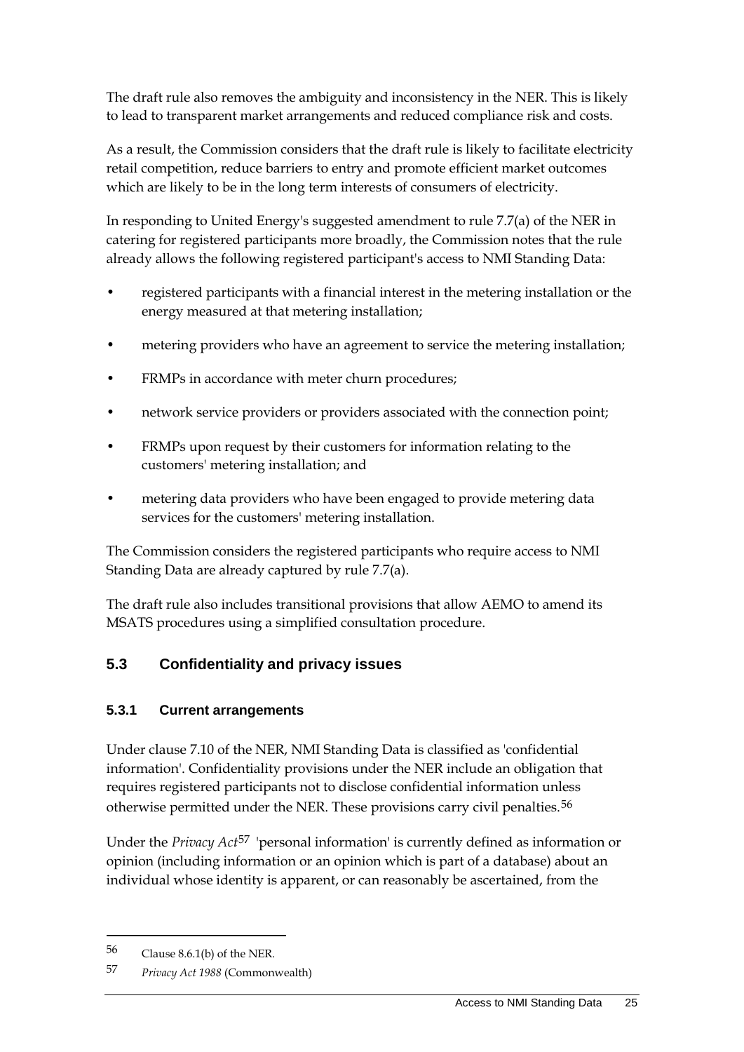The draft rule also removes the ambiguity and inconsistency in the NER. This is likely to lead to transparent market arrangements and reduced compliance risk and costs.

As a result, the Commission considers that the draft rule is likely to facilitate electricity retail competition, reduce barriers to entry and promote efficient market outcomes which are likely to be in the long term interests of consumers of electricity.

In responding to United Energy's suggested amendment to rule 7.7(a) of the NER in catering for registered participants more broadly, the Commission notes that the rule already allows the following registered participant's access to NMI Standing Data:

- registered participants with a financial interest in the metering installation or the energy measured at that metering installation;
- metering providers who have an agreement to service the metering installation;
- FRMPs in accordance with meter churn procedures;
- network service providers or providers associated with the connection point;
- FRMPs upon request by their customers for information relating to the customers' metering installation; and
- metering data providers who have been engaged to provide metering data services for the customers' metering installation.

The Commission considers the registered participants who require access to NMI Standing Data are already captured by rule 7.7(a).

The draft rule also includes transitional provisions that allow AEMO to amend its MSATS procedures using a simplified consultation procedure.

## 5.3 Confidentiality and privacy issues

### 5.3.1 Current arrangements

Under clause 7.10 of the NER, NMI Standing Data is classified as 'confidential information'. Confidentiality provisions under the NER include an obligation that requires registered participants not to disclose confidential information unless otherwise permitted under the NER. These provisions carry civil penalties.[56]

Under the *Privacy Act*[57] 'personal information' is currently defined as information or opinion (including information or an opinion which is part of a database) about an individual whose identity is apparent, or can reasonably be ascertained, from the

---

[56] Clause 8.6.1(b) of the NER.

[57] *Privacy Act 1988* (Commonwealth)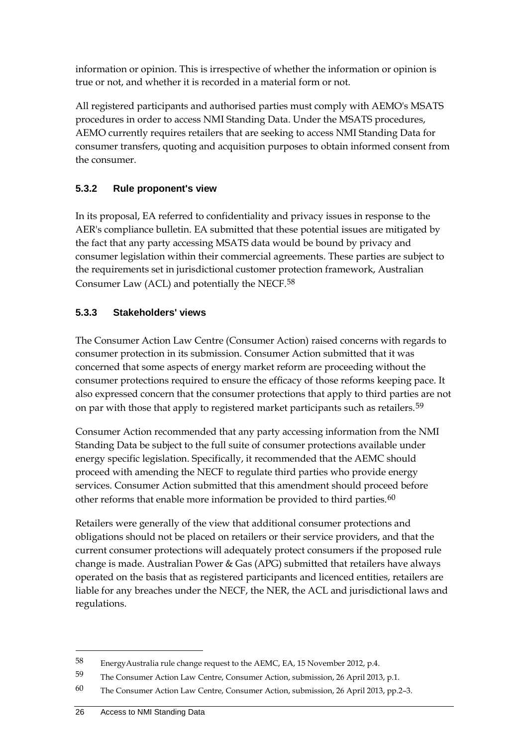information or opinion. This is irrespective of whether the information or opinion is true or not, and whether it is recorded in a material form or not.

All registered participants and authorised parties must comply with AEMO's MSATS procedures in order to access NMI Standing Data. Under the MSATS procedures, AEMO currently requires retailers that are seeking to access NMI Standing Data for consumer transfers, quoting and acquisition purposes to obtain informed consent from the consumer.

### 5.3.2 Rule proponent's view

In its proposal, EA referred to confidentiality and privacy issues in response to the AER's compliance bulletin. EA submitted that these potential issues are mitigated by the fact that any party accessing MSATS data would be bound by privacy and consumer legislation within their commercial agreements. These parties are subject to the requirements set in jurisdictional customer protection framework, Australian Consumer Law (ACL) and potentially the NECF.[58]

### 5.3.3 Stakeholders' views

The Consumer Action Law Centre (Consumer Action) raised concerns with regards to consumer protection in its submission. Consumer Action submitted that it was concerned that some aspects of energy market reform are proceeding without the consumer protections required to ensure the efficacy of those reforms keeping pace. It also expressed concern that the consumer protections that apply to third parties are not on par with those that apply to registered market participants such as retailers.[59]

Consumer Action recommended that any party accessing information from the NMI Standing Data be subject to the full suite of consumer protections available under energy specific legislation. Specifically, it recommended that the AEMC should proceed with amending the NECF to regulate third parties who provide energy services. Consumer Action submitted that this amendment should proceed before other reforms that enable more information be provided to third parties.[60]

Retailers were generally of the view that additional consumer protections and obligations should not be placed on retailers or their service providers, and that the current consumer protections will adequately protect consumers if the proposed rule change is made. Australian Power & Gas (APG) submitted that retailers have always operated on the basis that as registered participants and licenced entities, retailers are liable for any breaches under the NECF, the NER, the ACL and jurisdictional laws and regulations.

---

58 EnergyAustralia rule change request to the AEMC, EA, 15 November 2012, p.4.

59 The Consumer Action Law Centre, Consumer Action, submission, 26 April 2013, p.1.

60 The Consumer Action Law Centre, Consumer Action, submission, 26 April 2013, pp.2–3.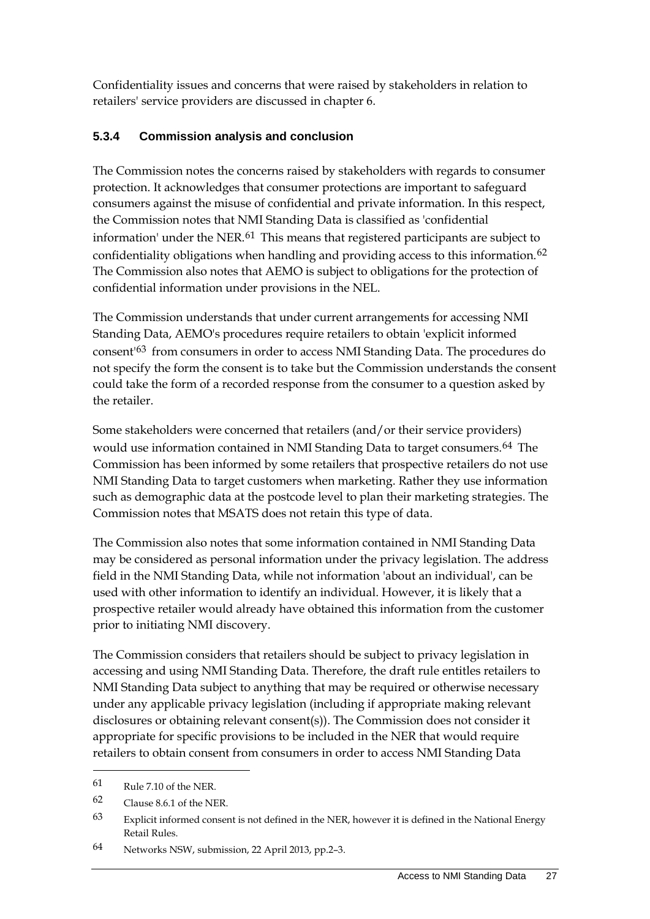Confidentiality issues and concerns that were raised by stakeholders in relation to retailers' service providers are discussed in chapter 6.

### 5.3.4 Commission analysis and conclusion

The Commission notes the concerns raised by stakeholders with regards to consumer protection. It acknowledges that consumer protections are important to safeguard consumers against the misuse of confidential and private information. In this respect, the Commission notes that NMI Standing Data is classified as 'confidential information' under the NER.[61] This means that registered participants are subject to confidentiality obligations when handling and providing access to this information.[62] The Commission also notes that AEMO is subject to obligations for the protection of confidential information under provisions in the NEL.

The Commission understands that under current arrangements for accessing NMI Standing Data, AEMO's procedures require retailers to obtain 'explicit informed consent'[63] from consumers in order to access NMI Standing Data. The procedures do not specify the form the consent is to take but the Commission understands the consent could take the form of a recorded response from the consumer to a question asked by the retailer.

Some stakeholders were concerned that retailers (and/or their service providers) would use information contained in NMI Standing Data to target consumers.[64] The Commission has been informed by some retailers that prospective retailers do not use NMI Standing Data to target customers when marketing. Rather they use information such as demographic data at the postcode level to plan their marketing strategies. The Commission notes that MSATS does not retain this type of data.

The Commission also notes that some information contained in NMI Standing Data may be considered as personal information under the privacy legislation. The address field in the NMI Standing Data, while not information 'about an individual', can be used with other information to identify an individual. However, it is likely that a prospective retailer would already have obtained this information from the customer prior to initiating NMI discovery.

The Commission considers that retailers should be subject to privacy legislation in accessing and using NMI Standing Data. Therefore, the draft rule entitles retailers to NMI Standing Data subject to anything that may be required or otherwise necessary under any applicable privacy legislation (including if appropriate making relevant disclosures or obtaining relevant consent(s)). The Commission does not consider it appropriate for specific provisions to be included in the NER that would require retailers to obtain consent from consumers in order to access NMI Standing Data

---

[61] Rule 7.10 of the NER.

[62] Clause 8.6.1 of the NER.

[63] Explicit informed consent is not defined in the NER, however it is defined in the National Energy Retail Rules.

[64] Networks NSW, submission, 22 April 2013, pp.2–3.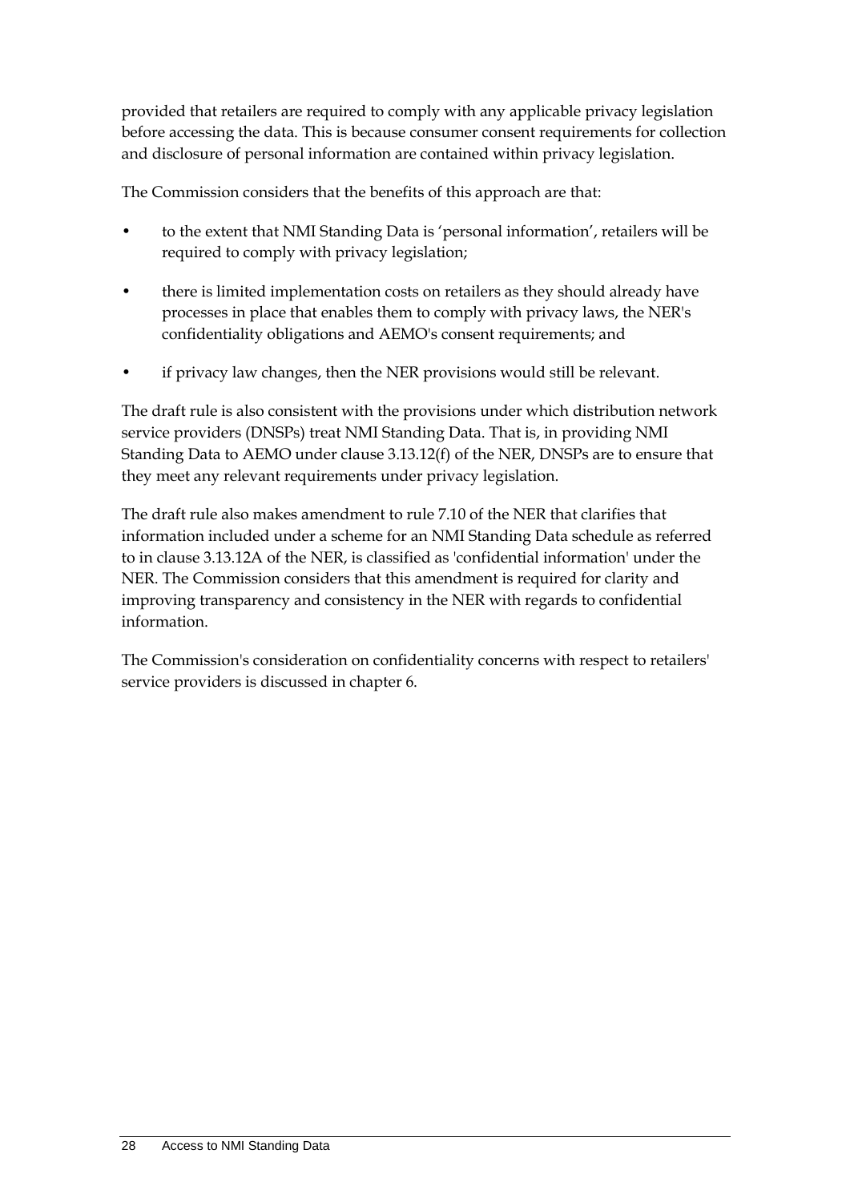provided that retailers are required to comply with any applicable privacy legislation before accessing the data. This is because consumer consent requirements for collection and disclosure of personal information are contained within privacy legislation.

The Commission considers that the benefits of this approach are that:

- to the extent that NMI Standing Data is 'personal information', retailers will be required to comply with privacy legislation;
- there is limited implementation costs on retailers as they should already have processes in place that enables them to comply with privacy laws, the NER's confidentiality obligations and AEMO's consent requirements; and
- if privacy law changes, then the NER provisions would still be relevant.

The draft rule is also consistent with the provisions under which distribution network service providers (DNSPs) treat NMI Standing Data. That is, in providing NMI Standing Data to AEMO under clause 3.13.12(f) of the NER, DNSPs are to ensure that they meet any relevant requirements under privacy legislation.

The draft rule also makes amendment to rule 7.10 of the NER that clarifies that information included under a scheme for an NMI Standing Data schedule as referred to in clause 3.13.12A of the NER, is classified as 'confidential information' under the NER. The Commission considers that this amendment is required for clarity and improving transparency and consistency in the NER with regards to confidential information.

The Commission's consideration on confidentiality concerns with respect to retailers' service providers is discussed in chapter 6.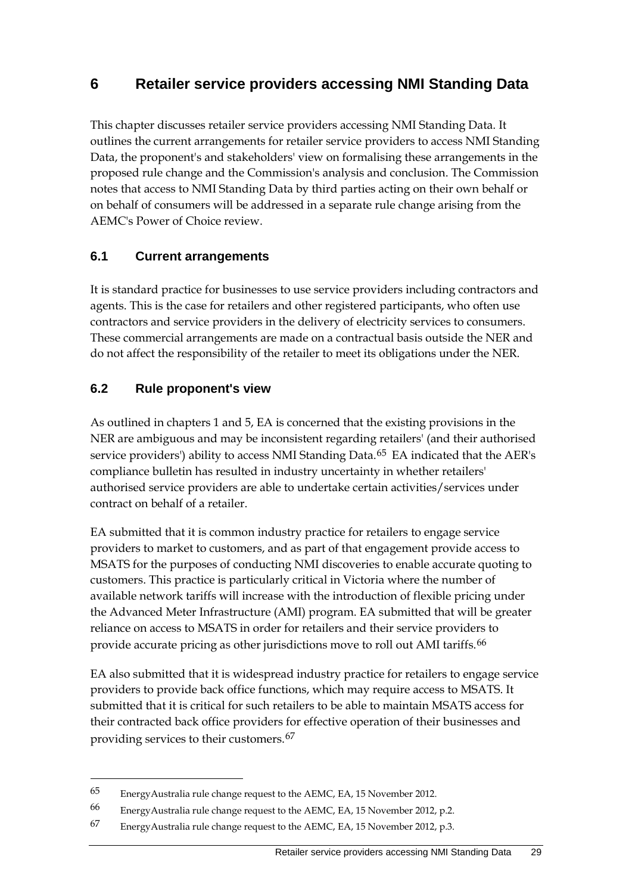# 6 Retailer service providers accessing NMI Standing Data

This chapter discusses retailer service providers accessing NMI Standing Data. It outlines the current arrangements for retailer service providers to access NMI Standing Data, the proponent's and stakeholders' view on formalising these arrangements in the proposed rule change and the Commission's analysis and conclusion. The Commission notes that access to NMI Standing Data by third parties acting on their own behalf or on behalf of consumers will be addressed in a separate rule change arising from the AEMC's Power of Choice review.

## 6.1 Current arrangements

It is standard practice for businesses to use service providers including contractors and agents. This is the case for retailers and other registered participants, who often use contractors and service providers in the delivery of electricity services to consumers. These commercial arrangements are made on a contractual basis outside the NER and do not affect the responsibility of the retailer to meet its obligations under the NER.

## 6.2 Rule proponent's view

As outlined in chapters 1 and 5, EA is concerned that the existing provisions in the NER are ambiguous and may be inconsistent regarding retailers' (and their authorised service providers') ability to access NMI Standing Data.[65] EA indicated that the AER's compliance bulletin has resulted in industry uncertainty in whether retailers' authorised service providers are able to undertake certain activities/services under contract on behalf of a retailer.

EA submitted that it is common industry practice for retailers to engage service providers to market to customers, and as part of that engagement provide access to MSATS for the purposes of conducting NMI discoveries to enable accurate quoting to customers. This practice is particularly critical in Victoria where the number of available network tariffs will increase with the introduction of flexible pricing under the Advanced Meter Infrastructure (AMI) program. EA submitted that will be greater reliance on access to MSATS in order for retailers and their service providers to provide accurate pricing as other jurisdictions move to roll out AMI tariffs.[66]

EA also submitted that it is widespread industry practice for retailers to engage service providers to provide back office functions, which may require access to MSATS. It submitted that it is critical for such retailers to be able to maintain MSATS access for their contracted back office providers for effective operation of their businesses and providing services to their customers.[67]

---

65 EnergyAustralia rule change request to the AEMC, EA, 15 November 2012.

66 EnergyAustralia rule change request to the AEMC, EA, 15 November 2012, p.2.

67 EnergyAustralia rule change request to the AEMC, EA, 15 November 2012, p.3.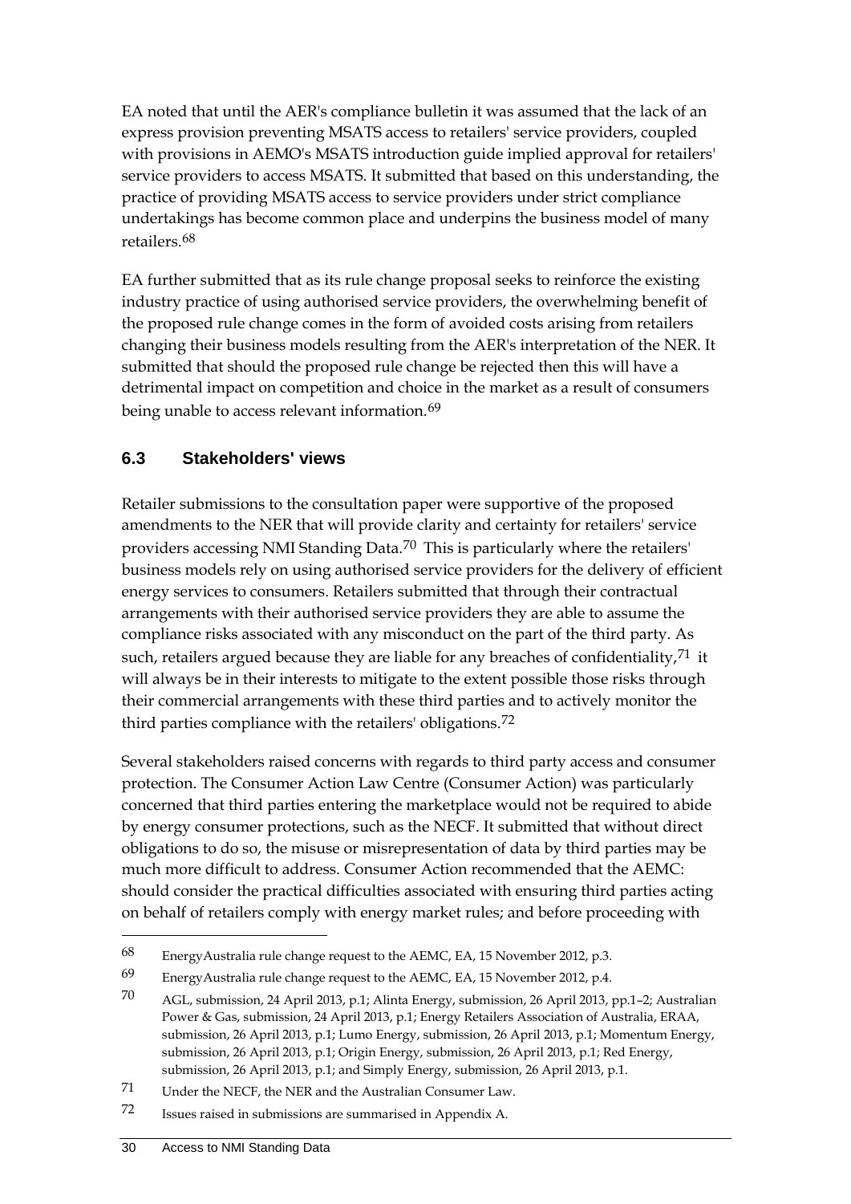EA noted that until the AER's compliance bulletin it was assumed that the lack of an express provision preventing MSATS access to retailers' service providers, coupled with provisions in AEMO's MSATS introduction guide implied approval for retailers' service providers to access MSATS. It submitted that based on this understanding, the practice of providing MSATS access to service providers under strict compliance undertakings has become common place and underpins the business model of many retailers.[68]

EA further submitted that as its rule change proposal seeks to reinforce the existing industry practice of using authorised service providers, the overwhelming benefit of the proposed rule change comes in the form of avoided costs arising from retailers changing their business models resulting from the AER's interpretation of the NER. It submitted that should the proposed rule change be rejected then this will have a detrimental impact on competition and choice in the market as a result of consumers being unable to access relevant information.[69]

## 6.3 Stakeholders' views

Retailer submissions to the consultation paper were supportive of the proposed amendments to the NER that will provide clarity and certainty for retailers' service providers accessing NMI Standing Data.[70] This is particularly where the retailers' business models rely on using authorised service providers for the delivery of efficient energy services to consumers. Retailers submitted that through their contractual arrangements with their authorised service providers they are able to assume the compliance risks associated with any misconduct on the part of the third party. As such, retailers argued because they are liable for any breaches of confidentiality,[71] it will always be in their interests to mitigate to the extent possible those risks through their commercial arrangements with these third parties and to actively monitor the third parties compliance with the retailers' obligations.[72]

Several stakeholders raised concerns with regards to third party access and consumer protection. The Consumer Action Law Centre (Consumer Action) was particularly concerned that third parties entering the marketplace would not be required to abide by energy consumer protections, such as the NECF. It submitted that without direct obligations to do so, the misuse or misrepresentation of data by third parties may be much more difficult to address. Consumer Action recommended that the AEMC: should consider the practical difficulties associated with ensuring third parties acting on behalf of retailers comply with energy market rules; and before proceeding with

---

68 EnergyAustralia rule change request to the AEMC, EA, 15 November 2012, p.3.

69 EnergyAustralia rule change request to the AEMC, EA, 15 November 2012, p.4.

70 AGL, submission, 24 April 2013, p.1; Alinta Energy, submission, 26 April 2013, pp.1–2; Australian Power & Gas, submission, 24 April 2013, p.1; Energy Retailers Association of Australia, ERAA, submission, 26 April 2013, p.1; Lumo Energy, submission, 26 April 2013, p.1; Momentum Energy, submission, 26 April 2013, p.1; Origin Energy, submission, 26 April 2013, p.1; Red Energy, submission, 26 April 2013, p.1; and Simply Energy, submission, 26 April 2013, p.1.

71 Under the NECF, the NER and the Australian Consumer Law.

72 Issues raised in submissions are summarised in Appendix A.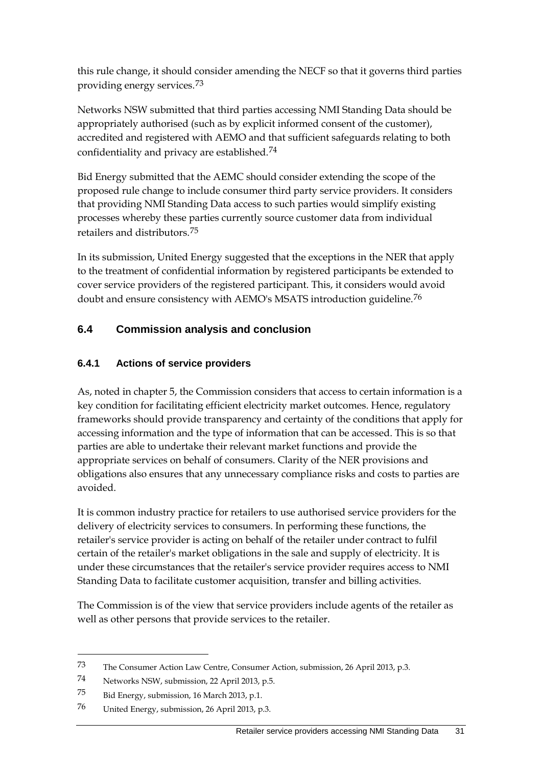this rule change, it should consider amending the NECF so that it governs third parties providing energy services.[73]

Networks NSW submitted that third parties accessing NMI Standing Data should be appropriately authorised (such as by explicit informed consent of the customer), accredited and registered with AEMO and that sufficient safeguards relating to both confidentiality and privacy are established.[74]

Bid Energy submitted that the AEMC should consider extending the scope of the proposed rule change to include consumer third party service providers. It considers that providing NMI Standing Data access to such parties would simplify existing processes whereby these parties currently source customer data from individual retailers and distributors.[75]

In its submission, United Energy suggested that the exceptions in the NER that apply to the treatment of confidential information by registered participants be extended to cover service providers of the registered participant. This, it considers would avoid doubt and ensure consistency with AEMO's MSATS introduction guideline.[76]

## 6.4 Commission analysis and conclusion

### 6.4.1 Actions of service providers

As, noted in chapter 5, the Commission considers that access to certain information is a key condition for facilitating efficient electricity market outcomes. Hence, regulatory frameworks should provide transparency and certainty of the conditions that apply for accessing information and the type of information that can be accessed. This is so that parties are able to undertake their relevant market functions and provide the appropriate services on behalf of consumers. Clarity of the NER provisions and obligations also ensures that any unnecessary compliance risks and costs to parties are avoided.

It is common industry practice for retailers to use authorised service providers for the delivery of electricity services to consumers. In performing these functions, the retailer's service provider is acting on behalf of the retailer under contract to fulfil certain of the retailer's market obligations in the sale and supply of electricity. It is under these circumstances that the retailer's service provider requires access to NMI Standing Data to facilitate customer acquisition, transfer and billing activities.

The Commission is of the view that service providers include agents of the retailer as well as other persons that provide services to the retailer.

73 The Consumer Action Law Centre, Consumer Action, submission, 26 April 2013, p.3.

74 Networks NSW, submission, 22 April 2013, p.5.

75 Bid Energy, submission, 16 March 2013, p.1.

76 United Energy, submission, 26 April 2013, p.3.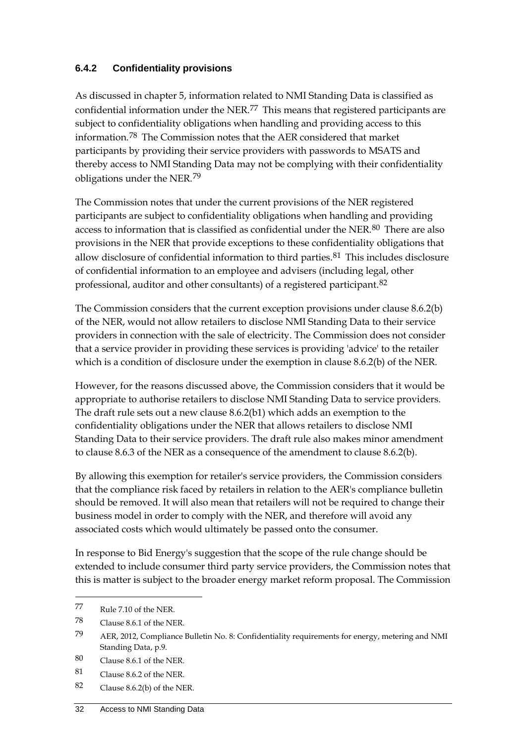### 6.4.2 Confidentiality provisions

As discussed in chapter 5, information related to NMI Standing Data is classified as confidential information under the NER.[77] This means that registered participants are subject to confidentiality obligations when handling and providing access to this information.[78] The Commission notes that the AER considered that market participants by providing their service providers with passwords to MSATS and thereby access to NMI Standing Data may not be complying with their confidentiality obligations under the NER.[79]

The Commission notes that under the current provisions of the NER registered participants are subject to confidentiality obligations when handling and providing access to information that is classified as confidential under the NER.[80] There are also provisions in the NER that provide exceptions to these confidentiality obligations that allow disclosure of confidential information to third parties.[81] This includes disclosure of confidential information to an employee and advisers (including legal, other professional, auditor and other consultants) of a registered participant.[82]

The Commission considers that the current exception provisions under clause 8.6.2(b) of the NER, would not allow retailers to disclose NMI Standing Data to their service providers in connection with the sale of electricity. The Commission does not consider that a service provider in providing these services is providing 'advice' to the retailer which is a condition of disclosure under the exemption in clause 8.6.2(b) of the NER.

However, for the reasons discussed above, the Commission considers that it would be appropriate to authorise retailers to disclose NMI Standing Data to service providers. The draft rule sets out a new clause 8.6.2(b1) which adds an exemption to the confidentiality obligations under the NER that allows retailers to disclose NMI Standing Data to their service providers. The draft rule also makes minor amendment to clause 8.6.3 of the NER as a consequence of the amendment to clause 8.6.2(b).

By allowing this exemption for retailer's service providers, the Commission considers that the compliance risk faced by retailers in relation to the AER's compliance bulletin should be removed. It will also mean that retailers will not be required to change their business model in order to comply with the NER, and therefore will avoid any associated costs which would ultimately be passed onto the consumer.

In response to Bid Energy's suggestion that the scope of the rule change should be extended to include consumer third party service providers, the Commission notes that this is matter is subject to the broader energy market reform proposal. The Commission

---

77 Rule 7.10 of the NER.

78 Clause 8.6.1 of the NER.

79 AER, 2012, Compliance Bulletin No. 8: Confidentiality requirements for energy, metering and NMI Standing Data, p.9.

80 Clause 8.6.1 of the NER.

81 Clause 8.6.2 of the NER.

82 Clause 8.6.2(b) of the NER.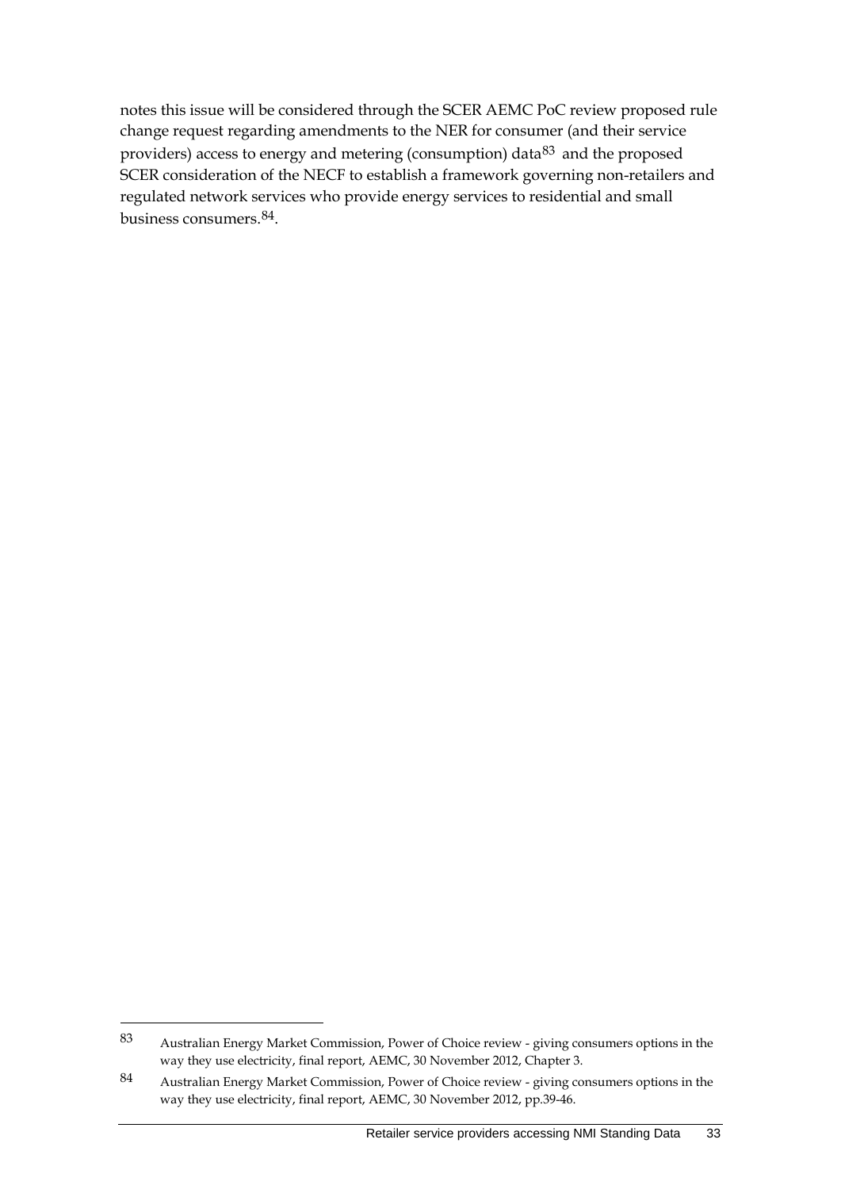notes this issue will be considered through the SCER AEMC PoC review proposed rule change request regarding amendments to the NER for consumer (and their service providers) access to energy and metering (consumption) data[83] and the proposed SCER consideration of the NECF to establish a framework governing non-retailers and regulated network services who provide energy services to residential and small business consumers.[84].

---

[83] Australian Energy Market Commission, Power of Choice review - giving consumers options in the way they use electricity, final report, AEMC, 30 November 2012, Chapter 3.

[84] Australian Energy Market Commission, Power of Choice review - giving consumers options in the way they use electricity, final report, AEMC, 30 November 2012, pp.39-46.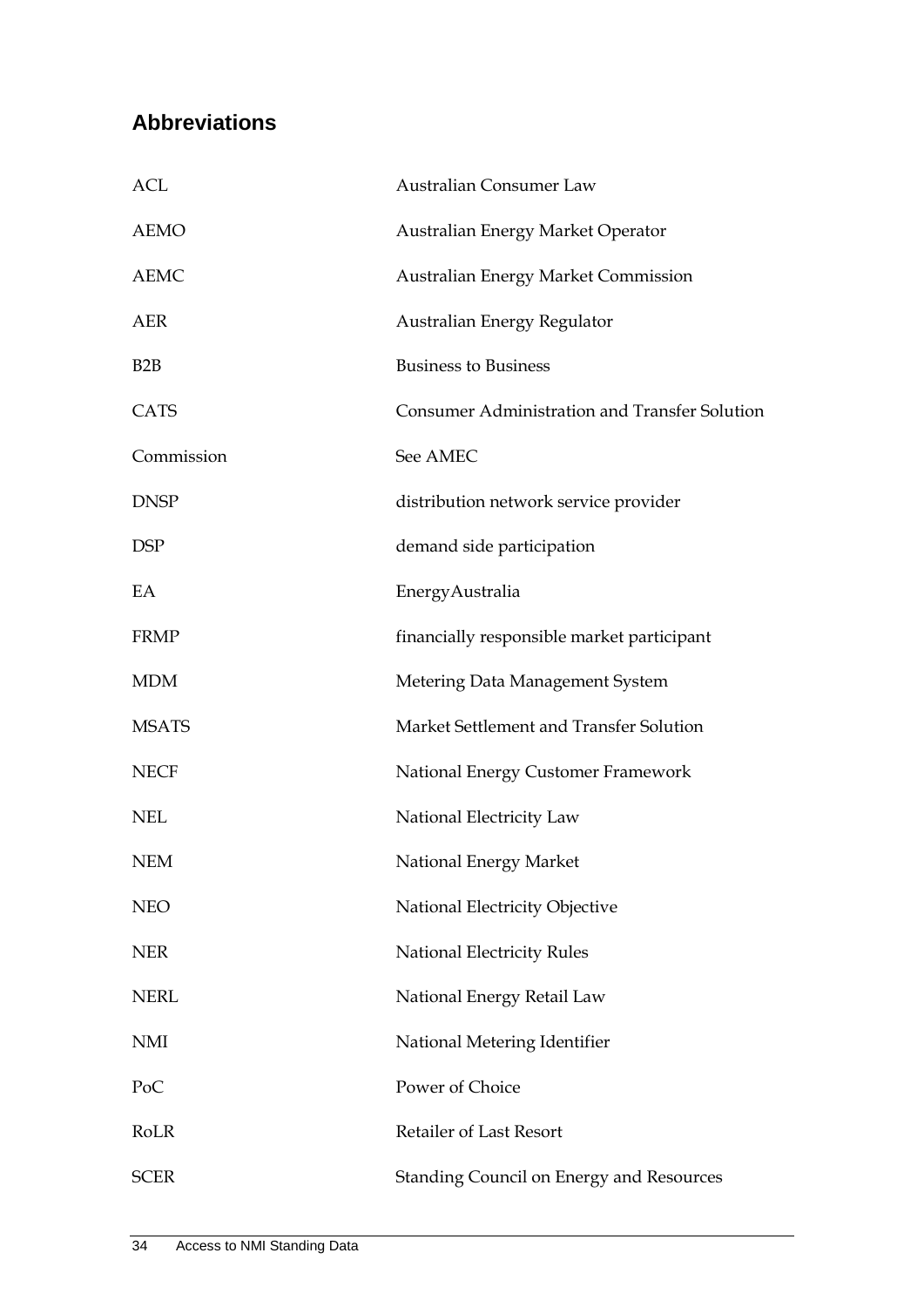## Abbreviations

| | |
|---|---|
| ACL | Australian Consumer Law |
| AEMO | Australian Energy Market Operator |
| AEMC | Australian Energy Market Commission |
| AER | Australian Energy Regulator |
| B2B | Business to Business |
| CATS | Consumer Administration and Transfer Solution |
| Commission | See AMEC |
| DNSP | distribution network service provider |
| DSP | demand side participation |
| EA | EnergyAustralia |
| FRMP | financially responsible market participant |
| MDM | Metering Data Management System |
| MSATS | Market Settlement and Transfer Solution |
| NECF | National Energy Customer Framework |
| NEL | National Electricity Law |
| NEM | National Energy Market |
| NEO | National Electricity Objective |
| NER | National Electricity Rules |
| NERL | National Energy Retail Law |
| NMI | National Metering Identifier |
| PoC | Power of Choice |
| RoLR | Retailer of Last Resort |
| SCER | Standing Council on Energy and Resources |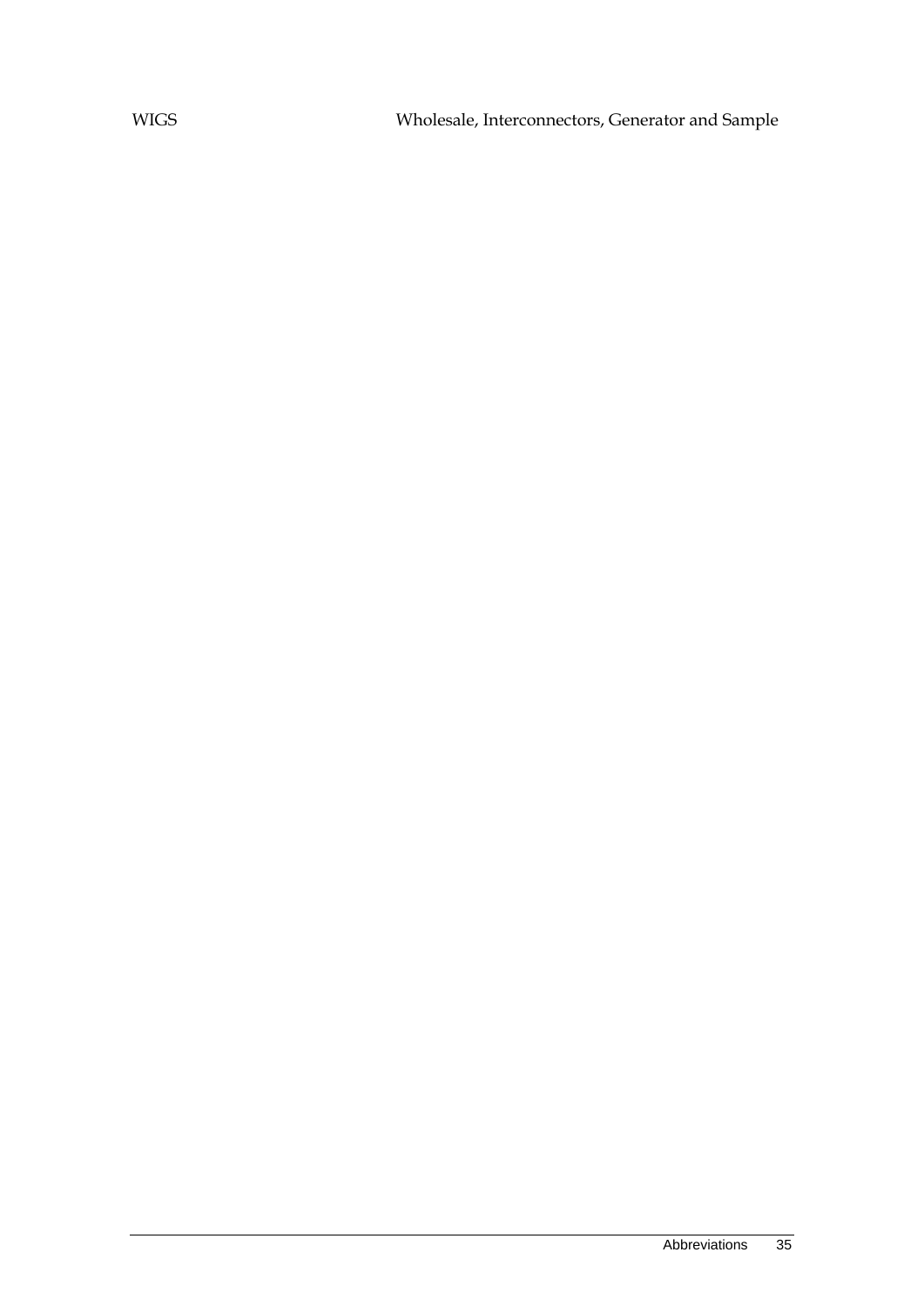| | |
|---|---|
| WIGS | Wholesale, Interconnectors, Generator and Sample |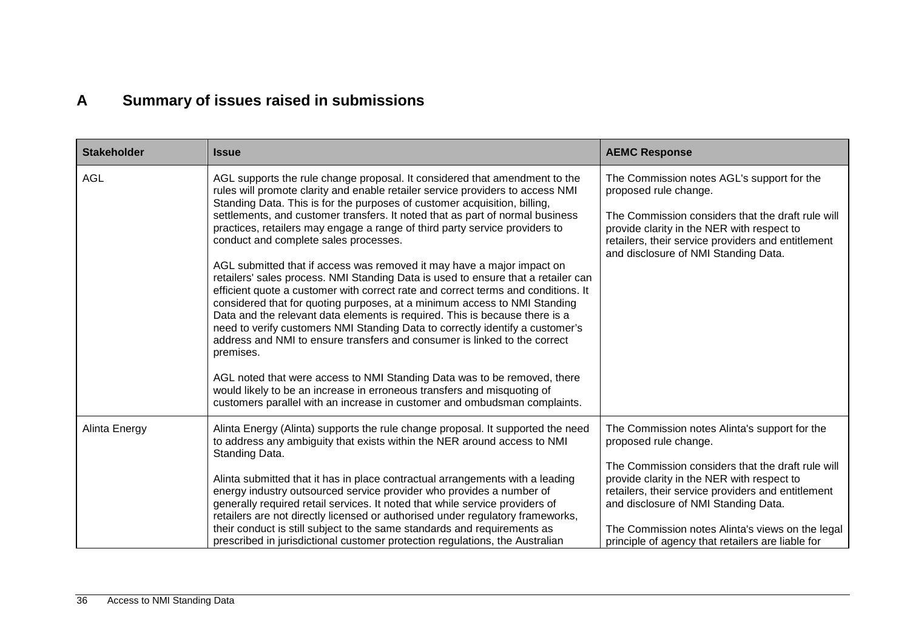# A Summary of issues raised in submissions

| Stakeholder | Issue | AEMC Response |
|---|---|---|
| AGL | AGL supports the rule change proposal. It considered that amendment to the rules will promote clarity and enable retailer service providers to access NMI Standing Data. This is for the purposes of customer acquisition, billing, settlements, and customer transfers. It noted that as part of normal business practices, retailers may engage a range of third party service providers to conduct and complete sales processes.<br><br>AGL submitted that if access was removed it may have a major impact on retailers' sales process. NMI Standing Data is used to ensure that a retailer can efficient quote a customer with correct rate and correct terms and conditions. It considered that for quoting purposes, at a minimum access to NMI Standing Data and the relevant data elements is required. This is because there is a need to verify customers NMI Standing Data to correctly identify a customer's address and NMI to ensure transfers and consumer is linked to the correct premises.<br><br>AGL noted that were access to NMI Standing Data was to be removed, there would likely to be an increase in erroneous transfers and misquoting of customers parallel with an increase in customer and ombudsman complaints. | The Commission notes AGL's support for the proposed rule change.<br><br>The Commission considers that the draft rule will provide clarity in the NER with respect to retailers, their service providers and entitlement and disclosure of NMI Standing Data. |
| Alinta Energy | Alinta Energy (Alinta) supports the rule change proposal. It supported the need to address any ambiguity that exists within the NER around access to NMI Standing Data.<br><br>Alinta submitted that it has in place contractual arrangements with a leading energy industry outsourced service provider who provides a number of generally required retail services. It noted that while service providers of retailers are not directly licensed or authorised under regulatory frameworks, their conduct is still subject to the same standards and requirements as prescribed in jurisdictional customer protection regulations, the Australian | The Commission notes Alinta's support for the proposed rule change.<br><br>The Commission considers that the draft rule will provide clarity in the NER with respect to retailers, their service providers and entitlement and disclosure of NMI Standing Data.<br><br>The Commission notes Alinta's views on the legal principle of agency that retailers are liable for |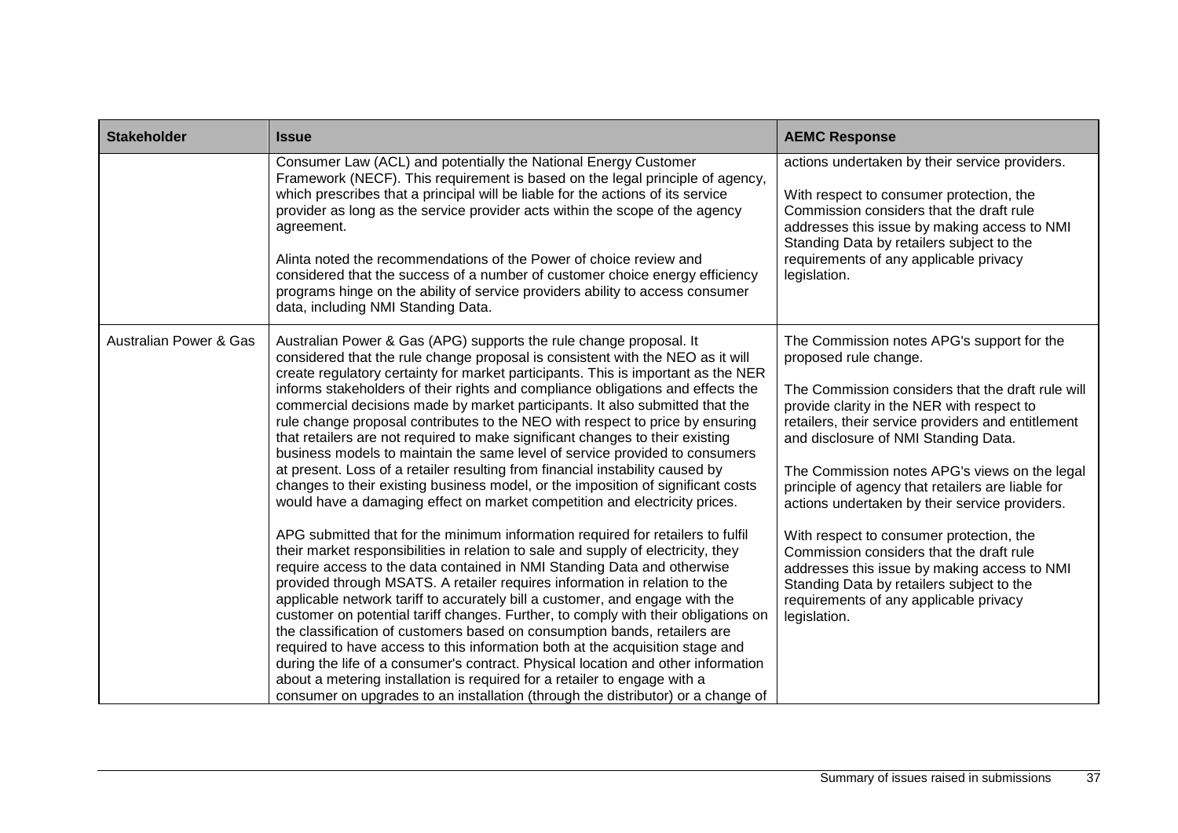| Stakeholder | Issue | AEMC Response |
|---|---|---|
| | Consumer Law (ACL) and potentially the National Energy Customer Framework (NECF). This requirement is based on the legal principle of agency, which prescribes that a principal will be liable for the actions of its service provider as long as the service provider acts within the scope of the agency agreement.<br><br>Alinta noted the recommendations of the Power of choice review and considered that the success of a number of customer choice energy efficiency programs hinge on the ability of service providers ability to access consumer data, including NMI Standing Data. | actions undertaken by their service providers.<br><br>With respect to consumer protection, the Commission considers that the draft rule addresses this issue by making access to NMI Standing Data by retailers subject to the requirements of any applicable privacy legislation. |
| Australian Power & Gas | Australian Power & Gas (APG) supports the rule change proposal. It considered that the rule change proposal is consistent with the NEO as it will create regulatory certainty for market participants. This is important as the NER informs stakeholders of their rights and compliance obligations and effects the commercial decisions made by market participants. It also submitted that the rule change proposal contributes to the NEO with respect to price by ensuring that retailers are not required to make significant changes to their existing business models to maintain the same level of service provided to consumers at present. Loss of a retailer resulting from financial instability caused by changes to their existing business model, or the imposition of significant costs would have a damaging effect on market competition and electricity prices.<br><br>APG submitted that for the minimum information required for retailers to fulfil their market responsibilities in relation to sale and supply of electricity, they require access to the data contained in NMI Standing Data and otherwise provided through MSATS. A retailer requires information in relation to the applicable network tariff to accurately bill a customer, and engage with the customer on potential tariff changes. Further, to comply with their obligations on the classification of customers based on consumption bands, retailers are required to have access to this information both at the acquisition stage and during the life of a consumer's contract. Physical location and other information about a metering installation is required for a retailer to engage with a consumer on upgrades to an installation (through the distributor) or a change of | The Commission notes APG's support for the proposed rule change.<br><br>The Commission considers that the draft rule will provide clarity in the NER with respect to retailers, their service providers and entitlement and disclosure of NMI Standing Data.<br><br>The Commission notes APG's views on the legal principle of agency that retailers are liable for actions undertaken by their service providers.<br><br>With respect to consumer protection, the Commission considers that the draft rule addresses this issue by making access to NMI Standing Data by retailers subject to the requirements of any applicable privacy legislation. |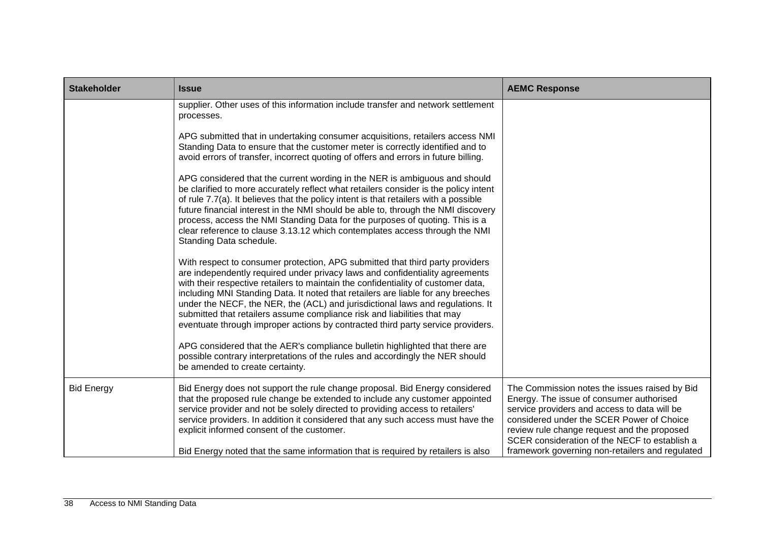| Stakeholder | Issue | AEMC Response |
| --- | --- | --- |
| | supplier. Other uses of this information include transfer and network settlement processes.<br><br>APG submitted that in undertaking consumer acquisitions, retailers access NMI Standing Data to ensure that the customer meter is correctly identified and to avoid errors of transfer, incorrect quoting of offers and errors in future billing.<br><br>APG considered that the current wording in the NER is ambiguous and should be clarified to more accurately reflect what retailers consider is the policy intent of rule 7.7(a). It believes that the policy intent is that retailers with a possible future financial interest in the NMI should be able to, through the NMI discovery process, access the NMI Standing Data for the purposes of quoting. This is a clear reference to clause 3.13.12 which contemplates access through the NMI Standing Data schedule.<br><br>With respect to consumer protection, APG submitted that third party providers are independently required under privacy laws and confidentiality agreements with their respective retailers to maintain the confidentiality of customer data, including MNI Standing Data. It noted that retailers are liable for any breeches under the NECF, the NER, the (ACL) and jurisdictional laws and regulations. It submitted that retailers assume compliance risk and liabilities that may eventuate through improper actions by contracted third party service providers.<br><br>APG considered that the AER's compliance bulletin highlighted that there are possible contrary interpretations of the rules and accordingly the NER should be amended to create certainty. | |
| Bid Energy | Bid Energy does not support the rule change proposal. Bid Energy considered that the proposed rule change be extended to include any customer appointed service provider and not be solely directed to providing access to retailers' service providers. In addition it considered that any such access must have the explicit informed consent of the customer.<br><br>Bid Energy noted that the same information that is required by retailers is also | The Commission notes the issues raised by Bid Energy. The issue of consumer authorised service providers and access to data will be considered under the SCER Power of Choice review rule change request and the proposed SCER consideration of the NECF to establish a framework governing non-retailers and regulated |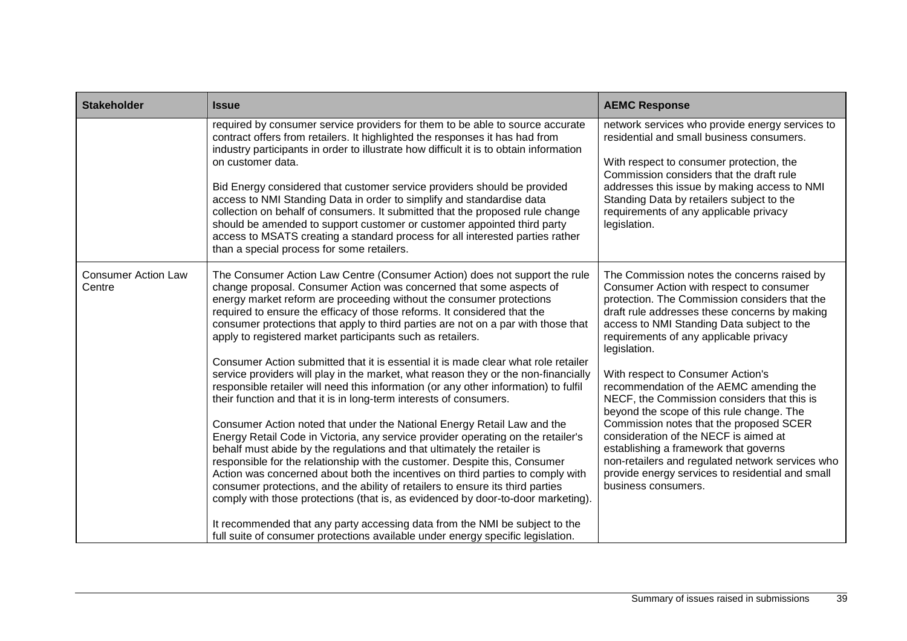| Stakeholder | Issue | AEMC Response |
|---|---|---|
| | required by consumer service providers for them to be able to source accurate contract offers from retailers. It highlighted the responses it has had from industry participants in order to illustrate how difficult it is to obtain information on customer data.<br><br>Bid Energy considered that customer service providers should be provided access to NMI Standing Data in order to simplify and standardise data collection on behalf of consumers. It submitted that the proposed rule change should be amended to support customer or customer appointed third party access to MSATS creating a standard process for all interested parties rather than a special process for some retailers. | network services who provide energy services to residential and small business consumers.<br><br>With respect to consumer protection, the Commission considers that the draft rule addresses this issue by making access to NMI Standing Data by retailers subject to the requirements of any applicable privacy legislation. |
| Consumer Action Law Centre | The Consumer Action Law Centre (Consumer Action) does not support the rule change proposal. Consumer Action was concerned that some aspects of energy market reform are proceeding without the consumer protections required to ensure the efficacy of those reforms. It considered that the consumer protections that apply to third parties are not on a par with those that apply to registered market participants such as retailers.<br><br>Consumer Action submitted that it is essential it is made clear what role retailer service providers will play in the market, what reason they or the non-financially responsible retailer will need this information (or any other information) to fulfil their function and that it is in long-term interests of consumers.<br><br>Consumer Action noted that under the National Energy Retail Law and the Energy Retail Code in Victoria, any service provider operating on the retailer's behalf must abide by the regulations and that ultimately the retailer is responsible for the relationship with the customer. Despite this, Consumer Action was concerned about both the incentives on third parties to comply with consumer protections, and the ability of retailers to ensure its third parties comply with those protections (that is, as evidenced by door-to-door marketing).<br><br>It recommended that any party accessing data from the NMI be subject to the full suite of consumer protections available under energy specific legislation. | The Commission notes the concerns raised by Consumer Action with respect to consumer protection. The Commission considers that the draft rule addresses these concerns by making access to NMI Standing Data subject to the requirements of any applicable privacy legislation.<br><br>With respect to Consumer Action's recommendation of the AEMC amending the NECF, the Commission considers that this is beyond the scope of this rule change. The Commission notes that the proposed SCER consideration of the NECF is aimed at establishing a framework that governs non-retailers and regulated network services who provide energy services to residential and small business consumers. |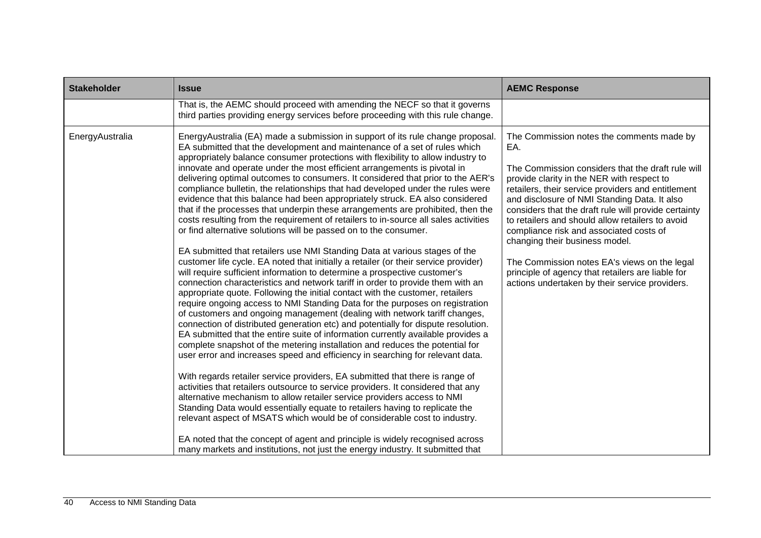| Stakeholder | Issue | AEMC Response |
|---|---|---|
| | That is, the AEMC should proceed with amending the NECF so that it governs third parties providing energy services before proceeding with this rule change. | |
| EnergyAustralia | EnergyAustralia (EA) made a submission in support of its rule change proposal. EA submitted that the development and maintenance of a set of rules which appropriately balance consumer protections with flexibility to allow industry to innovate and operate under the most efficient arrangements is pivotal in delivering optimal outcomes to consumers. It considered that prior to the AER's compliance bulletin, the relationships that had developed under the rules were evidence that this balance had been appropriately struck. EA also considered that if the processes that underpin these arrangements are prohibited, then the costs resulting from the requirement of retailers to in-source all sales activities or find alternative solutions will be passed on to the consumer.<br><br>EA submitted that retailers use NMI Standing Data at various stages of the customer life cycle. EA noted that initially a retailer (or their service provider) will require sufficient information to determine a prospective customer's connection characteristics and network tariff in order to provide them with an appropriate quote. Following the initial contact with the customer, retailers require ongoing access to NMI Standing Data for the purposes on registration of customers and ongoing management (dealing with network tariff changes, connection of distributed generation etc) and potentially for dispute resolution. EA submitted that the entire suite of information currently available provides a complete snapshot of the metering installation and reduces the potential for user error and increases speed and efficiency in searching for relevant data.<br><br>With regards retailer service providers, EA submitted that there is range of activities that retailers outsource to service providers. It considered that any alternative mechanism to allow retailer service providers access to NMI Standing Data would essentially equate to retailers having to replicate the relevant aspect of MSATS which would be of considerable cost to industry.<br><br>EA noted that the concept of agent and principle is widely recognised across many markets and institutions, not just the energy industry. It submitted that | The Commission notes the comments made by EA.<br><br>The Commission considers that the draft rule will provide clarity in the NER with respect to retailers, their service providers and entitlement and disclosure of NMI Standing Data. It also considers that the draft rule will provide certainty to retailers and should allow retailers to avoid compliance risk and associated costs of changing their business model.<br><br>The Commission notes EA's views on the legal principle of agency that retailers are liable for actions undertaken by their service providers. |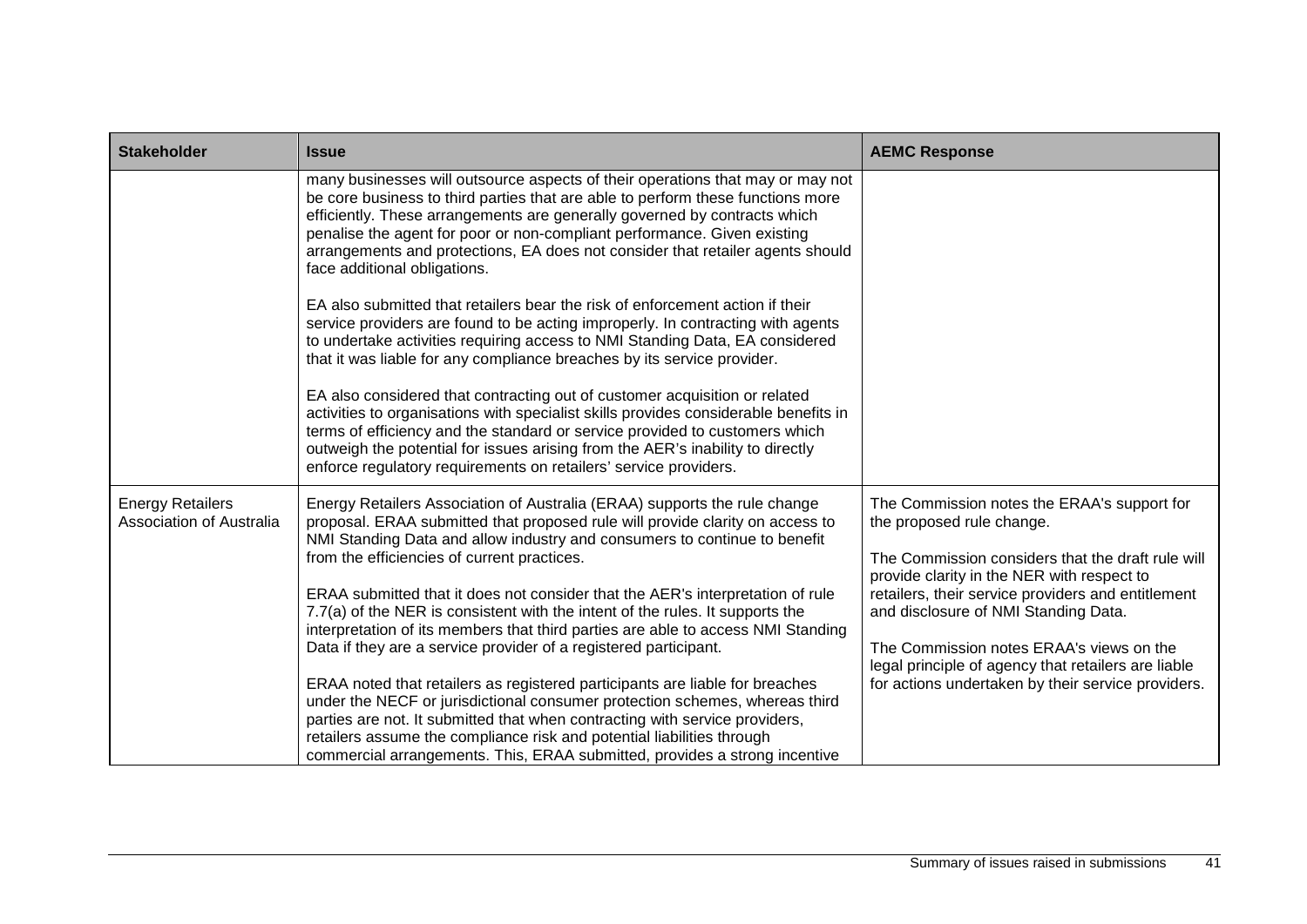| Stakeholder | Issue | AEMC Response |
|---|---|---|
| | many businesses will outsource aspects of their operations that may or may not be core business to third parties that are able to perform these functions more efficiently. These arrangements are generally governed by contracts which penalise the agent for poor or non-compliant performance. Given existing arrangements and protections, EA does not consider that retailer agents should face additional obligations.<br><br>EA also submitted that retailers bear the risk of enforcement action if their service providers are found to be acting improperly. In contracting with agents to undertake activities requiring access to NMI Standing Data, EA considered that it was liable for any compliance breaches by its service provider.<br><br>EA also considered that contracting out of customer acquisition or related activities to organisations with specialist skills provides considerable benefits in terms of efficiency and the standard or service provided to customers which outweigh the potential for issues arising from the AER's inability to directly enforce regulatory requirements on retailers' service providers. | |
| Energy Retailers Association of Australia | Energy Retailers Association of Australia (ERAA) supports the rule change proposal. ERAA submitted that proposed rule will provide clarity on access to NMI Standing Data and allow industry and consumers to continue to benefit from the efficiencies of current practices.<br><br>ERAA submitted that it does not consider that the AER's interpretation of rule 7.7(a) of the NER is consistent with the intent of the rules. It supports the interpretation of its members that third parties are able to access NMI Standing Data if they are a service provider of a registered participant.<br><br>ERAA noted that retailers as registered participants are liable for breaches under the NECF or jurisdictional consumer protection schemes, whereas third parties are not. It submitted that when contracting with service providers, retailers assume the compliance risk and potential liabilities through commercial arrangements. This, ERAA submitted, provides a strong incentive | The Commission notes the ERAA's support for the proposed rule change.<br><br>The Commission considers that the draft rule will provide clarity in the NER with respect to retailers, their service providers and entitlement and disclosure of NMI Standing Data.<br><br>The Commission notes ERAA's views on the legal principle of agency that retailers are liable for actions undertaken by their service providers. |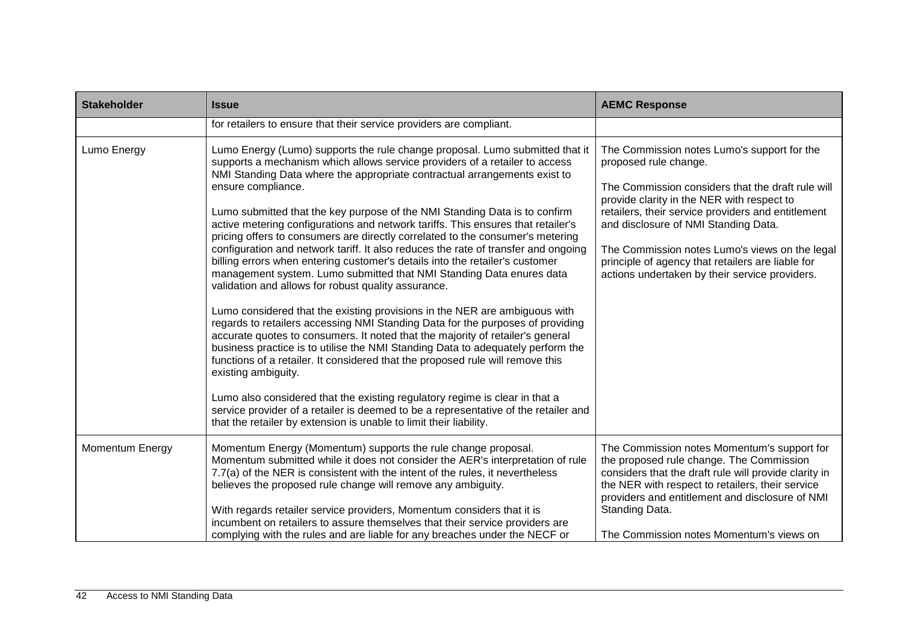| Stakeholder | Issue | AEMC Response |
|---|---|---|
| | for retailers to ensure that their service providers are compliant. | |
| Lumo Energy | Lumo Energy (Lumo) supports the rule change proposal. Lumo submitted that it supports a mechanism which allows service providers of a retailer to access NMI Standing Data where the appropriate contractual arrangements exist to ensure compliance.<br><br>Lumo submitted that the key purpose of the NMI Standing Data is to confirm active metering configurations and network tariffs. This ensures that retailer's pricing offers to consumers are directly correlated to the consumer's metering configuration and network tariff. It also reduces the rate of transfer and ongoing billing errors when entering customer's details into the retailer's customer management system. Lumo submitted that NMI Standing Data enures data validation and allows for robust quality assurance.<br><br>Lumo considered that the existing provisions in the NER are ambiguous with regards to retailers accessing NMI Standing Data for the purposes of providing accurate quotes to consumers. It noted that the majority of retailer's general business practice is to utilise the NMI Standing Data to adequately perform the functions of a retailer. It considered that the proposed rule will remove this existing ambiguity.<br><br>Lumo also considered that the existing regulatory regime is clear in that a service provider of a retailer is deemed to be a representative of the retailer and that the retailer by extension is unable to limit their liability. | The Commission notes Lumo's support for the proposed rule change.<br><br>The Commission considers that the draft rule will provide clarity in the NER with respect to retailers, their service providers and entitlement and disclosure of NMI Standing Data.<br><br>The Commission notes Lumo's views on the legal principle of agency that retailers are liable for actions undertaken by their service providers. |
| Momentum Energy | Momentum Energy (Momentum) supports the rule change proposal. Momentum submitted while it does not consider the AER's interpretation of rule 7.7(a) of the NER is consistent with the intent of the rules, it nevertheless believes the proposed rule change will remove any ambiguity.<br><br>With regards retailer service providers, Momentum considers that it is incumbent on retailers to assure themselves that their service providers are complying with the rules and are liable for any breaches under the NECF or | The Commission notes Momentum's support for the proposed rule change. The Commission considers that the draft rule will provide clarity in the NER with respect to retailers, their service providers and entitlement and disclosure of NMI Standing Data.<br><br>The Commission notes Momentum's views on |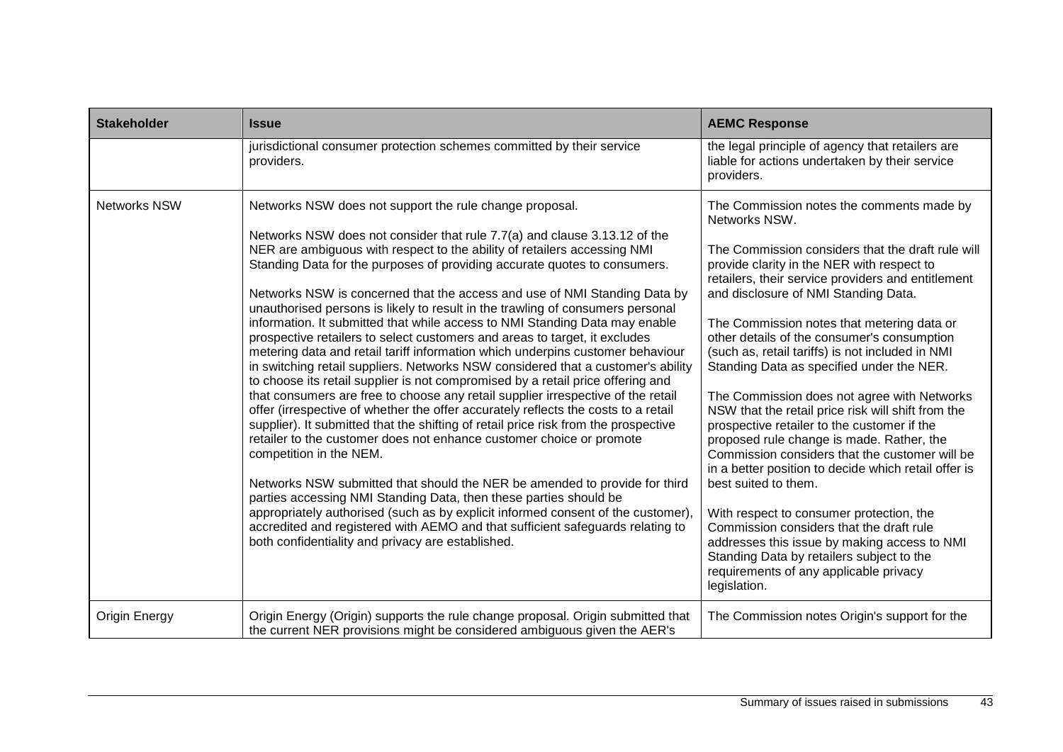| Stakeholder | Issue | AEMC Response |
|---|---|---|
| | jurisdictional consumer protection schemes committed by their service providers. | the legal principle of agency that retailers are liable for actions undertaken by their service providers. |
| Networks NSW | Networks NSW does not support the rule change proposal.<br><br>Networks NSW does not consider that rule 7.7(a) and clause 3.13.12 of the NER are ambiguous with respect to the ability of retailers accessing NMI Standing Data for the purposes of providing accurate quotes to consumers.<br><br>Networks NSW is concerned that the access and use of NMI Standing Data by unauthorised persons is likely to result in the trawling of consumers personal information. It submitted that while access to NMI Standing Data may enable prospective retailers to select customers and areas to target, it excludes metering data and retail tariff information which underpins customer behaviour in switching retail suppliers. Networks NSW considered that a customer's ability to choose its retail supplier is not compromised by a retail price offering and that consumers are free to choose any retail supplier irrespective of the retail offer (irrespective of whether the offer accurately reflects the costs to a retail supplier). It submitted that the shifting of retail price risk from the prospective retailer to the customer does not enhance customer choice or promote competition in the NEM.<br><br>Networks NSW submitted that should the NER be amended to provide for third parties accessing NMI Standing Data, then these parties should be appropriately authorised (such as by explicit informed consent of the customer), accredited and registered with AEMO and that sufficient safeguards relating to both confidentiality and privacy are established. | The Commission notes the comments made by Networks NSW.<br><br>The Commission considers that the draft rule will provide clarity in the NER with respect to retailers, their service providers and entitlement and disclosure of NMI Standing Data.<br><br>The Commission notes that metering data or other details of the consumer's consumption (such as, retail tariffs) is not included in NMI Standing Data as specified under the NER.<br><br>The Commission does not agree with Networks NSW that the retail price risk will shift from the prospective retailer to the customer if the proposed rule change is made. Rather, the Commission considers that the customer will be in a better position to decide which retail offer is best suited to them.<br><br>With respect to consumer protection, the Commission considers that the draft rule addresses this issue by making access to NMI Standing Data by retailers subject to the requirements of any applicable privacy legislation. |
| Origin Energy | Origin Energy (Origin) supports the rule change proposal. Origin submitted that the current NER provisions might be considered ambiguous given the AER's | The Commission notes Origin's support for the |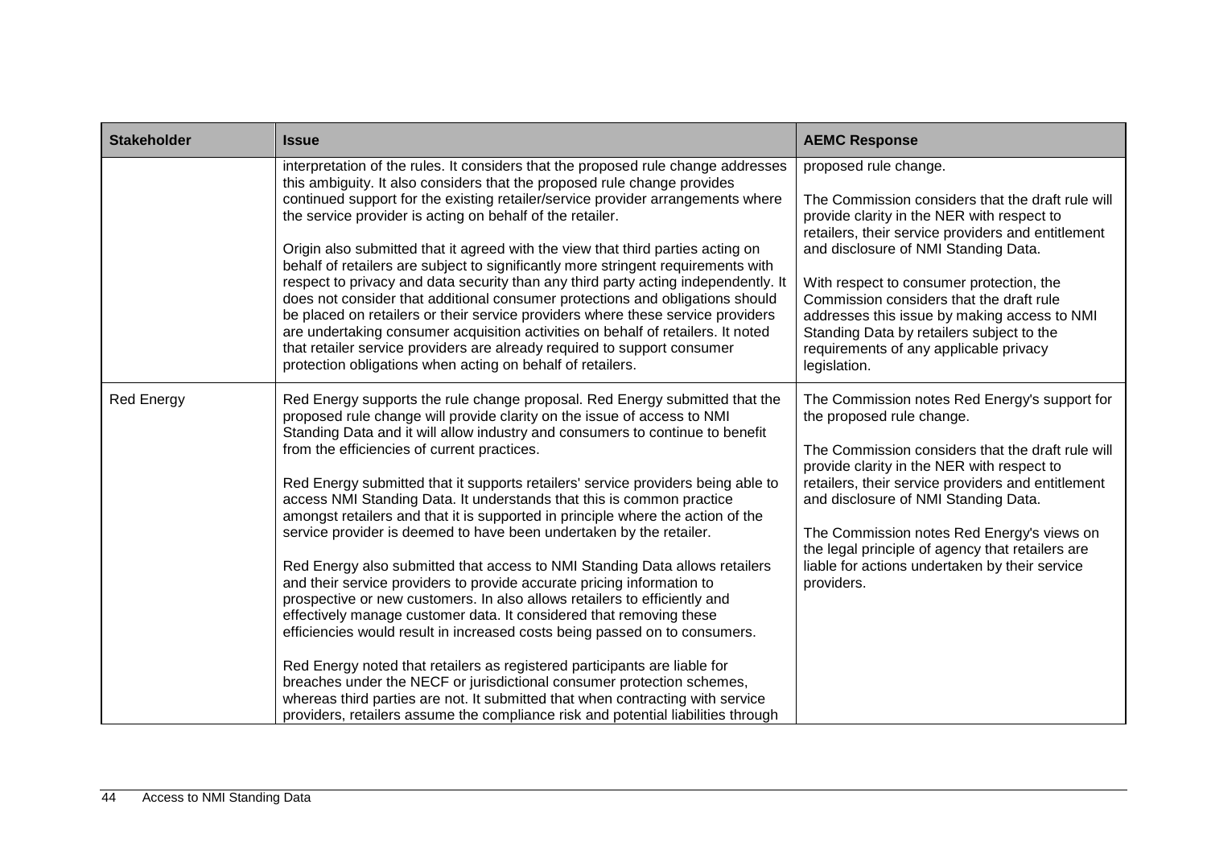| Stakeholder | Issue | AEMC Response |
| --- | --- | --- |
| | interpretation of the rules. It considers that the proposed rule change addresses this ambiguity. It also considers that the proposed rule change provides continued support for the existing retailer/service provider arrangements where the service provider is acting on behalf of the retailer.<br><br>Origin also submitted that it agreed with the view that third parties acting on behalf of retailers are subject to significantly more stringent requirements with respect to privacy and data security than any third party acting independently. It does not consider that additional consumer protections and obligations should be placed on retailers or their service providers where these service providers are undertaking consumer acquisition activities on behalf of retailers. It noted that retailer service providers are already required to support consumer protection obligations when acting on behalf of retailers. | proposed rule change.<br><br>The Commission considers that the draft rule will provide clarity in the NER with respect to retailers, their service providers and entitlement and disclosure of NMI Standing Data.<br><br>With respect to consumer protection, the Commission considers that the draft rule addresses this issue by making access to NMI Standing Data by retailers subject to the requirements of any applicable privacy legislation. |
| Red Energy | Red Energy supports the rule change proposal. Red Energy submitted that the proposed rule change will provide clarity on the issue of access to NMI Standing Data and it will allow industry and consumers to continue to benefit from the efficiencies of current practices.<br><br>Red Energy submitted that it supports retailers' service providers being able to access NMI Standing Data. It understands that this is common practice amongst retailers and that it is supported in principle where the action of the service provider is deemed to have been undertaken by the retailer.<br><br>Red Energy also submitted that access to NMI Standing Data allows retailers and their service providers to provide accurate pricing information to prospective or new customers. In also allows retailers to efficiently and effectively manage customer data. It considered that removing these efficiencies would result in increased costs being passed on to consumers.<br><br>Red Energy noted that retailers as registered participants are liable for breaches under the NECF or jurisdictional consumer protection schemes, whereas third parties are not. It submitted that when contracting with service providers, retailers assume the compliance risk and potential liabilities through | The Commission notes Red Energy's support for the proposed rule change.<br><br>The Commission considers that the draft rule will provide clarity in the NER with respect to retailers, their service providers and entitlement and disclosure of NMI Standing Data.<br><br>The Commission notes Red Energy's views on the legal principle of agency that retailers are liable for actions undertaken by their service providers. |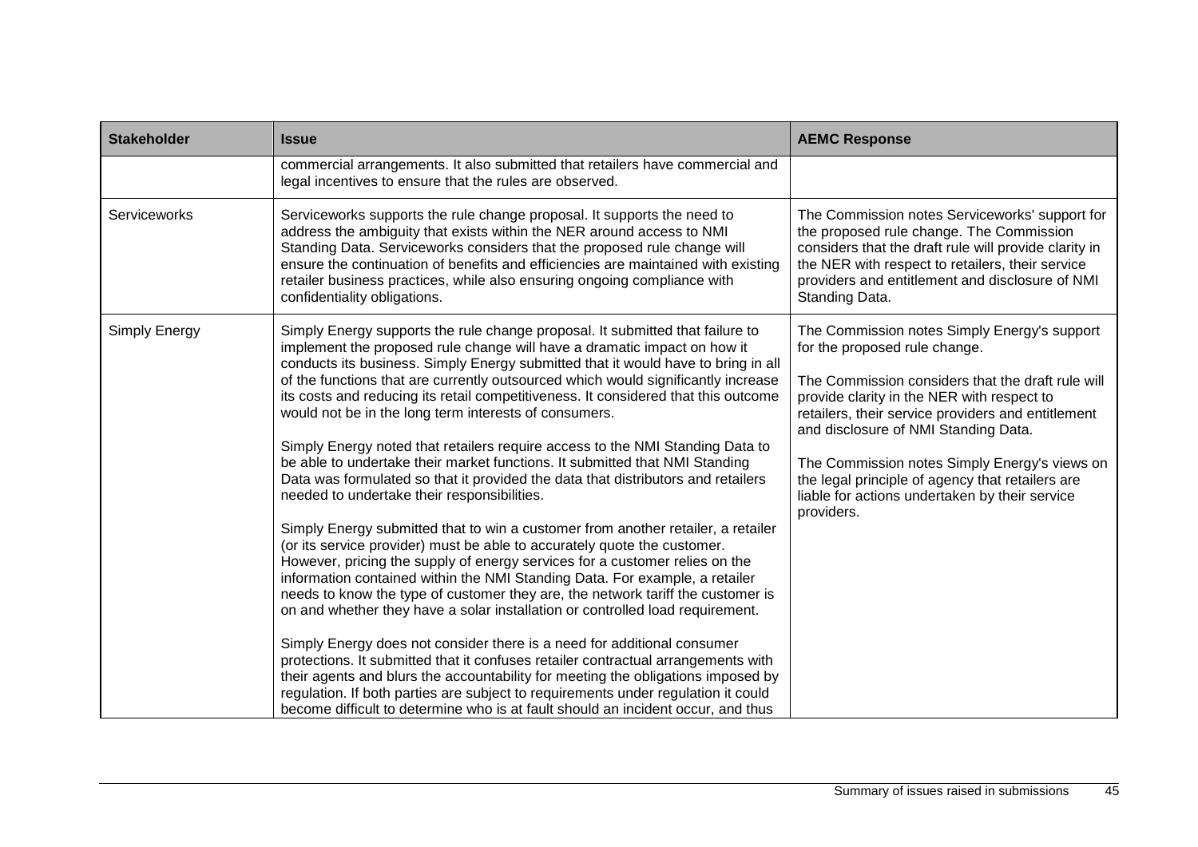| Stakeholder | Issue | AEMC Response |
|---|---|---|
| | commercial arrangements. It also submitted that retailers have commercial and legal incentives to ensure that the rules are observed. | |
| Serviceworks | Serviceworks supports the rule change proposal. It supports the need to address the ambiguity that exists within the NER around access to NMI Standing Data. Serviceworks considers that the proposed rule change will ensure the continuation of benefits and efficiencies are maintained with existing retailer business practices, while also ensuring ongoing compliance with confidentiality obligations. | The Commission notes Serviceworks' support for the proposed rule change. The Commission considers that the draft rule will provide clarity in the NER with respect to retailers, their service providers and entitlement and disclosure of NMI Standing Data. |
| Simply Energy | Simply Energy supports the rule change proposal. It submitted that failure to implement the proposed rule change will have a dramatic impact on how it conducts its business. Simply Energy submitted that it would have to bring in all of the functions that are currently outsourced which would significantly increase its costs and reducing its retail competitiveness. It considered that this outcome would not be in the long term interests of consumers.<br><br>Simply Energy noted that retailers require access to the NMI Standing Data to be able to undertake their market functions. It submitted that NMI Standing Data was formulated so that it provided the data that distributors and retailers needed to undertake their responsibilities.<br><br>Simply Energy submitted that to win a customer from another retailer, a retailer (or its service provider) must be able to accurately quote the customer. However, pricing the supply of energy services for a customer relies on the information contained within the NMI Standing Data. For example, a retailer needs to know the type of customer they are, the network tariff the customer is on and whether they have a solar installation or controlled load requirement.<br><br>Simply Energy does not consider there is a need for additional consumer protections. It submitted that it confuses retailer contractual arrangements with their agents and blurs the accountability for meeting the obligations imposed by regulation. If both parties are subject to requirements under regulation it could become difficult to determine who is at fault should an incident occur, and thus | The Commission notes Simply Energy's support for the proposed rule change.<br><br>The Commission considers that the draft rule will provide clarity in the NER with respect to retailers, their service providers and entitlement and disclosure of NMI Standing Data.<br><br>The Commission notes Simply Energy's views on the legal principle of agency that retailers are liable for actions undertaken by their service providers. |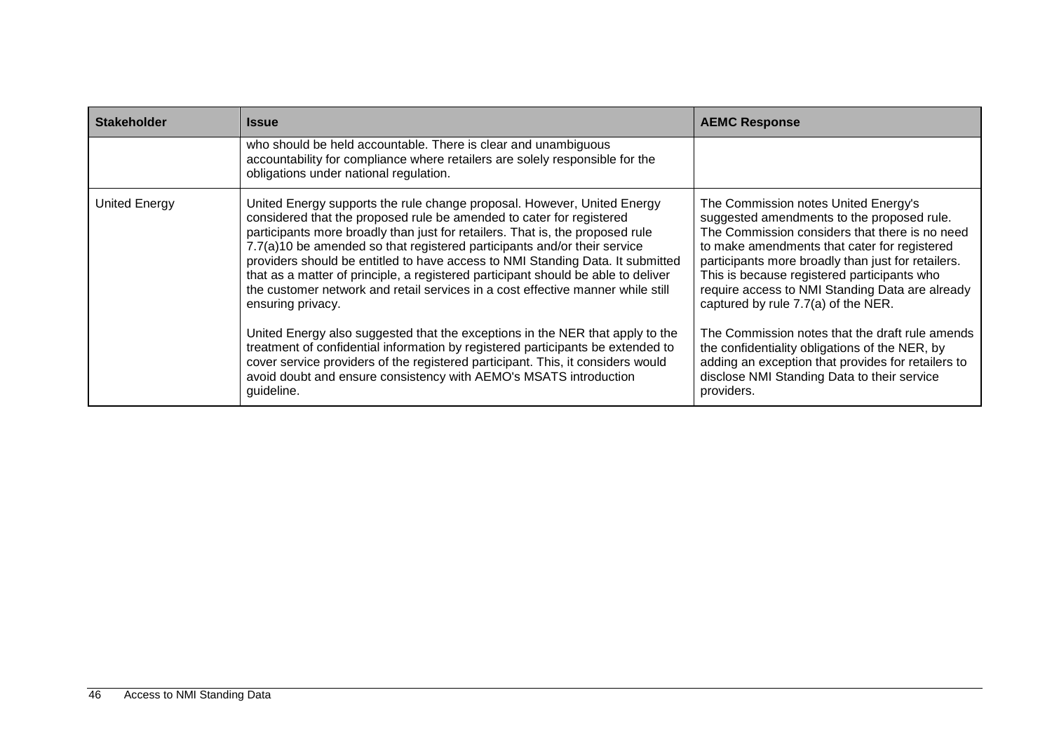| Stakeholder | Issue | AEMC Response |
|---|---|---|
| | who should be held accountable. There is clear and unambiguous accountability for compliance where retailers are solely responsible for the obligations under national regulation. | |
| United Energy | United Energy supports the rule change proposal. However, United Energy considered that the proposed rule be amended to cater for registered participants more broadly than just for retailers. That is, the proposed rule 7.7(a)10 be amended so that registered participants and/or their service providers should be entitled to have access to NMI Standing Data. It submitted that as a matter of principle, a registered participant should be able to deliver the customer network and retail services in a cost effective manner while still ensuring privacy.<br><br>United Energy also suggested that the exceptions in the NER that apply to the treatment of confidential information by registered participants be extended to cover service providers of the registered participant. This, it considers would avoid doubt and ensure consistency with AEMO's MSATS introduction guideline. | The Commission notes United Energy's suggested amendments to the proposed rule. The Commission considers that there is no need to make amendments that cater for registered participants more broadly than just for retailers. This is because registered participants who require access to NMI Standing Data are already captured by rule 7.7(a) of the NER.<br><br>The Commission notes that the draft rule amends the confidentiality obligations of the NER, by adding an exception that provides for retailers to disclose NMI Standing Data to their service providers. |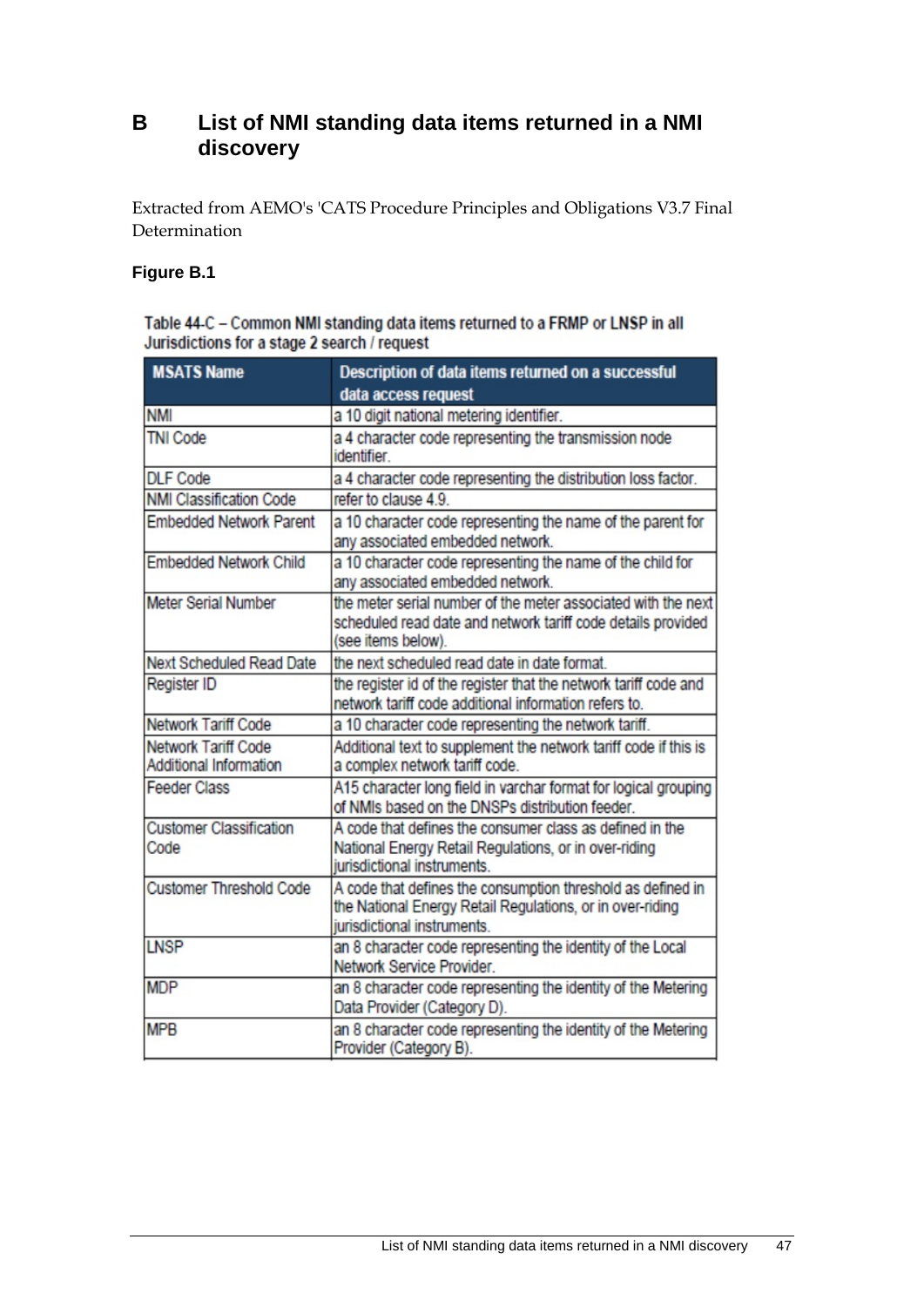# B List of NMI standing data items returned in a NMI discovery

Extracted from AEMO's 'CATS Procedure Principles and Obligations V3.7 Final Determination

**Figure B.1**

Table 44-C – Common NMI standing data items returned to a FRMP or LNSP in all Jurisdictions for a stage 2 search / request

| MSATS Name | Description of data items returned on a successful data access request |
|---|---|
| NMI | a 10 digit national metering identifier. |
| TNI Code | a 4 character code representing the transmission node identifier. |
| DLF Code | a 4 character code representing the distribution loss factor. |
| NMI Classification Code | refer to clause 4.9. |
| Embedded Network Parent | a 10 character code representing the name of the parent for any associated embedded network. |
| Embedded Network Child | a 10 character code representing the name of the child for any associated embedded network. |
| Meter Serial Number | the meter serial number of the meter associated with the next scheduled read date and network tariff code details provided (see items below). |
| Next Scheduled Read Date | the next scheduled read date in date format. |
| Register ID | the register id of the register that the network tariff code and network tariff code additional information refers to. |
| Network Tariff Code | a 10 character code representing the network tariff. |
| Network Tariff Code Additional Information | Additional text to supplement the network tariff code if this is a complex network tariff code. |
| Feeder Class | A15 character long field in varchar format for logical grouping of NMIs based on the DNSPs distribution feeder. |
| Customer Classification Code | A code that defines the consumer class as defined in the National Energy Retail Regulations, or in over-riding jurisdictional instruments. |
| Customer Threshold Code | A code that defines the consumption threshold as defined in the National Energy Retail Regulations, or in over-riding jurisdictional instruments. |
| LNSP | an 8 character code representing the identity of the Local Network Service Provider. |
| MDP | an 8 character code representing the identity of the Metering Data Provider (Category D). |
| MPB | an 8 character code representing the identity of the Metering Provider (Category B). |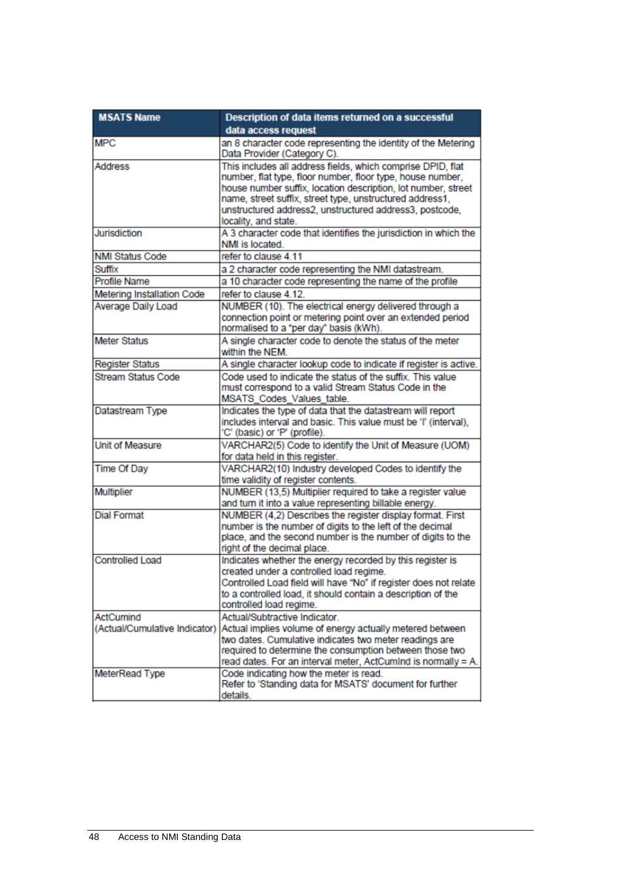| MSATS Name | Description of data items returned on a successful data access request |
|---|---|
| MPC | an 8 character code representing the identity of the Metering Data Provider (Category C). |
| Address | This includes all address fields, which comprise DPID, flat number, flat type, floor number, floor type, house number, house number suffix, location description, lot number, street name, street suffix, street type, unstructured address1, unstructured address2, unstructured address3, postcode, locality, and state. |
| Jurisdiction | A 3 character code that identifies the jurisdiction in which the NMI is located. |
| NMI Status Code | refer to clause 4.11 |
| Suffix | a 2 character code representing the NMI datastream. |
| Profile Name | a 10 character code representing the name of the profile |
| Metering Installation Code | refer to clause 4.12. |
| Average Daily Load | NUMBER (10). The electrical energy delivered through a connection point or metering point over an extended period normalised to a "per day" basis (kWh). |
| Meter Status | A single character code to denote the status of the meter within the NEM. |
| Register Status | A single character lookup code to indicate if register is active. |
| Stream Status Code | Code used to indicate the status of the suffix. This value must correspond to a valid Stream Status Code in the MSATS_Codes_Values_table. |
| Datastream Type | Indicates the type of data that the datastream will report includes interval and basic. This value must be 'I' (interval), 'C' (basic) or 'P' (profile). |
| Unit of Measure | VARCHAR2(5) Code to identify the Unit of Measure (UOM) for data held in this register. |
| Time Of Day | VARCHAR2(10) Industry developed Codes to identify the time validity of register contents. |
| Multiplier | NUMBER (13,5) Multiplier required to take a register value and turn it into a value representing billable energy. |
| Dial Format | NUMBER (4,2) Describes the register display format. First number is the number of digits to the left of the decimal place, and the second number is the number of digits to the right of the decimal place. |
| Controlled Load | Indicates whether the energy recorded by this register is created under a controlled load regime.<br>Controlled Load field will have "No" if register does not relate to a controlled load, it should contain a description of the controlled load regime. |
| ActCumind (Actual/Cumulative Indicator) | Actual/Subtractive Indicator.<br>Actual implies volume of energy actually metered between two dates. Cumulative indicates two meter readings are required to determine the consumption between those two read dates. For an interval meter, ActCumInd is normally = A. |
| MeterRead Type | Code indicating how the meter is read.<br>Refer to 'Standing data for MSATS' document for further details. |